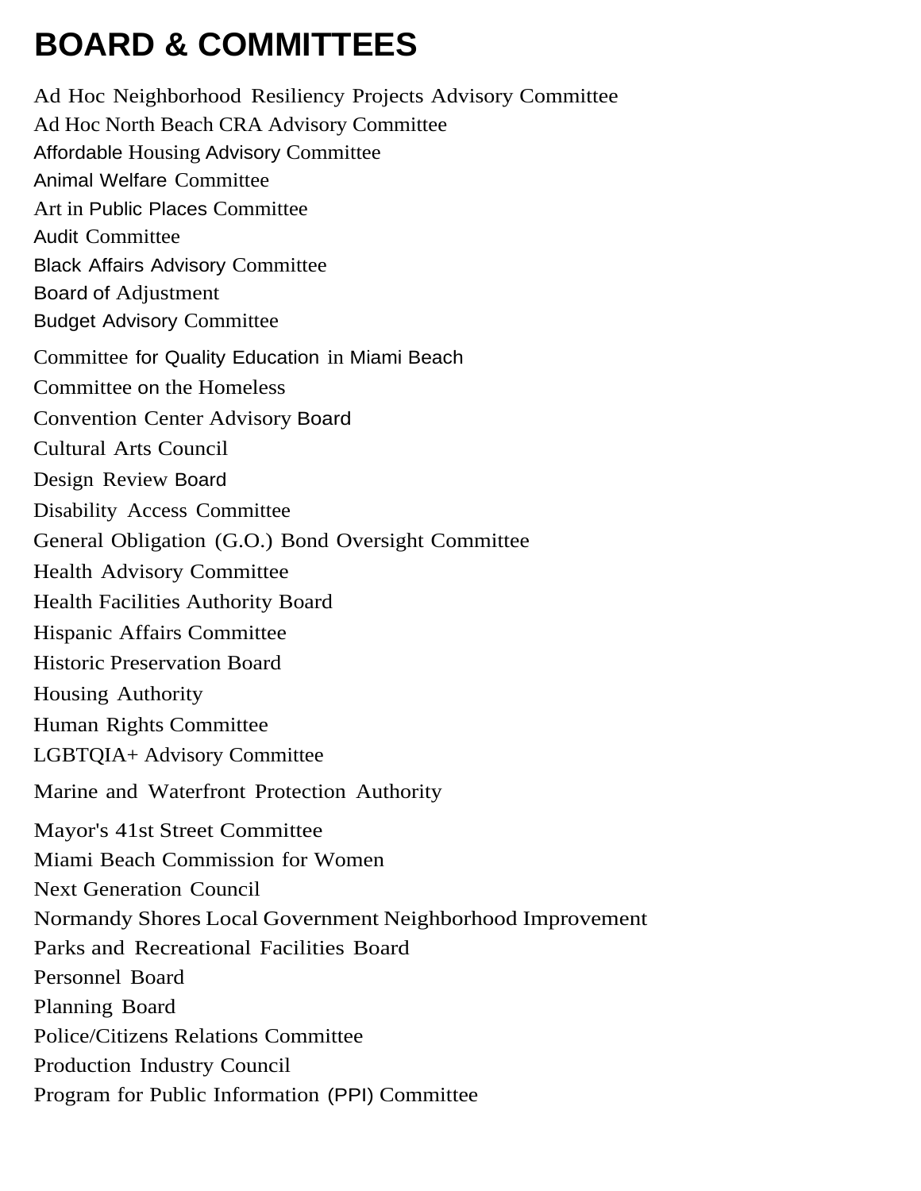# BOARD & COMMITTEES

Ad Hoc Neighborhood Resiliency Projects Advisory Committee
Ad Hoc North Beach CRA Advisory Committee
Affordable Housing Advisory Committee
Animal Welfare Committee
Art in Public Places Committee
Audit Committee
Black Affairs Advisory Committee
Board of Adjustment
Budget Advisory Committee
Committee for Quality Education in Miami Beach
Committee on the Homeless
Convention Center Advisory Board
Cultural Arts Council
Design Review Board
Disability Access Committee
General Obligation (G.O.) Bond Oversight Committee
Health Advisory Committee
Health Facilities Authority Board
Hispanic Affairs Committee
Historic Preservation Board
Housing Authority
Human Rights Committee
LGBTQIA+ Advisory Committee
Marine and Waterfront Protection Authority
Mayor's 41st Street Committee
Miami Beach Commission for Women
Next Generation Council
Normandy Shores Local Government Neighborhood Improvement
Parks and Recreational Facilities Board
Personnel Board
Planning Board
Police/Citizens Relations Committee
Production Industry Council
Program for Public Information (PPI) Committee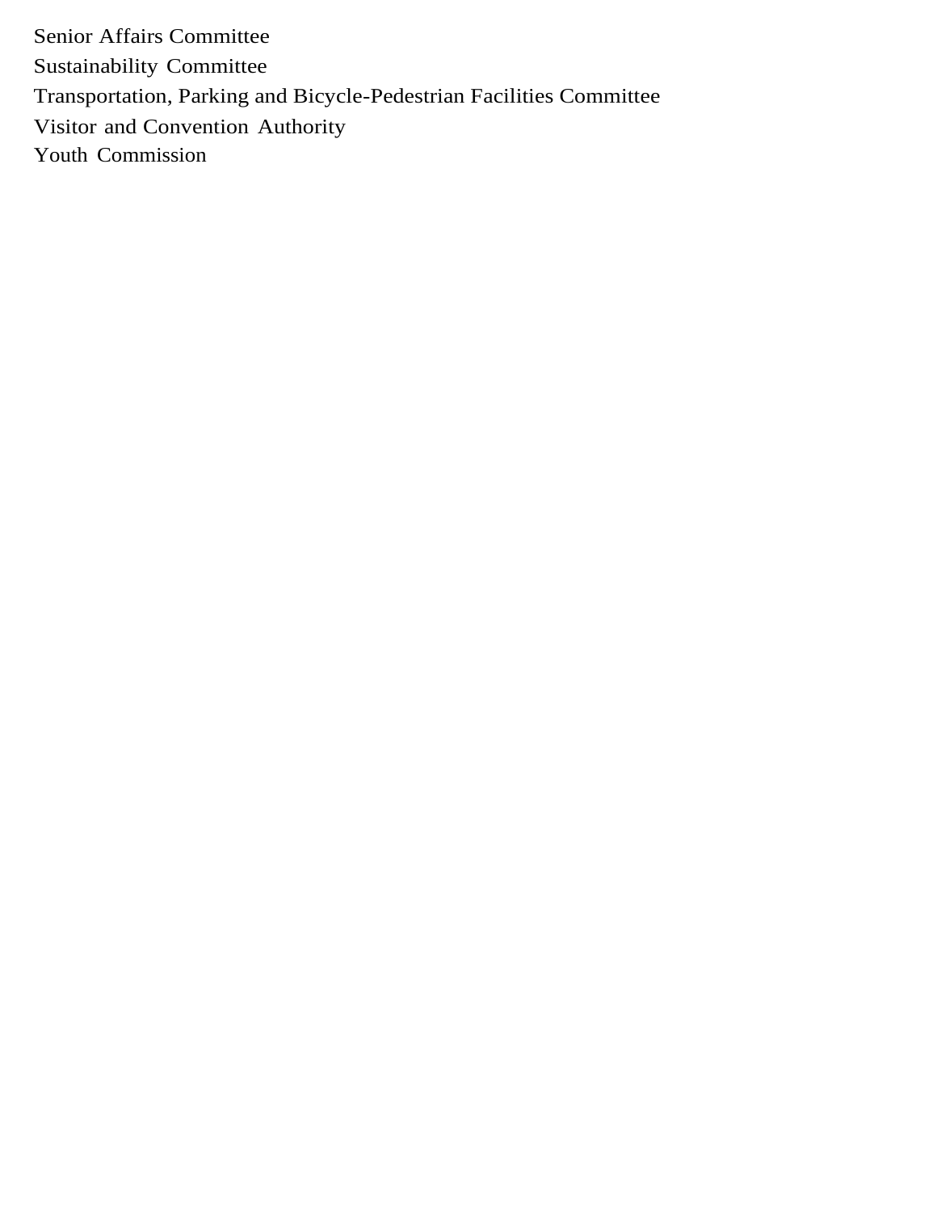Senior Affairs Committee
Sustainability Committee
Transportation, Parking and Bicycle-Pedestrian Facilities Committee
Visitor and Convention Authority
Youth Commission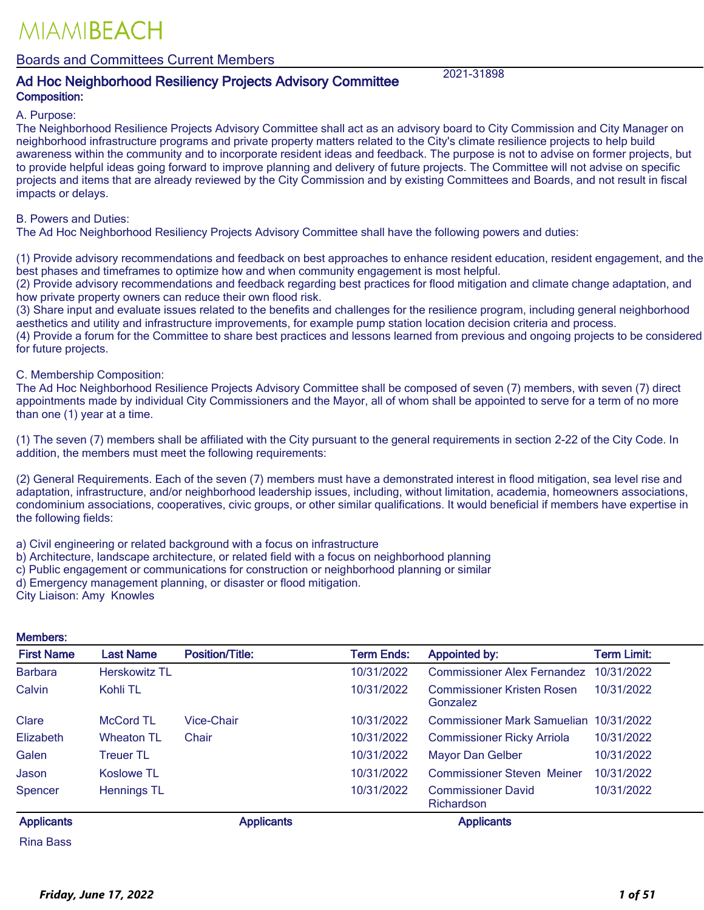# MIAMIBEACH

## Boards and Committees Current Members

### Ad Hoc Neighborhood Resiliency Projects Advisory Committee

2021-31898

**Composition:**

A. Purpose:
The Neighborhood Resilience Projects Advisory Committee shall act as an advisory board to City Commission and City Manager on neighborhood infrastructure programs and private property matters related to the City's climate resilience projects to help build awareness within the community and to incorporate resident ideas and feedback. The purpose is not to advise on former projects, but to provide helpful ideas going forward to improve planning and delivery of future projects. The Committee will not advise on specific projects and items that are already reviewed by the City Commission and by existing Committees and Boards, and not result in fiscal impacts or delays.

B. Powers and Duties:
The Ad Hoc Neighborhood Resiliency Projects Advisory Committee shall have the following powers and duties:

(1) Provide advisory recommendations and feedback on best approaches to enhance resident education, resident engagement, and the best phases and timeframes to optimize how and when community engagement is most helpful.
(2) Provide advisory recommendations and feedback regarding best practices for flood mitigation and climate change adaptation, and how private property owners can reduce their own flood risk.
(3) Share input and evaluate issues related to the benefits and challenges for the resilience program, including general neighborhood aesthetics and utility and infrastructure improvements, for example pump station location decision criteria and process.
(4) Provide a forum for the Committee to share best practices and lessons learned from previous and ongoing projects to be considered for future projects.

C. Membership Composition:
The Ad Hoc Neighborhood Resilience Projects Advisory Committee shall be composed of seven (7) members, with seven (7) direct appointments made by individual City Commissioners and the Mayor, all of whom shall be appointed to serve for a term of no more than one (1) year at a time.

(1) The seven (7) members shall be affiliated with the City pursuant to the general requirements in section 2-22 of the City Code. In addition, the members must meet the following requirements:

(2) General Requirements. Each of the seven (7) members must have a demonstrated interest in flood mitigation, sea level rise and adaptation, infrastructure, and/or neighborhood leadership issues, including, without limitation, academia, homeowners associations, condominium associations, cooperatives, civic groups, or other similar qualifications. It would beneficial if members have expertise in the following fields:

a) Civil engineering or related background with a focus on infrastructure
b) Architecture, landscape architecture, or related field with a focus on neighborhood planning
c) Public engagement or communications for construction or neighborhood planning or similar
d) Emergency management planning, or disaster or flood mitigation.

City Liaison: Amy Knowles

**Members:**

| First Name | Last Name | Position/Title: | Term Ends: | Appointed by: | Term Limit: |
|---|---|---|---|---|---|
| Barbara | Herskowitz TL | | 10/31/2022 | Commissioner Alex Fernandez | 10/31/2022 |
| Calvin | Kohli TL | | 10/31/2022 | Commissioner Kristen Rosen Gonzalez | 10/31/2022 |
| Clare | McCord TL | Vice-Chair | 10/31/2022 | Commissioner Mark Samuelian | 10/31/2022 |
| Elizabeth | Wheaton TL | Chair | 10/31/2022 | Commissioner Ricky Arriola | 10/31/2022 |
| Galen | Treuer TL | | 10/31/2022 | Mayor Dan Gelber | 10/31/2022 |
| Jason | Koslowe TL | | 10/31/2022 | Commissioner Steven Meiner | 10/31/2022 |
| Spencer | Hennings TL | | 10/31/2022 | Commissioner David Richardson | 10/31/2022 |

| Applicants | Applicants | Applicants |
|---|---|---|
| Rina Bass | | |

*Friday, June 17, 2022*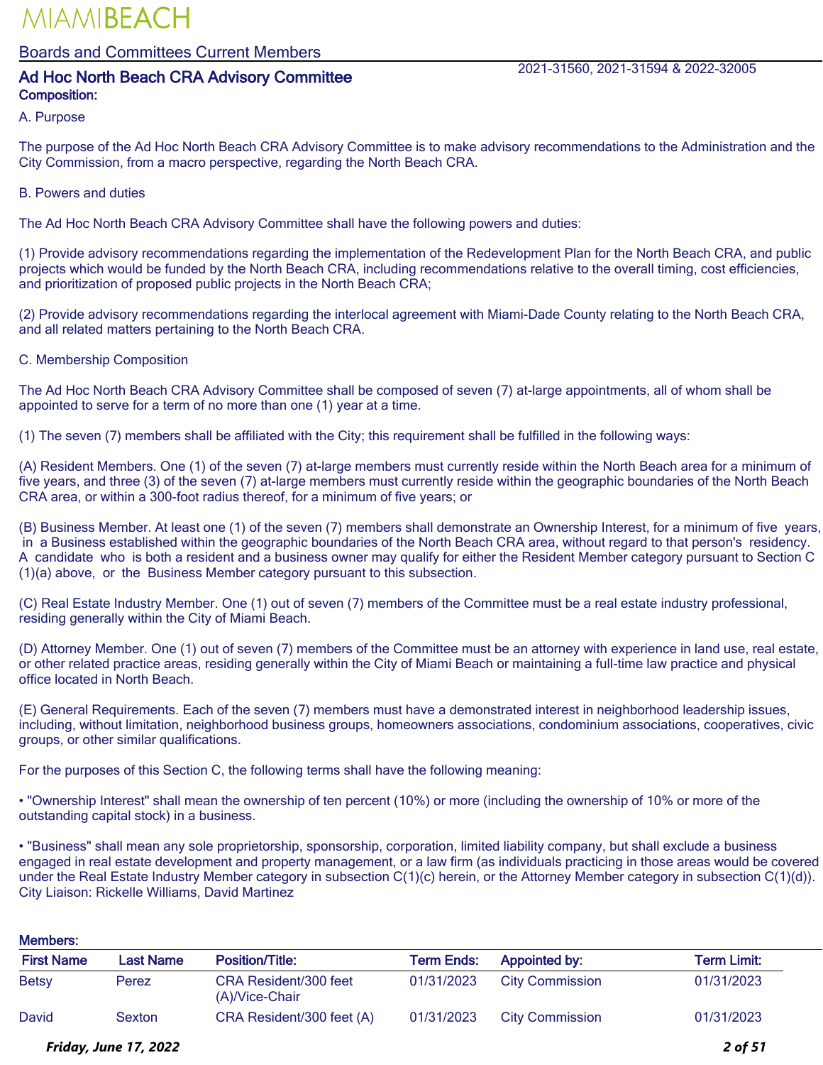# MIAMIBEACH

## Boards and Committees Current Members

## Ad Hoc North Beach CRA Advisory Committee

2021-31560, 2021-31594 & 2022-32005

**Composition:**

A. Purpose

The purpose of the Ad Hoc North Beach CRA Advisory Committee is to make advisory recommendations to the Administration and the City Commission, from a macro perspective, regarding the North Beach CRA.

B. Powers and duties

The Ad Hoc North Beach CRA Advisory Committee shall have the following powers and duties:

(1) Provide advisory recommendations regarding the implementation of the Redevelopment Plan for the North Beach CRA, and public projects which would be funded by the North Beach CRA, including recommendations relative to the overall timing, cost efficiencies, and prioritization of proposed public projects in the North Beach CRA;

(2) Provide advisory recommendations regarding the interlocal agreement with Miami-Dade County relating to the North Beach CRA, and all related matters pertaining to the North Beach CRA.

C. Membership Composition

The Ad Hoc North Beach CRA Advisory Committee shall be composed of seven (7) at-large appointments, all of whom shall be appointed to serve for a term of no more than one (1) year at a time.

(1) The seven (7) members shall be affiliated with the City; this requirement shall be fulfilled in the following ways:

(A) Resident Members. One (1) of the seven (7) at-large members must currently reside within the North Beach area for a minimum of five years, and three (3) of the seven (7) at-large members must currently reside within the geographic boundaries of the North Beach CRA area, or within a 300-foot radius thereof, for a minimum of five years; or

(B) Business Member. At least one (1) of the seven (7) members shall demonstrate an Ownership Interest, for a minimum of five years, in a Business established within the geographic boundaries of the North Beach CRA area, without regard to that person's residency. A candidate who is both a resident and a business owner may qualify for either the Resident Member category pursuant to Section C (1)(a) above, or the Business Member category pursuant to this subsection.

(C) Real Estate Industry Member. One (1) out of seven (7) members of the Committee must be a real estate industry professional, residing generally within the City of Miami Beach.

(D) Attorney Member. One (1) out of seven (7) members of the Committee must be an attorney with experience in land use, real estate, or other related practice areas, residing generally within the City of Miami Beach or maintaining a full-time law practice and physical office located in North Beach.

(E) General Requirements. Each of the seven (7) members must have a demonstrated interest in neighborhood leadership issues, including, without limitation, neighborhood business groups, homeowners associations, condominium associations, cooperatives, civic groups, or other similar qualifications.

For the purposes of this Section C, the following terms shall have the following meaning:

- "Ownership Interest" shall mean the ownership of ten percent (10%) or more (including the ownership of 10% or more of the outstanding capital stock) in a business.

- "Business" shall mean any sole proprietorship, sponsorship, corporation, limited liability company, but shall exclude a business engaged in real estate development and property management, or a law firm (as individuals practicing in those areas would be covered under the Real Estate Industry Member category in subsection C(1)(c) herein, or the Attorney Member category in subsection C(1)(d)).

City Liaison: Rickelle Williams, David Martinez

**Members:**

| First Name | Last Name | Position/Title: | Term Ends: | Appointed by: | Term Limit: |
|---|---|---|---|---|---|
| Betsy | Perez | CRA Resident/300 feet (A)/Vice-Chair | 01/31/2023 | City Commission | 01/31/2023 |
| David | Sexton | CRA Resident/300 feet (A) | 01/31/2023 | City Commission | 01/31/2023 |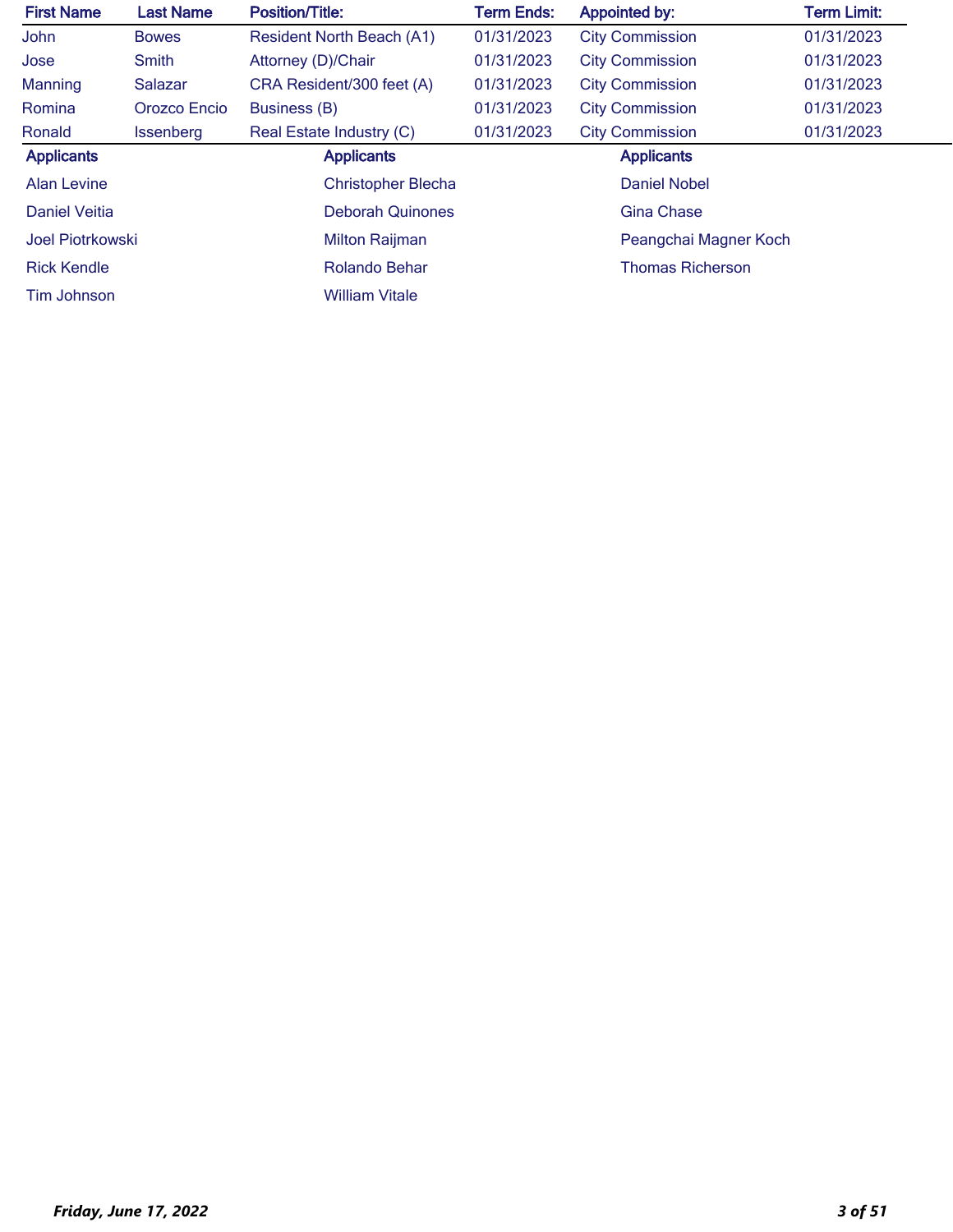| First Name | Last Name | Position/Title: | Term Ends: | Appointed by: | Term Limit: |
|---|---|---|---|---|---|
| John | Bowes | Resident North Beach (A1) | 01/31/2023 | City Commission | 01/31/2023 |
| Jose | Smith | Attorney (D)/Chair | 01/31/2023 | City Commission | 01/31/2023 |
| Manning | Salazar | CRA Resident/300 feet (A) | 01/31/2023 | City Commission | 01/31/2023 |
| Romina | Orozco Encio | Business (B) | 01/31/2023 | City Commission | 01/31/2023 |
| Ronald | Issenberg | Real Estate Industry (C) | 01/31/2023 | City Commission | 01/31/2023 |

| Applicants | Applicants | Applicants |
|---|---|---|
| Alan Levine | Christopher Blecha | Daniel Nobel |
| Daniel Veitia | Deborah Quinones | Gina Chase |
| Joel Piotrkowski | Milton Raijman | Peangchai Magner Koch |
| Rick Kendle | Rolando Behar | Thomas Richerson |
| Tim Johnson | William Vitale | |

*Friday, June 17, 2022*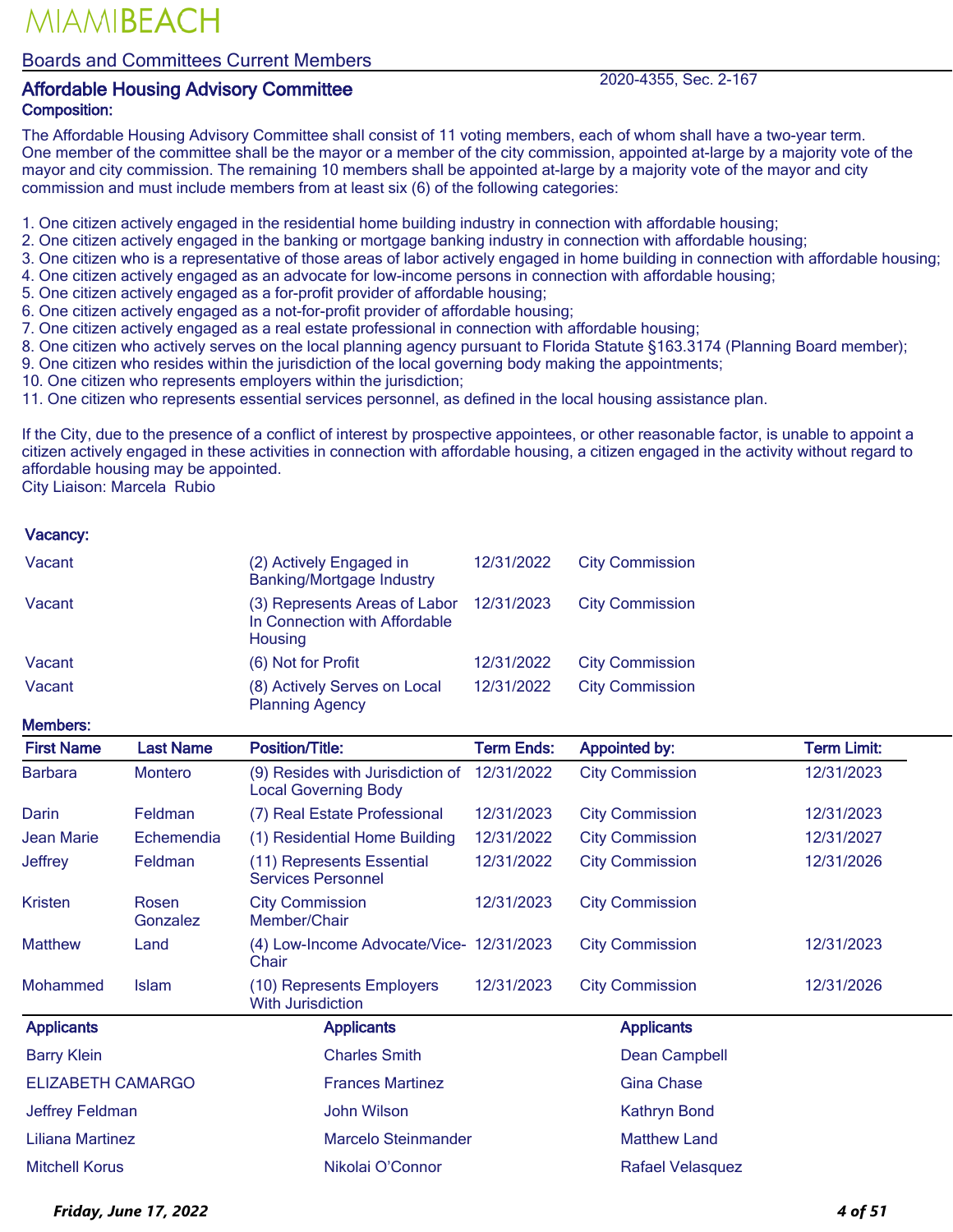# MIAMIBEACH

## Boards and Committees Current Members

### Affordable Housing Advisory Committee

2020-4355, Sec. 2-167

**Composition:**

The Affordable Housing Advisory Committee shall consist of 11 voting members, each of whom shall have a two-year term. One member of the committee shall be the mayor or a member of the city commission, appointed at-large by a majority vote of the mayor and city commission. The remaining 10 members shall be appointed at-large by a majority vote of the mayor and city commission and must include members from at least six (6) of the following categories:

1. One citizen actively engaged in the residential home building industry in connection with affordable housing;
2. One citizen actively engaged in the banking or mortgage banking industry in connection with affordable housing;
3. One citizen who is a representative of those areas of labor actively engaged in home building in connection with affordable housing;
4. One citizen actively engaged as an advocate for low-income persons in connection with affordable housing;
5. One citizen actively engaged as a for-profit provider of affordable housing;
6. One citizen actively engaged as a not-for-profit provider of affordable housing;
7. One citizen actively engaged as a real estate professional in connection with affordable housing;
8. One citizen who actively serves on the local planning agency pursuant to Florida Statute §163.3174 (Planning Board member);
9. One citizen who resides within the jurisdiction of the local governing body making the appointments;
10. One citizen who represents employers within the jurisdiction;
11. One citizen who represents essential services personnel, as defined in the local housing assistance plan.

If the City, due to the presence of a conflict of interest by prospective appointees, or other reasonable factor, is unable to appoint a citizen actively engaged in these activities in connection with affordable housing, a citizen engaged in the activity without regard to affordable housing may be appointed.

City Liaison: Marcela Rubio

**Vacancy:**

| | Position/Title | Term Ends | Appointed by |
|---|---|---|---|
| Vacant | (2) Actively Engaged in Banking/Mortgage Industry | 12/31/2022 | City Commission |
| Vacant | (3) Represents Areas of Labor In Connection with Affordable Housing | 12/31/2023 | City Commission |
| Vacant | (6) Not for Profit | 12/31/2022 | City Commission |
| Vacant | (8) Actively Serves on Local Planning Agency | 12/31/2022 | City Commission |

**Members:**

| First Name | Last Name | Position/Title: | Term Ends: | Appointed by: | Term Limit: |
|---|---|---|---|---|---|
| Barbara | Montero | (9) Resides with Jurisdiction of Local Governing Body | 12/31/2022 | City Commission | 12/31/2023 |
| Darin | Feldman | (7) Real Estate Professional | 12/31/2023 | City Commission | 12/31/2023 |
| Jean Marie | Echemendia | (1) Residential Home Building | 12/31/2022 | City Commission | 12/31/2027 |
| Jeffrey | Feldman | (11) Represents Essential Services Personnel | 12/31/2022 | City Commission | 12/31/2026 |
| Kristen | Rosen Gonzalez | City Commission Member/Chair | 12/31/2023 | City Commission | |
| Matthew | Land | (4) Low-Income Advocate/Vice-Chair | 12/31/2023 | City Commission | 12/31/2023 |
| Mohammed | Islam | (10) Represents Employers With Jurisdiction | 12/31/2023 | City Commission | 12/31/2026 |

| Applicants | Applicants | Applicants |
|---|---|---|
| Barry Klein | Charles Smith | Dean Campbell |
| ELIZABETH CAMARGO | Frances Martinez | Gina Chase |
| Jeffrey Feldman | John Wilson | Kathryn Bond |
| Liliana Martinez | Marcelo Steinmander | Matthew Land |
| Mitchell Korus | Nikolai O'Connor | Rafael Velasquez |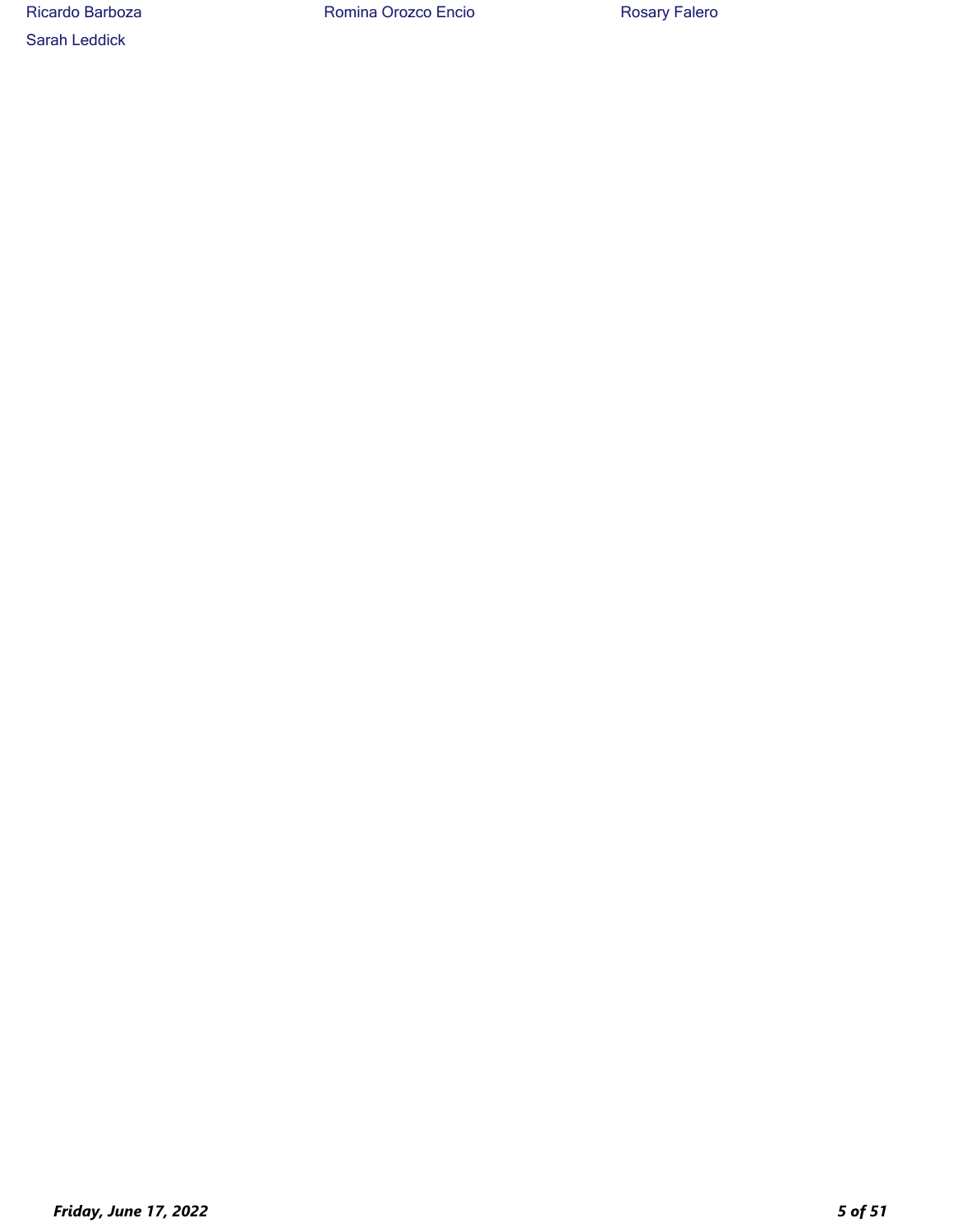Ricardo Barboza
Romina Orozco Encio
Rosary Falero
Sarah Leddick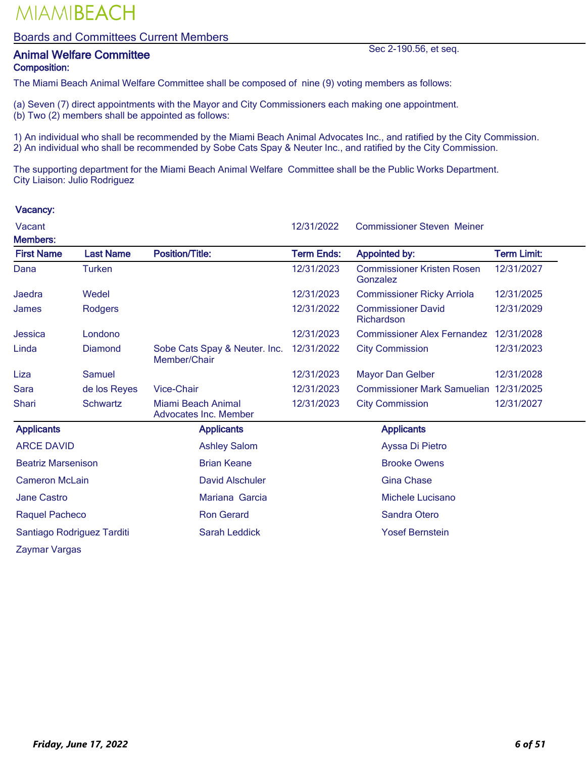MIAMIBEACH

## Boards and Committees Current Members

### Animal Welfare Committee

Sec 2-190.56, et seq.

**Composition:**

The Miami Beach Animal Welfare Committee shall be composed of nine (9) voting members as follows:

(a) Seven (7) direct appointments with the Mayor and City Commissioners each making one appointment.
(b) Two (2) members shall be appointed as follows:

1) An individual who shall be recommended by the Miami Beach Animal Advocates Inc., and ratified by the City Commission.
2) An individual who shall be recommended by Sobe Cats Spay & Neuter Inc., and ratified by the City Commission.

The supporting department for the Miami Beach Animal Welfare Committee shall be the Public Works Department.
City Liaison: Julio Rodriguez

**Vacancy:**

| | | |
|---|---|---|
| Vacant | 12/31/2022 | Commissioner Steven Meiner |

**Members:**

| First Name | Last Name | Position/Title: | Term Ends: | Appointed by: | Term Limit: |
|---|---|---|---|---|---|
| Dana | Turken | | 12/31/2023 | Commissioner Kristen Rosen Gonzalez | 12/31/2027 |
| Jaedra | Wedel | | 12/31/2023 | Commissioner Ricky Arriola | 12/31/2025 |
| James | Rodgers | | 12/31/2022 | Commissioner David Richardson | 12/31/2029 |
| Jessica | Londono | | 12/31/2023 | Commissioner Alex Fernandez | 12/31/2028 |
| Linda | Diamond | Sobe Cats Spay & Neuter. Inc. Member/Chair | 12/31/2022 | City Commission | 12/31/2023 |
| Liza | Samuel | | 12/31/2023 | Mayor Dan Gelber | 12/31/2028 |
| Sara | de los Reyes | Vice-Chair | 12/31/2023 | Commissioner Mark Samuelian | 12/31/2025 |
| Shari | Schwartz | Miami Beach Animal Advocates Inc. Member | 12/31/2023 | City Commission | 12/31/2027 |

| Applicants | Applicants | Applicants |
|---|---|---|
| ARCE DAVID | Ashley Salom | Ayssa Di Pietro |
| Beatriz Marsenison | Brian Keane | Brooke Owens |
| Cameron McLain | David Alschuler | Gina Chase |
| Jane Castro | Mariana Garcia | Michele Lucisano |
| Raquel Pacheco | Ron Gerard | Sandra Otero |
| Santiago Rodriguez Tarditi | Sarah Leddick | Yosef Bernstein |
| Zaymar Vargas | | |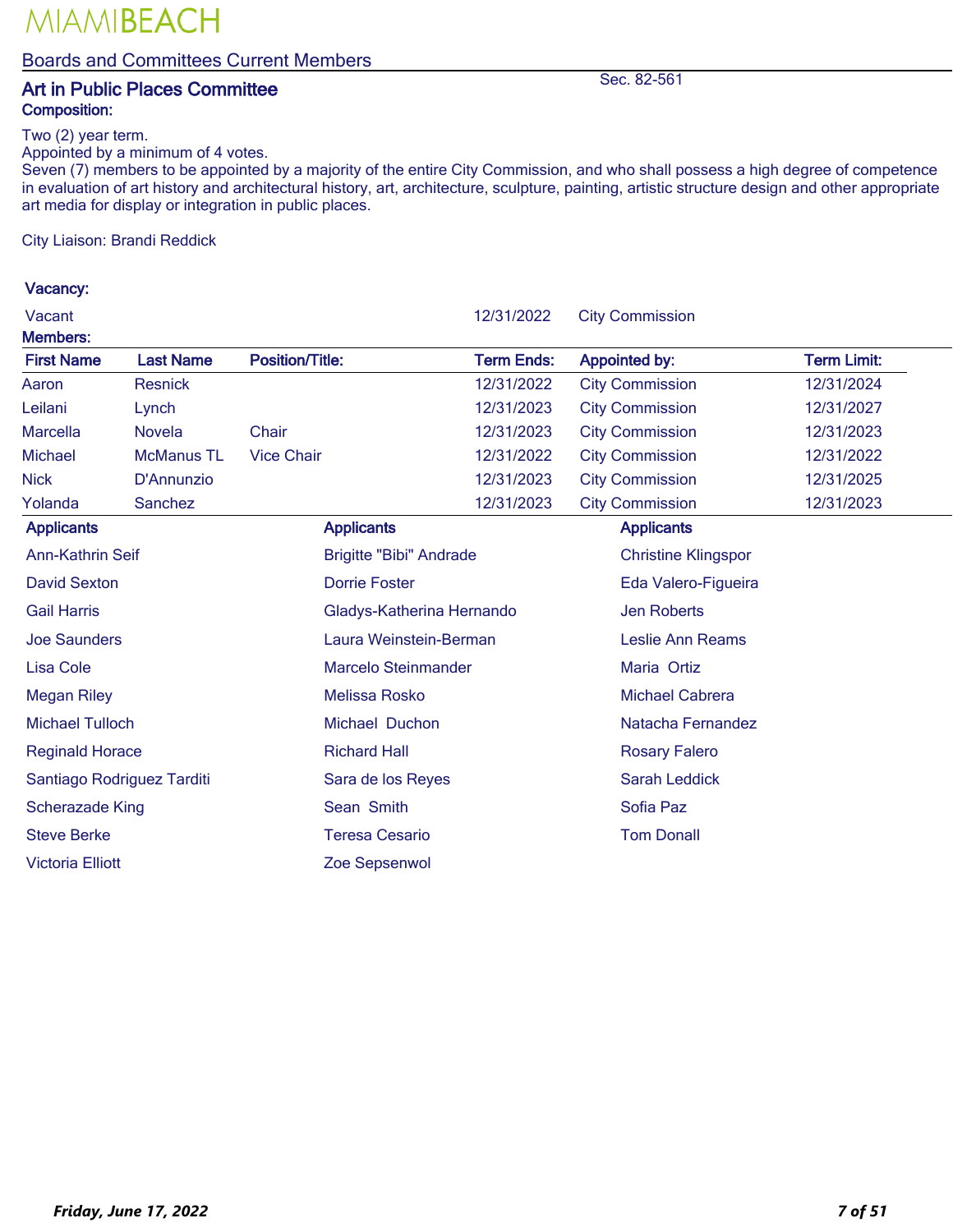MIAMIBEACH

Boards and Committees Current Members

## Art in Public Places Committee

Sec. 82-561

**Composition:**

Two (2) year term.
Appointed by a minimum of 4 votes.
Seven (7) members to be appointed by a majority of the entire City Commission, and who shall possess a high degree of competence in evaluation of art history and architectural history, art, architecture, sculpture, painting, artistic structure design and other appropriate art media for display or integration in public places.

City Liaison: Brandi Reddick

**Vacancy:**

| | Term Ends | Appointed by |
|---|---|---|
| Vacant | 12/31/2022 | City Commission |

**Members:**

| First Name | Last Name | Position/Title: | Term Ends: | Appointed by: | Term Limit: |
|---|---|---|---|---|---|
| Aaron | Resnick | | 12/31/2022 | City Commission | 12/31/2024 |
| Leilani | Lynch | | 12/31/2023 | City Commission | 12/31/2027 |
| Marcella | Novela | Chair | 12/31/2023 | City Commission | 12/31/2023 |
| Michael | McManus TL | Vice Chair | 12/31/2022 | City Commission | 12/31/2022 |
| Nick | D'Annunzio | | 12/31/2023 | City Commission | 12/31/2025 |
| Yolanda | Sanchez | | 12/31/2023 | City Commission | 12/31/2023 |

| Applicants | Applicants | Applicants |
|---|---|---|
| Ann-Kathrin Seif | Brigitte "Bibi" Andrade | Christine Klingspor |
| David Sexton | Dorrie Foster | Eda Valero-Figueira |
| Gail Harris | Gladys-Katherina Hernando | Jen Roberts |
| Joe Saunders | Laura Weinstein-Berman | Leslie Ann Reams |
| Lisa Cole | Marcelo Steinmander | Maria Ortiz |
| Megan Riley | Melissa Rosko | Michael Cabrera |
| Michael Tulloch | Michael Duchon | Natacha Fernandez |
| Reginald Horace | Richard Hall | Rosary Falero |
| Santiago Rodriguez Tarditi | Sara de los Reyes | Sarah Leddick |
| Scherazade King | Sean Smith | Sofia Paz |
| Steve Berke | Teresa Cesario | Tom Donall |
| Victoria Elliott | Zoe Sepsenwol | |

*Friday, June 17, 2022*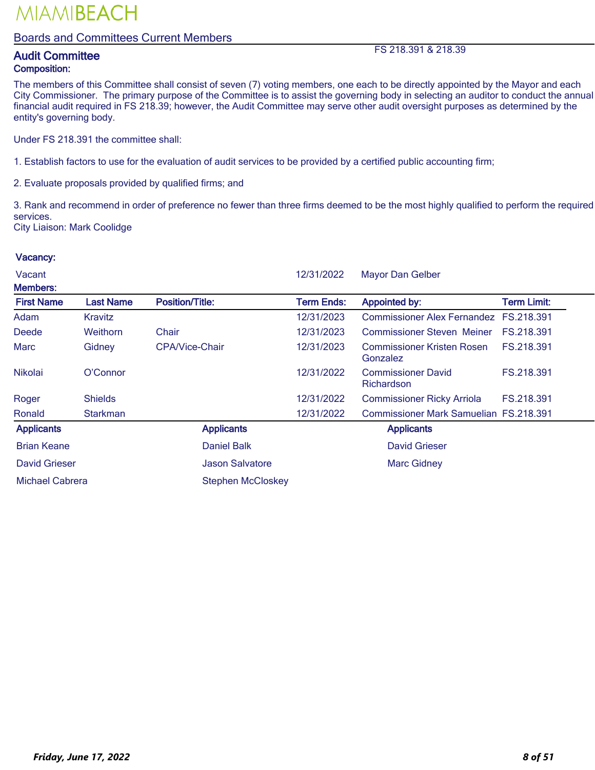# MIAMIBEACH

## Boards and Committees Current Members

### Audit Committee

FS 218.391 & 218.39

**Composition:**

The members of this Committee shall consist of seven (7) voting members, one each to be directly appointed by the Mayor and each City Commissioner. The primary purpose of the Committee is to assist the governing body in selecting an auditor to conduct the annual financial audit required in FS 218.39; however, the Audit Committee may serve other audit oversight purposes as determined by the entity's governing body.

Under FS 218.391 the committee shall:

1. Establish factors to use for the evaluation of audit services to be provided by a certified public accounting firm;

2. Evaluate proposals provided by qualified firms; and

3. Rank and recommend in order of preference no fewer than three firms deemed to be the most highly qualified to perform the required services.

City Liaison: Mark Coolidge

**Vacancy:**

| | Term Ends | Appointed by |
|---|---|---|
| Vacant | 12/31/2022 | Mayor Dan Gelber |

**Members:**

| First Name | Last Name | Position/Title: | Term Ends: | Appointed by: | Term Limit: |
|---|---|---|---|---|---|
| Adam | Kravitz | | 12/31/2023 | Commissioner Alex Fernandez | FS.218.391 |
| Deede | Weithorn | Chair | 12/31/2023 | Commissioner Steven Meiner | FS.218.391 |
| Marc | Gidney | CPA/Vice-Chair | 12/31/2023 | Commissioner Kristen Rosen Gonzalez | FS.218.391 |
| Nikolai | O'Connor | | 12/31/2022 | Commissioner David Richardson | FS.218.391 |
| Roger | Shields | | 12/31/2022 | Commissioner Ricky Arriola | FS.218.391 |
| Ronald | Starkman | | 12/31/2022 | Commissioner Mark Samuelian | FS.218.391 |

| Applicants | Applicants | Applicants |
|---|---|---|
| Brian Keane | Daniel Balk | David Grieser |
| David Grieser | Jason Salvatore | Marc Gidney |
| Michael Cabrera | Stephen McCloskey | |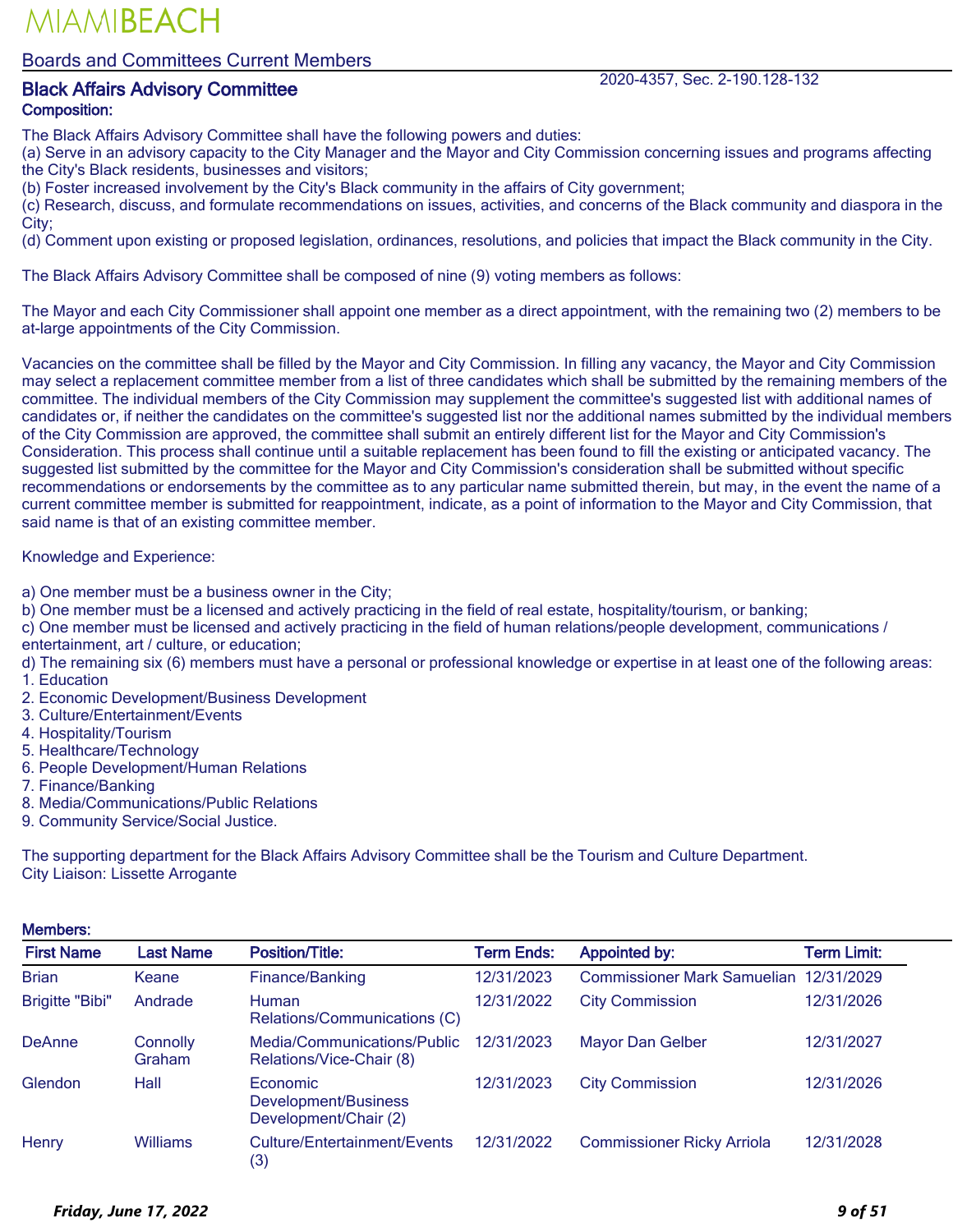# MIAMIBEACH

## Boards and Committees Current Members

### Black Affairs Advisory Committee

2020-4357, Sec. 2-190.128-132

**Composition:**

The Black Affairs Advisory Committee shall have the following powers and duties:
(a) Serve in an advisory capacity to the City Manager and the Mayor and City Commission concerning issues and programs affecting the City's Black residents, businesses and visitors;
(b) Foster increased involvement by the City's Black community in the affairs of City government;
(c) Research, discuss, and formulate recommendations on issues, activities, and concerns of the Black community and diaspora in the City;
(d) Comment upon existing or proposed legislation, ordinances, resolutions, and policies that impact the Black community in the City.

The Black Affairs Advisory Committee shall be composed of nine (9) voting members as follows:

The Mayor and each City Commissioner shall appoint one member as a direct appointment, with the remaining two (2) members to be at-large appointments of the City Commission.

Vacancies on the committee shall be filled by the Mayor and City Commission. In filling any vacancy, the Mayor and City Commission may select a replacement committee member from a list of three candidates which shall be submitted by the remaining members of the committee. The individual members of the City Commission may supplement the committee's suggested list with additional names of candidates or, if neither the candidates on the committee's suggested list nor the additional names submitted by the individual members of the City Commission are approved, the committee shall submit an entirely different list for the Mayor and City Commission's Consideration. This process shall continue until a suitable replacement has been found to fill the existing or anticipated vacancy. The suggested list submitted by the committee for the Mayor and City Commission's consideration shall be submitted without specific recommendations or endorsements by the committee as to any particular name submitted therein, but may, in the event the name of a current committee member is submitted for reappointment, indicate, as a point of information to the Mayor and City Commission, that said name is that of an existing committee member.

Knowledge and Experience:

a) One member must be a business owner in the City;
b) One member must be a licensed and actively practicing in the field of real estate, hospitality/tourism, or banking;
c) One member must be licensed and actively practicing in the field of human relations/people development, communications / entertainment, art / culture, or education;
d) The remaining six (6) members must have a personal or professional knowledge or expertise in at least one of the following areas:
1. Education
2. Economic Development/Business Development
3. Culture/Entertainment/Events
4. Hospitality/Tourism
5. Healthcare/Technology
6. People Development/Human Relations
7. Finance/Banking
8. Media/Communications/Public Relations
9. Community Service/Social Justice.

The supporting department for the Black Affairs Advisory Committee shall be the Tourism and Culture Department.
City Liaison: Lissette Arrogante

**Members:**

| First Name | Last Name | Position/Title: | Term Ends: | Appointed by: | Term Limit: |
|---|---|---|---|---|---|
| Brian | Keane | Finance/Banking | 12/31/2023 | Commissioner Mark Samuelian | 12/31/2029 |
| Brigitte "Bibi" | Andrade | Human Relations/Communications (C) | 12/31/2022 | City Commission | 12/31/2026 |
| DeAnne | Connolly Graham | Media/Communications/Public Relations/Vice-Chair (8) | 12/31/2023 | Mayor Dan Gelber | 12/31/2027 |
| Glendon | Hall | Economic Development/Business Development/Chair (2) | 12/31/2023 | City Commission | 12/31/2026 |
| Henry | Williams | Culture/Entertainment/Events (3) | 12/31/2022 | Commissioner Ricky Arriola | 12/31/2028 |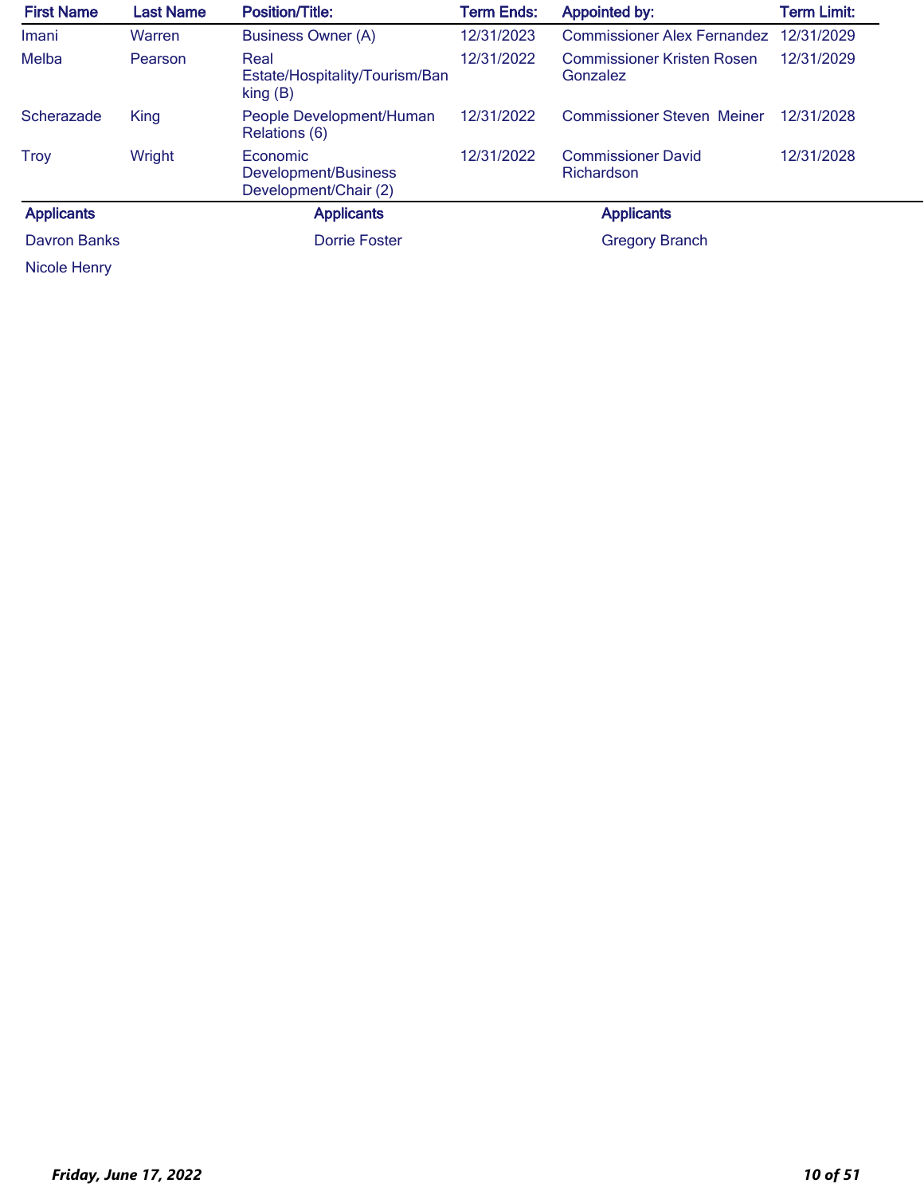| First Name | Last Name | Position/Title: | Term Ends: | Appointed by: | Term Limit: |
|---|---|---|---|---|---|
| Imani | Warren | Business Owner (A) | 12/31/2023 | Commissioner Alex Fernandez | 12/31/2029 |
| Melba | Pearson | Real Estate/Hospitality/Tourism/Banking (B) | 12/31/2022 | Commissioner Kristen Rosen Gonzalez | 12/31/2029 |
| Scherazade | King | People Development/Human Relations (6) | 12/31/2022 | Commissioner Steven Meiner | 12/31/2028 |
| Troy | Wright | Economic Development/Business Development/Chair (2) | 12/31/2022 | Commissioner David Richardson | 12/31/2028 |

| Applicants | Applicants | Applicants |
|---|---|---|
| Davron Banks | Dorrie Foster | Gregory Branch |
| Nicole Henry | | |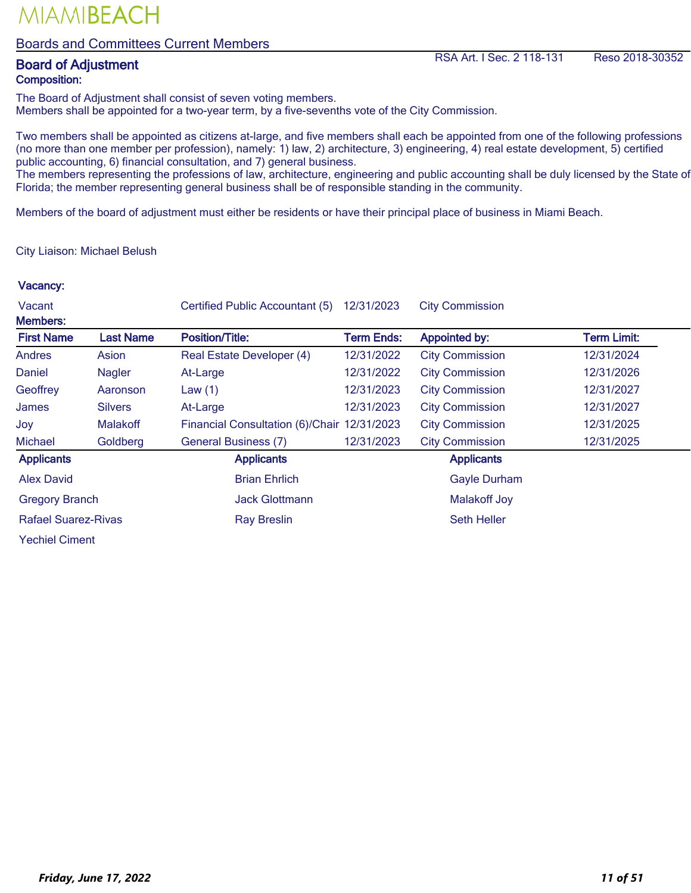MIAMIBEACH

Boards and Committees Current Members

## Board of Adjustment

RSA Art. I Sec. 2 118-131 Reso 2018-30352

**Composition:**

The Board of Adjustment shall consist of seven voting members.
Members shall be appointed for a two-year term, by a five-sevenths vote of the City Commission.

Two members shall be appointed as citizens at-large, and five members shall each be appointed from one of the following professions (no more than one member per profession), namely: 1) law, 2) architecture, 3) engineering, 4) real estate development, 5) certified public accounting, 6) financial consultation, and 7) general business.
The members representing the professions of law, architecture, engineering and public accounting shall be duly licensed by the State of Florida; the member representing general business shall be of responsible standing in the community.

Members of the board of adjustment must either be residents or have their principal place of business in Miami Beach.

City Liaison: Michael Belush

**Vacancy:**

| | Position/Title: | Term Ends: | Appointed by: |
|---|---|---|---|
| Vacant | Certified Public Accountant (5) | 12/31/2023 | City Commission |

**Members:**

| First Name | Last Name | Position/Title: | Term Ends: | Appointed by: | Term Limit: |
|---|---|---|---|---|---|
| Andres | Asion | Real Estate Developer (4) | 12/31/2022 | City Commission | 12/31/2024 |
| Daniel | Nagler | At-Large | 12/31/2022 | City Commission | 12/31/2026 |
| Geoffrey | Aaronson | Law (1) | 12/31/2023 | City Commission | 12/31/2027 |
| James | Silvers | At-Large | 12/31/2023 | City Commission | 12/31/2027 |
| Joy | Malakoff | Financial Consultation (6)/Chair | 12/31/2023 | City Commission | 12/31/2025 |
| Michael | Goldberg | General Business (7) | 12/31/2023 | City Commission | 12/31/2025 |

| Applicants | Applicants | Applicants |
|---|---|---|
| Alex David | Brian Ehrlich | Gayle Durham |
| Gregory Branch | Jack Glottmann | Malakoff Joy |
| Rafael Suarez-Rivas | Ray Breslin | Seth Heller |
| Yechiel Ciment | | |

*Friday, June 17, 2022*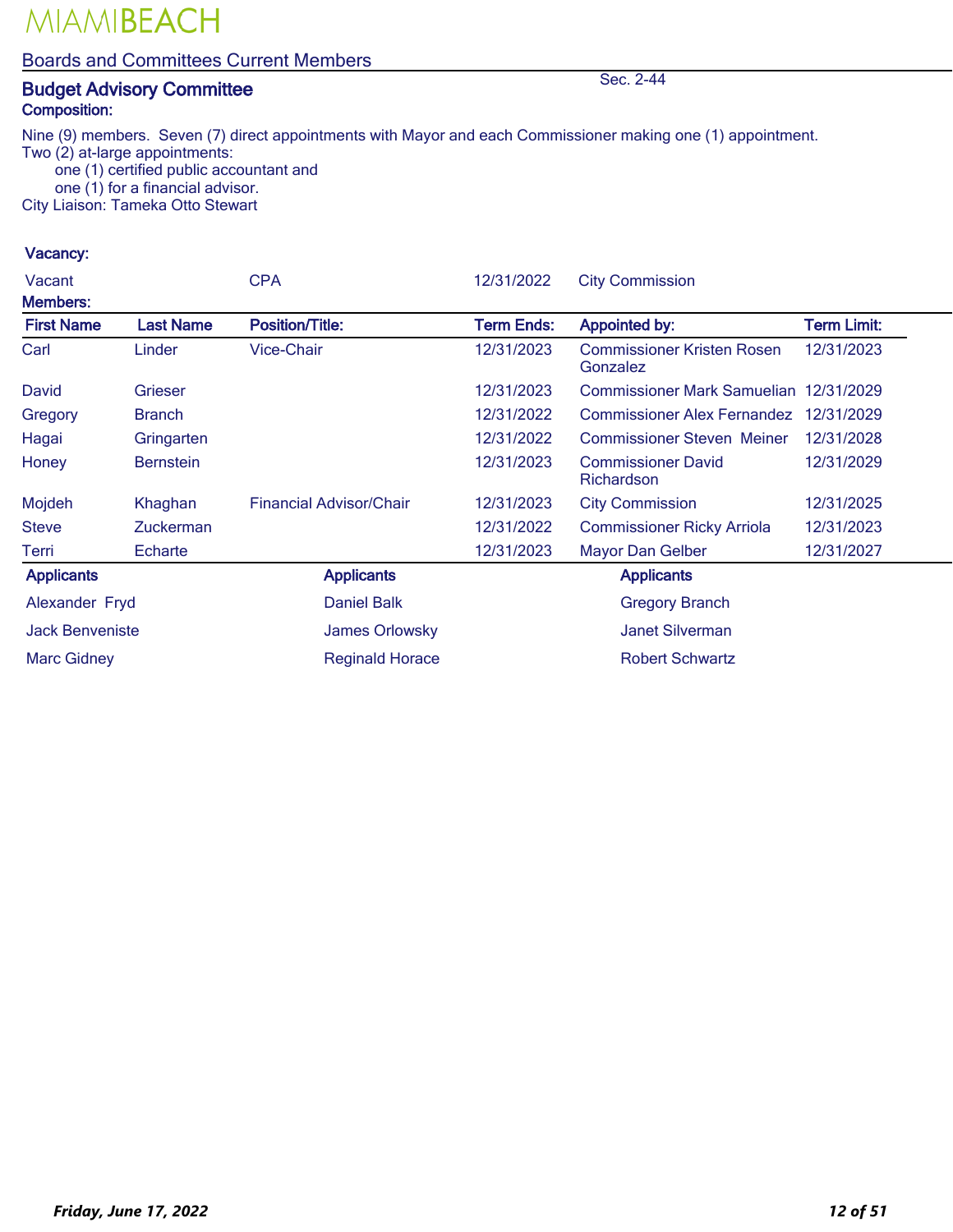MIAMIBEACH

Boards and Committees Current Members

## Budget Advisory Committee

Sec. 2-44

**Composition:**

Nine (9) members. Seven (7) direct appointments with Mayor and each Commissioner making one (1) appointment.
Two (2) at-large appointments:
one (1) certified public accountant and
one (1) for a financial advisor.
City Liaison: Tameka Otto Stewart

**Vacancy:**

| | | | |
|---|---|---|---|
| Vacant | CPA | 12/31/2022 | City Commission |

**Members:**

| First Name | Last Name | Position/Title: | Term Ends: | Appointed by: | Term Limit: |
|---|---|---|---|---|---|
| Carl | Linder | Vice-Chair | 12/31/2023 | Commissioner Kristen Rosen Gonzalez | 12/31/2023 |
| David | Grieser | | 12/31/2023 | Commissioner Mark Samuelian | 12/31/2029 |
| Gregory | Branch | | 12/31/2022 | Commissioner Alex Fernandez | 12/31/2029 |
| Hagai | Gringarten | | 12/31/2022 | Commissioner Steven Meiner | 12/31/2028 |
| Honey | Bernstein | | 12/31/2023 | Commissioner David Richardson | 12/31/2029 |
| Mojdeh | Khaghan | Financial Advisor/Chair | 12/31/2023 | City Commission | 12/31/2025 |
| Steve | Zuckerman | | 12/31/2022 | Commissioner Ricky Arriola | 12/31/2023 |
| Terri | Echarte | | 12/31/2023 | Mayor Dan Gelber | 12/31/2027 |

| Applicants | Applicants | Applicants |
|---|---|---|
| Alexander Fryd | Daniel Balk | Gregory Branch |
| Jack Benveniste | James Orlowsky | Janet Silverman |
| Marc Gidney | Reginald Horace | Robert Schwartz |

*Friday, June 17, 2022*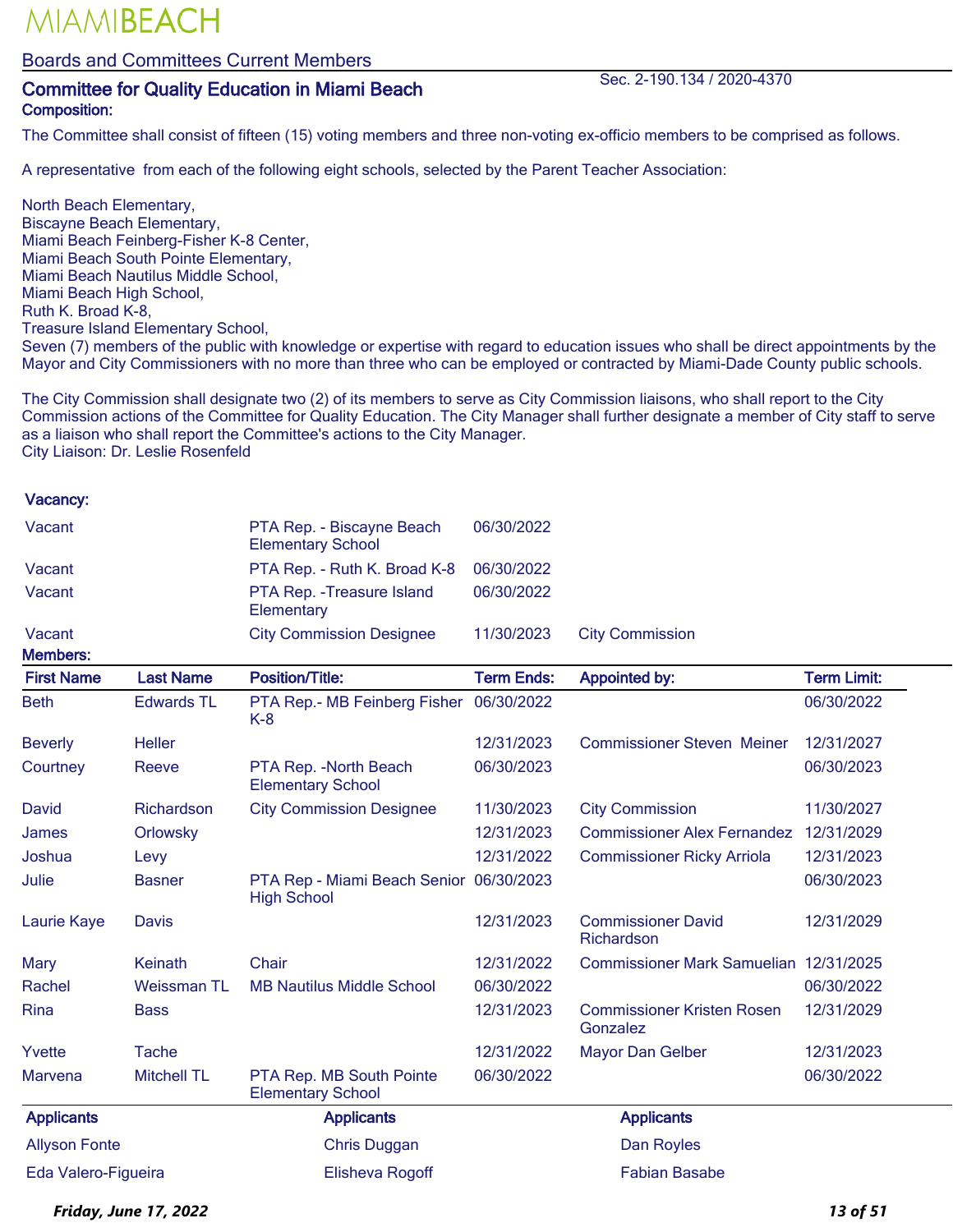MIAMIBEACH

## Boards and Committees Current Members

## Committee for Quality Education in Miami Beach

Sec. 2-190.134 / 2020-4370

**Composition:**

The Committee shall consist of fifteen (15) voting members and three non-voting ex-officio members to be comprised as follows.

A representative from each of the following eight schools, selected by the Parent Teacher Association:

North Beach Elementary,
Biscayne Beach Elementary,
Miami Beach Feinberg-Fisher K-8 Center,
Miami Beach South Pointe Elementary,
Miami Beach Nautilus Middle School,
Miami Beach High School,
Ruth K. Broad K-8,
Treasure Island Elementary School,
Seven (7) members of the public with knowledge or expertise with regard to education issues who shall be direct appointments by the Mayor and City Commissioners with no more than three who can be employed or contracted by Miami-Dade County public schools.

The City Commission shall designate two (2) of its members to serve as City Commission liaisons, who shall report to the City Commission actions of the Committee for Quality Education. The City Manager shall further designate a member of City staff to serve as a liaison who shall report the Committee's actions to the City Manager.
City Liaison: Dr. Leslie Rosenfeld

**Vacancy:**

| | | | |
|---|---|---|---|
| Vacant | PTA Rep. - Biscayne Beach Elementary School | 06/30/2022 | |
| Vacant | PTA Rep. - Ruth K. Broad K-8 | 06/30/2022 | |
| Vacant | PTA Rep. -Treasure Island Elementary | 06/30/2022 | |
| Vacant | City Commission Designee | 11/30/2023 | City Commission |

**Members:**

| First Name | Last Name | Position/Title: | Term Ends: | Appointed by: | Term Limit: |
|---|---|---|---|---|---|
| Beth | Edwards TL | PTA Rep.- MB Feinberg Fisher K-8 | 06/30/2022 | | 06/30/2022 |
| Beverly | Heller | | 12/31/2023 | Commissioner Steven Meiner | 12/31/2027 |
| Courtney | Reeve | PTA Rep. -North Beach Elementary School | 06/30/2023 | | 06/30/2023 |
| David | Richardson | City Commission Designee | 11/30/2023 | City Commission | 11/30/2027 |
| James | Orlowsky | | 12/31/2023 | Commissioner Alex Fernandez | 12/31/2029 |
| Joshua | Levy | | 12/31/2022 | Commissioner Ricky Arriola | 12/31/2023 |
| Julie | Basner | PTA Rep - Miami Beach Senior High School | 06/30/2023 | | 06/30/2023 |
| Laurie Kaye | Davis | | 12/31/2023 | Commissioner David Richardson | 12/31/2029 |
| Mary | Keinath | Chair | 12/31/2022 | Commissioner Mark Samuelian | 12/31/2025 |
| Rachel | Weissman TL | MB Nautilus Middle School | 06/30/2022 | | 06/30/2022 |
| Rina | Bass | | 12/31/2023 | Commissioner Kristen Rosen Gonzalez | 12/31/2029 |
| Yvette | Tache | | 12/31/2022 | Mayor Dan Gelber | 12/31/2023 |
| Marvena | Mitchell TL | PTA Rep. MB South Pointe Elementary School | 06/30/2022 | | 06/30/2022 |

| Applicants | Applicants | Applicants |
|---|---|---|
| Allyson Fonte | Chris Duggan | Dan Royles |
| Eda Valero-Figueira | Elisheva Rogoff | Fabian Basabe |

*Friday, June 17, 2022*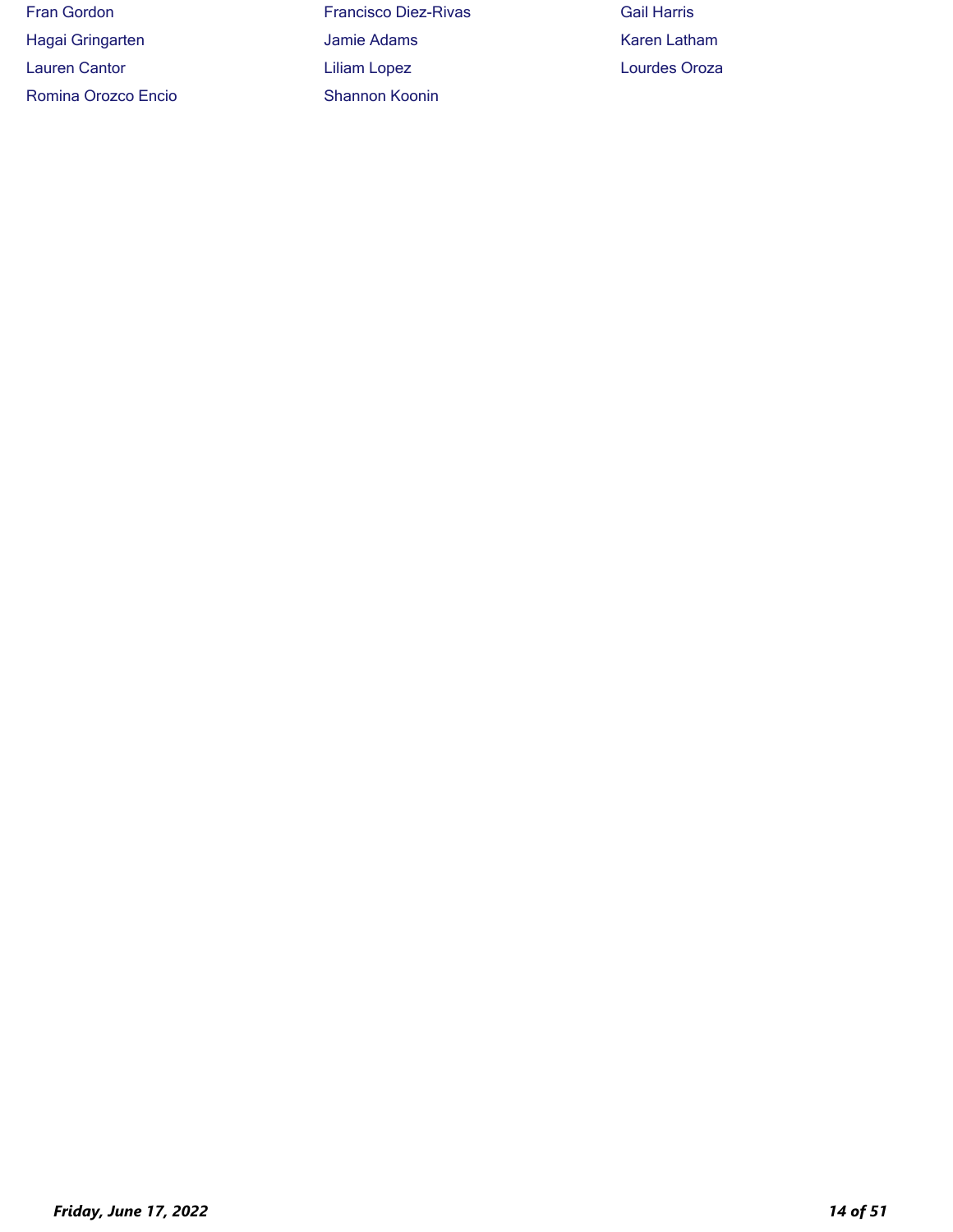Fran Gordon

Francisco Diez-Rivas

Gail Harris

Hagai Gringarten

Jamie Adams

Karen Latham

Lauren Cantor

Liliam Lopez

Lourdes Oroza

Romina Orozco Encio

Shannon Koonin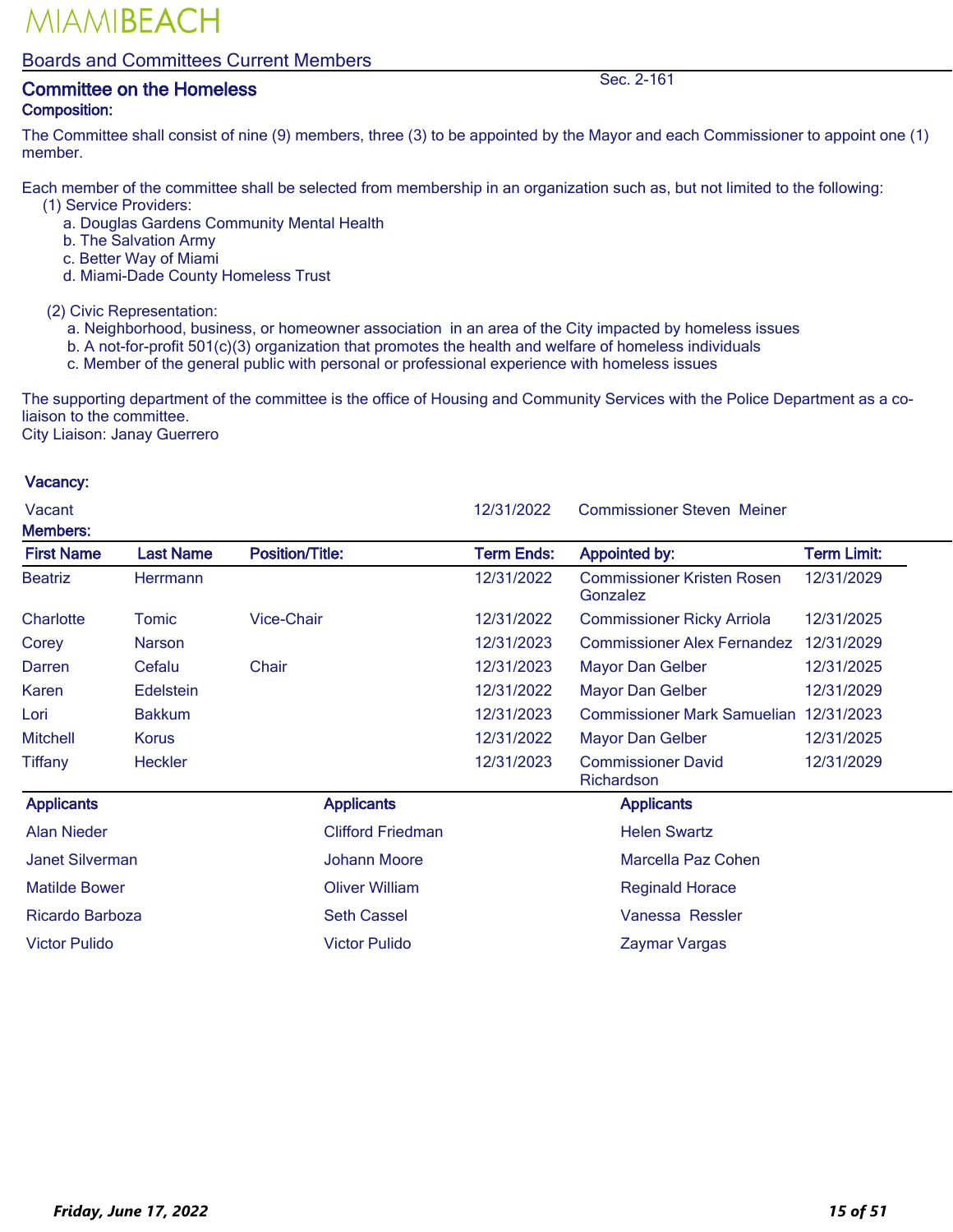# MIAMIBEACH

## Boards and Committees Current Members

## Committee on the Homeless

Sec. 2-161

**Composition:**

The Committee shall consist of nine (9) members, three (3) to be appointed by the Mayor and each Commissioner to appoint one (1) member.

Each member of the committee shall be selected from membership in an organization such as, but not limited to the following:

(1) Service Providers:
- a. Douglas Gardens Community Mental Health
- b. The Salvation Army
- c. Better Way of Miami
- d. Miami-Dade County Homeless Trust

(2) Civic Representation:
- a. Neighborhood, business, or homeowner association in an area of the City impacted by homeless issues
- b. A not-for-profit 501(c)(3) organization that promotes the health and welfare of homeless individuals
- c. Member of the general public with personal or professional experience with homeless issues

The supporting department of the committee is the office of Housing and Community Services with the Police Department as a co-liaison to the committee.
City Liaison: Janay Guerrero

**Vacancy:**

| | | |
|---|---|---|
| Vacant | 12/31/2022 | Commissioner Steven Meiner |

**Members:**

| First Name | Last Name | Position/Title: | Term Ends: | Appointed by: | Term Limit: |
|---|---|---|---|---|---|
| Beatriz | Herrmann | | 12/31/2022 | Commissioner Kristen Rosen Gonzalez | 12/31/2029 |
| Charlotte | Tomic | Vice-Chair | 12/31/2022 | Commissioner Ricky Arriola | 12/31/2025 |
| Corey | Narson | | 12/31/2023 | Commissioner Alex Fernandez | 12/31/2029 |
| Darren | Cefalu | Chair | 12/31/2023 | Mayor Dan Gelber | 12/31/2025 |
| Karen | Edelstein | | 12/31/2022 | Mayor Dan Gelber | 12/31/2029 |
| Lori | Bakkum | | 12/31/2023 | Commissioner Mark Samuelian | 12/31/2023 |
| Mitchell | Korus | | 12/31/2022 | Mayor Dan Gelber | 12/31/2025 |
| Tiffany | Heckler | | 12/31/2023 | Commissioner David Richardson | 12/31/2029 |

| Applicants | Applicants | Applicants |
|---|---|---|
| Alan Nieder | Clifford Friedman | Helen Swartz |
| Janet Silverman | Johann Moore | Marcella Paz Cohen |
| Matilde Bower | Oliver William | Reginald Horace |
| Ricardo Barboza | Seth Cassel | Vanessa Ressler |
| Victor Pulido | Victor Pulido | Zaymar Vargas |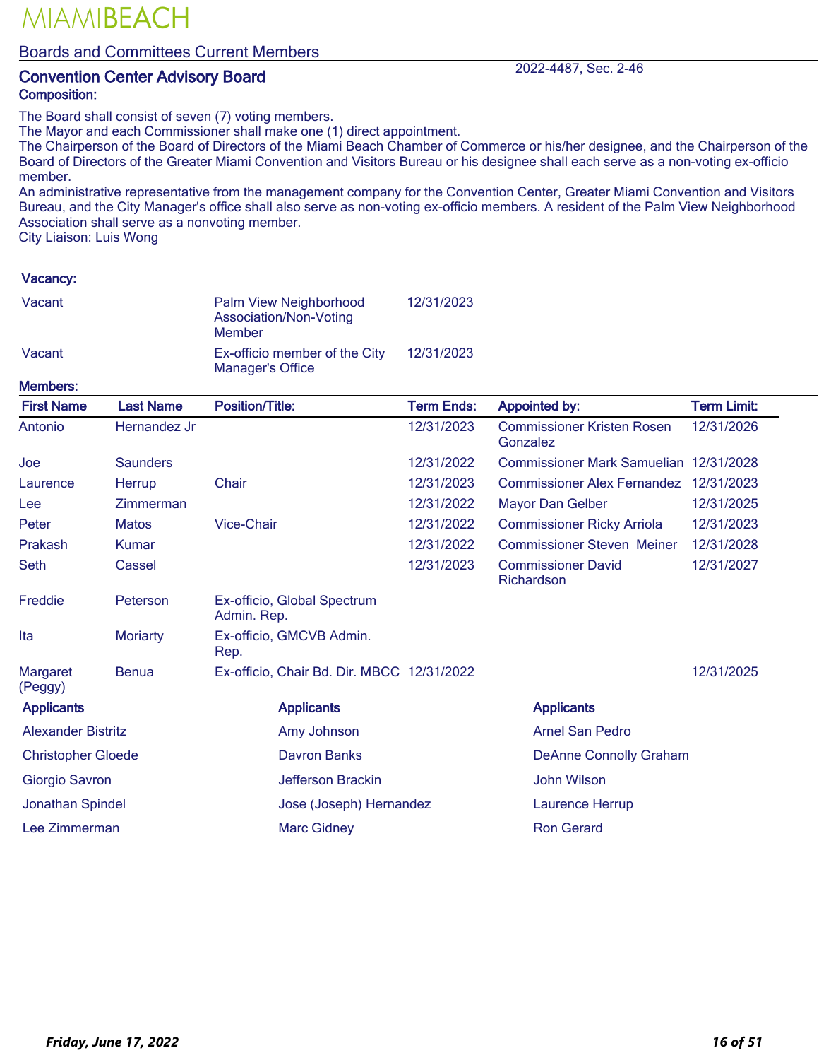MIAMIBEACH

## Boards and Committees Current Members

### Convention Center Advisory Board

2022-4487, Sec. 2-46

**Composition:**

The Board shall consist of seven (7) voting members.
The Mayor and each Commissioner shall make one (1) direct appointment.
The Chairperson of the Board of Directors of the Miami Beach Chamber of Commerce or his/her designee, and the Chairperson of the Board of Directors of the Greater Miami Convention and Visitors Bureau or his designee shall each serve as a non-voting ex-officio member.
An administrative representative from the management company for the Convention Center, Greater Miami Convention and Visitors Bureau, and the City Manager's office shall also serve as non-voting ex-officio members. A resident of the Palm View Neighborhood Association shall serve as a nonvoting member.
City Liaison: Luis Wong

**Vacancy:**

| | | |
|---|---|---|
| Vacant | Palm View Neighborhood Association/Non-Voting Member | 12/31/2023 |
| Vacant | Ex-officio member of the City Manager's Office | 12/31/2023 |

**Members:**

| First Name | Last Name | Position/Title: | Term Ends: | Appointed by: | Term Limit: |
|---|---|---|---|---|---|
| Antonio | Hernandez Jr | | 12/31/2023 | Commissioner Kristen Rosen Gonzalez | 12/31/2026 |
| Joe | Saunders | | 12/31/2022 | Commissioner Mark Samuelian | 12/31/2028 |
| Laurence | Herrup | Chair | 12/31/2023 | Commissioner Alex Fernandez | 12/31/2023 |
| Lee | Zimmerman | | 12/31/2022 | Mayor Dan Gelber | 12/31/2025 |
| Peter | Matos | Vice-Chair | 12/31/2022 | Commissioner Ricky Arriola | 12/31/2023 |
| Prakash | Kumar | | 12/31/2022 | Commissioner Steven Meiner | 12/31/2028 |
| Seth | Cassel | | 12/31/2023 | Commissioner David Richardson | 12/31/2027 |
| Freddie | Peterson | Ex-officio, Global Spectrum Admin. Rep. | | | |
| Ita | Moriarty | Ex-officio, GMCVB Admin. Rep. | | | |
| Margaret (Peggy) | Benua | Ex-officio, Chair Bd. Dir. MBCC | 12/31/2022 | | 12/31/2025 |

| Applicants | Applicants | Applicants |
|---|---|---|
| Alexander Bistritz | Amy Johnson | Arnel San Pedro |
| Christopher Gloede | Davron Banks | DeAnne Connolly Graham |
| Giorgio Savron | Jefferson Brackin | John Wilson |
| Jonathan Spindel | Jose (Joseph) Hernandez | Laurence Herrup |
| Lee Zimmerman | Marc Gidney | Ron Gerard |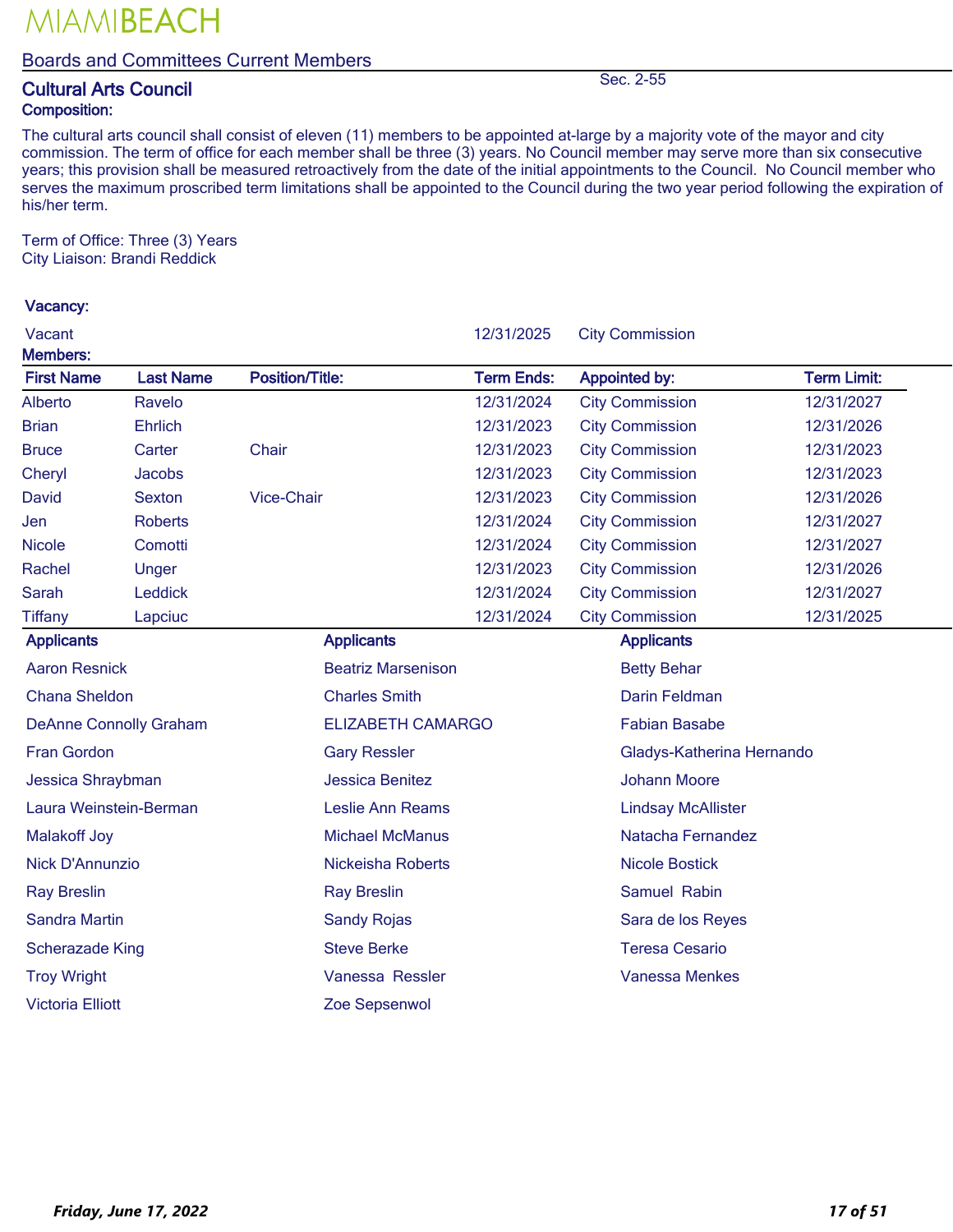MIAMIBEACH

## Boards and Committees Current Members

### Cultural Arts Council

Sec. 2-55

**Composition:**

The cultural arts council shall consist of eleven (11) members to be appointed at-large by a majority vote of the mayor and city commission. The term of office for each member shall be three (3) years. No Council member may serve more than six consecutive years; this provision shall be measured retroactively from the date of the initial appointments to the Council. No Council member who serves the maximum proscribed term limitations shall be appointed to the Council during the two year period following the expiration of his/her term.

Term of Office: Three (3) Years
City Liaison: Brandi Reddick

**Vacancy:**

| | | |
|---|---|---|
| Vacant | 12/31/2025 | City Commission |

**Members:**

| First Name | Last Name | Position/Title: | Term Ends: | Appointed by: | Term Limit: |
|---|---|---|---|---|---|
| Alberto | Ravelo | | 12/31/2024 | City Commission | 12/31/2027 |
| Brian | Ehrlich | | 12/31/2023 | City Commission | 12/31/2026 |
| Bruce | Carter | Chair | 12/31/2023 | City Commission | 12/31/2023 |
| Cheryl | Jacobs | | 12/31/2023 | City Commission | 12/31/2023 |
| David | Sexton | Vice-Chair | 12/31/2023 | City Commission | 12/31/2026 |
| Jen | Roberts | | 12/31/2024 | City Commission | 12/31/2027 |
| Nicole | Comotti | | 12/31/2024 | City Commission | 12/31/2027 |
| Rachel | Unger | | 12/31/2023 | City Commission | 12/31/2026 |
| Sarah | Leddick | | 12/31/2024 | City Commission | 12/31/2027 |
| Tiffany | Lapciuc | | 12/31/2024 | City Commission | 12/31/2025 |

| Applicants | Applicants | Applicants |
|---|---|---|
| Aaron Resnick | Beatriz Marsenison | Betty Behar |
| Chana Sheldon | Charles Smith | Darin Feldman |
| DeAnne Connolly Graham | ELIZABETH CAMARGO | Fabian Basabe |
| Fran Gordon | Gary Ressler | Gladys-Katherina Hernando |
| Jessica Shraybman | Jessica Benitez | Johann Moore |
| Laura Weinstein-Berman | Leslie Ann Reams | Lindsay McAllister |
| Malakoff Joy | Michael McManus | Natacha Fernandez |
| Nick D'Annunzio | Nickeisha Roberts | Nicole Bostick |
| Ray Breslin | Ray Breslin | Samuel Rabin |
| Sandra Martin | Sandy Rojas | Sara de los Reyes |
| Scherazade King | Steve Berke | Teresa Cesario |
| Troy Wright | Vanessa Ressler | Vanessa Menkes |
| Victoria Elliott | Zoe Sepsenwol | |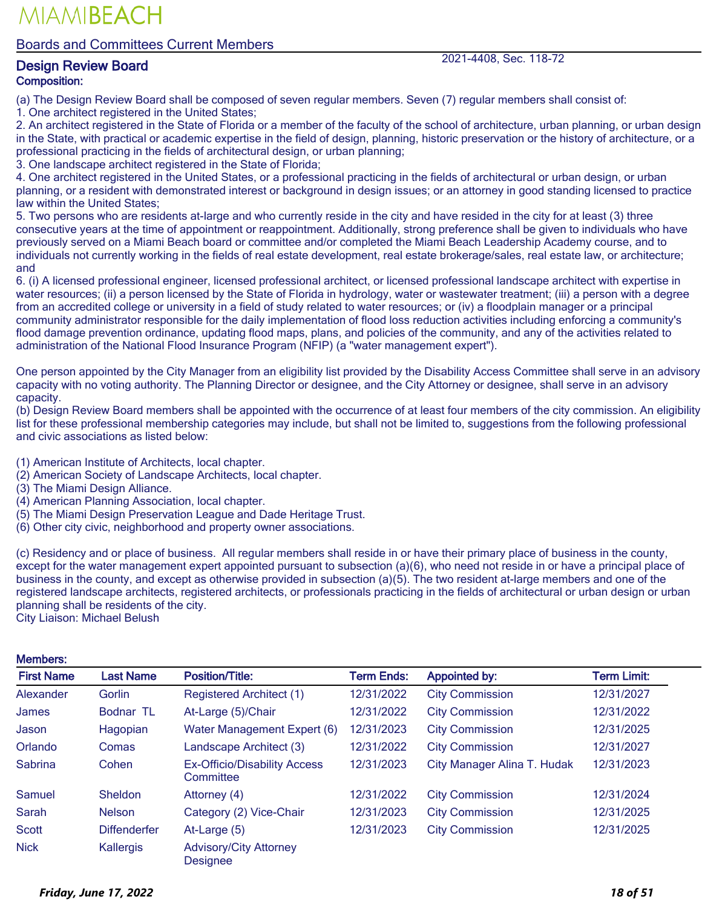# MIAMIBEACH

## Boards and Committees Current Members

### Design Review Board

2021-4408, Sec. 118-72

**Composition:**

(a) The Design Review Board shall be composed of seven regular members. Seven (7) regular members shall consist of:
1. One architect registered in the United States;
2. An architect registered in the State of Florida or a member of the faculty of the school of architecture, urban planning, or urban design in the State, with practical or academic expertise in the field of design, planning, historic preservation or the history of architecture, or a professional practicing in the fields of architectural design, or urban planning;
3. One landscape architect registered in the State of Florida;
4. One architect registered in the United States, or a professional practicing in the fields of architectural or urban design, or urban planning, or a resident with demonstrated interest or background in design issues; or an attorney in good standing licensed to practice law within the United States;
5. Two persons who are residents at-large and who currently reside in the city and have resided in the city for at least (3) three consecutive years at the time of appointment or reappointment. Additionally, strong preference shall be given to individuals who have previously served on a Miami Beach board or committee and/or completed the Miami Beach Leadership Academy course, and to individuals not currently working in the fields of real estate development, real estate brokerage/sales, real estate law, or architecture; and
6. (i) A licensed professional engineer, licensed professional architect, or licensed professional landscape architect with expertise in water resources; (ii) a person licensed by the State of Florida in hydrology, water or wastewater treatment; (iii) a person with a degree from an accredited college or university in a field of study related to water resources; or (iv) a floodplain manager or a principal community administrator responsible for the daily implementation of flood loss reduction activities including enforcing a community's flood damage prevention ordinance, updating flood maps, plans, and policies of the community, and any of the activities related to administration of the National Flood Insurance Program (NFIP) (a "water management expert").

One person appointed by the City Manager from an eligibility list provided by the Disability Access Committee shall serve in an advisory capacity with no voting authority. The Planning Director or designee, and the City Attorney or designee, shall serve in an advisory capacity.
(b) Design Review Board members shall be appointed with the occurrence of at least four members of the city commission. An eligibility list for these professional membership categories may include, but shall not be limited to, suggestions from the following professional and civic associations as listed below:

(1) American Institute of Architects, local chapter.
(2) American Society of Landscape Architects, local chapter.
(3) The Miami Design Alliance.
(4) American Planning Association, local chapter.
(5) The Miami Design Preservation League and Dade Heritage Trust.
(6) Other city civic, neighborhood and property owner associations.

(c) Residency and or place of business. All regular members shall reside in or have their primary place of business in the county, except for the water management expert appointed pursuant to subsection (a)(6), who need not reside in or have a principal place of business in the county, and except as otherwise provided in subsection (a)(5). The two resident at-large members and one of the registered landscape architects, registered architects, or professionals practicing in the fields of architectural or urban design or urban planning shall be residents of the city.
City Liaison: Michael Belush

**Members:**

| First Name | Last Name | Position/Title: | Term Ends: | Appointed by: | Term Limit: |
|---|---|---|---|---|---|
| Alexander | Gorlin | Registered Architect (1) | 12/31/2022 | City Commission | 12/31/2027 |
| James | Bodnar TL | At-Large (5)/Chair | 12/31/2022 | City Commission | 12/31/2022 |
| Jason | Hagopian | Water Management Expert (6) | 12/31/2023 | City Commission | 12/31/2025 |
| Orlando | Comas | Landscape Architect (3) | 12/31/2022 | City Commission | 12/31/2027 |
| Sabrina | Cohen | Ex-Officio/Disability Access Committee | 12/31/2023 | City Manager Alina T. Hudak | 12/31/2023 |
| Samuel | Sheldon | Attorney (4) | 12/31/2022 | City Commission | 12/31/2024 |
| Sarah | Nelson | Category (2) Vice-Chair | 12/31/2023 | City Commission | 12/31/2025 |
| Scott | Diffenderfer | At-Large (5) | 12/31/2023 | City Commission | 12/31/2025 |
| Nick | Kallergis | Advisory/City Attorney Designee | | | |

*Friday, June 17, 2022*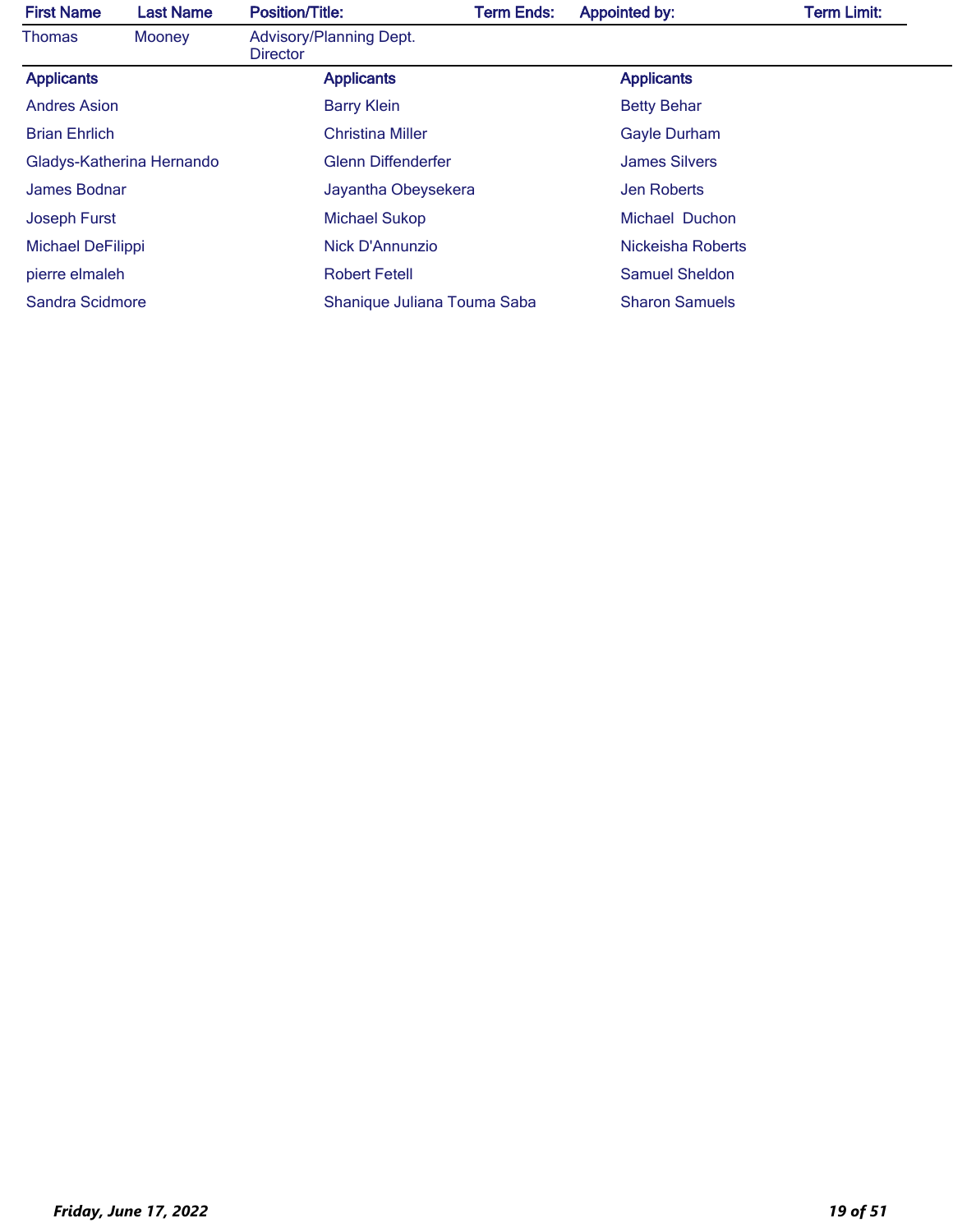| First Name | Last Name | Position/Title: | Term Ends: | Appointed by: | Term Limit: |
|---|---|---|---|---|---|
| Thomas | Mooney | Advisory/Planning Dept. Director | | | |

| Applicants | Applicants | Applicants |
|---|---|---|
| Andres Asion | Barry Klein | Betty Behar |
| Brian Ehrlich | Christina Miller | Gayle Durham |
| Gladys-Katherina Hernando | Glenn Diffenderfer | James Silvers |
| James Bodnar | Jayantha Obeysekera | Jen Roberts |
| Joseph Furst | Michael Sukop | Michael Duchon |
| Michael DeFilippi | Nick D'Annunzio | Nickeisha Roberts |
| pierre elmaleh | Robert Fetell | Samuel Sheldon |
| Sandra Scidmore | Shanique Juliana Touma Saba | Sharon Samuels |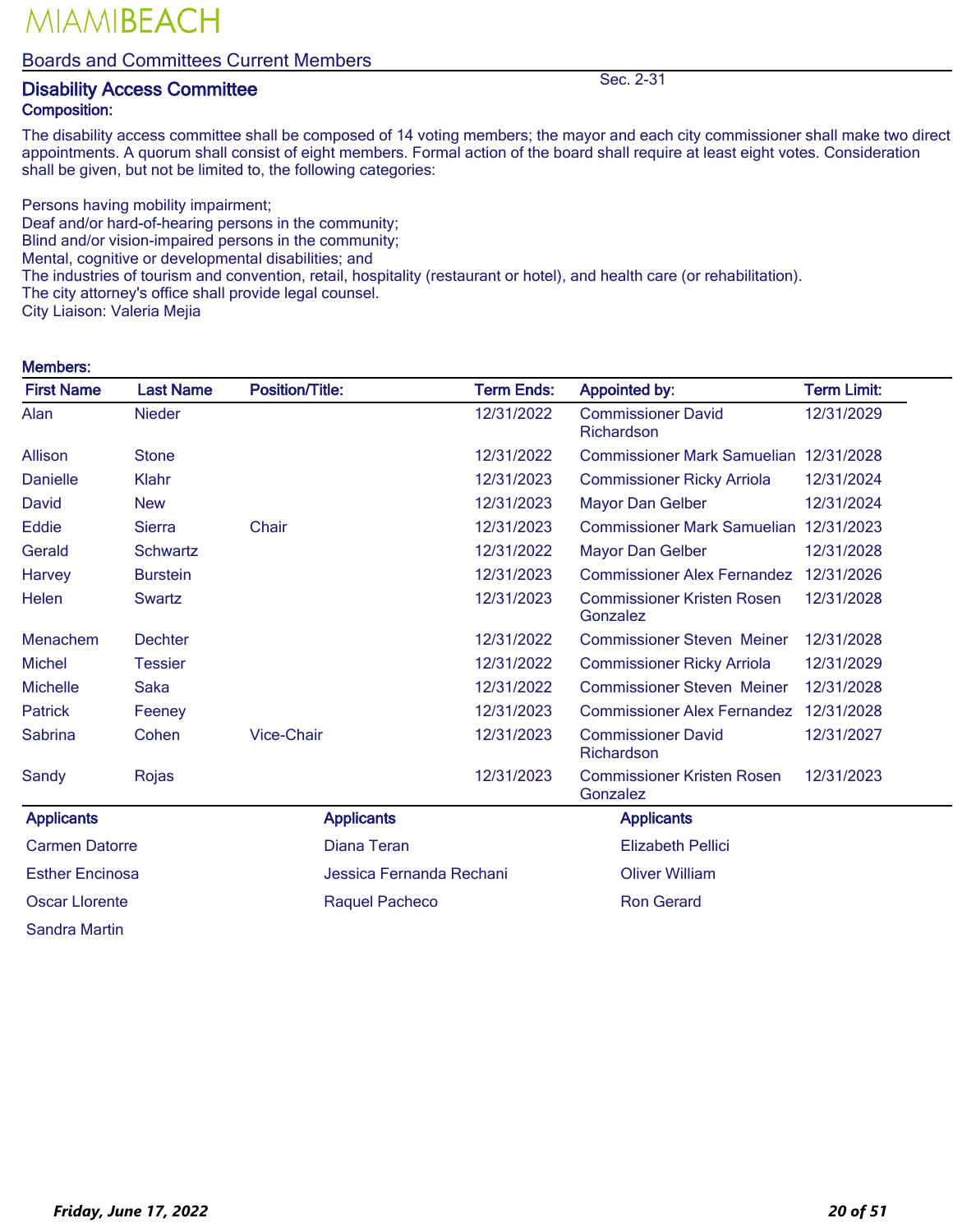MIAMIBEACH

Boards and Committees Current Members

## Disability Access Committee

Sec. 2-31

**Composition:**

The disability access committee shall be composed of 14 voting members; the mayor and each city commissioner shall make two direct appointments. A quorum shall consist of eight members. Formal action of the board shall require at least eight votes. Consideration shall be given, but not be limited to, the following categories:

Persons having mobility impairment;
Deaf and/or hard-of-hearing persons in the community;
Blind and/or vision-impaired persons in the community;
Mental, cognitive or developmental disabilities; and
The industries of tourism and convention, retail, hospitality (restaurant or hotel), and health care (or rehabilitation).
The city attorney's office shall provide legal counsel.
City Liaison: Valeria Mejia

**Members:**

| First Name | Last Name | Position/Title: | Term Ends: | Appointed by: | Term Limit: |
|---|---|---|---|---|---|
| Alan | Nieder | | 12/31/2022 | Commissioner David Richardson | 12/31/2029 |
| Allison | Stone | | 12/31/2022 | Commissioner Mark Samuelian | 12/31/2028 |
| Danielle | Klahr | | 12/31/2023 | Commissioner Ricky Arriola | 12/31/2024 |
| David | New | | 12/31/2023 | Mayor Dan Gelber | 12/31/2024 |
| Eddie | Sierra | Chair | 12/31/2023 | Commissioner Mark Samuelian | 12/31/2023 |
| Gerald | Schwartz | | 12/31/2022 | Mayor Dan Gelber | 12/31/2028 |
| Harvey | Burstein | | 12/31/2023 | Commissioner Alex Fernandez | 12/31/2026 |
| Helen | Swartz | | 12/31/2023 | Commissioner Kristen Rosen Gonzalez | 12/31/2028 |
| Menachem | Dechter | | 12/31/2022 | Commissioner Steven Meiner | 12/31/2028 |
| Michel | Tessier | | 12/31/2022 | Commissioner Ricky Arriola | 12/31/2029 |
| Michelle | Saka | | 12/31/2022 | Commissioner Steven Meiner | 12/31/2028 |
| Patrick | Feeney | | 12/31/2023 | Commissioner Alex Fernandez | 12/31/2028 |
| Sabrina | Cohen | Vice-Chair | 12/31/2023 | Commissioner David Richardson | 12/31/2027 |
| Sandy | Rojas | | 12/31/2023 | Commissioner Kristen Rosen Gonzalez | 12/31/2023 |

| Applicants | Applicants | Applicants |
|---|---|---|
| Carmen Datorre | Diana Teran | Elizabeth Pellici |
| Esther Encinosa | Jessica Fernanda Rechani | Oliver William |
| Oscar Llorente | Raquel Pacheco | Ron Gerard |
| Sandra Martin | | |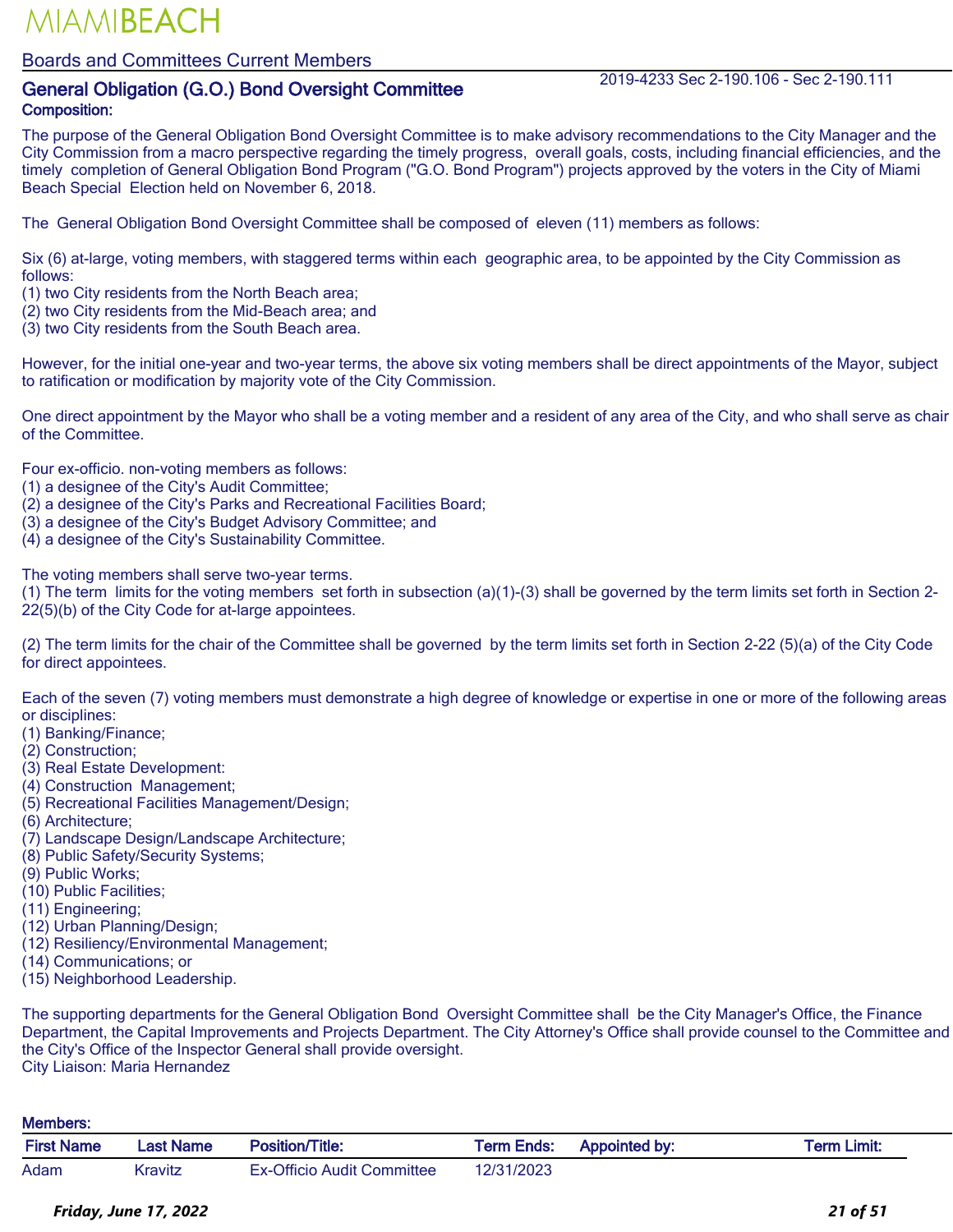MIAMIBEACH

## Boards and Committees Current Members

### General Obligation (G.O.) Bond Oversight Committee

2019-4233 Sec 2-190.106 - Sec 2-190.111

**Composition:**

The purpose of the General Obligation Bond Oversight Committee is to make advisory recommendations to the City Manager and the City Commission from a macro perspective regarding the timely progress, overall goals, costs, including financial efficiencies, and the timely completion of General Obligation Bond Program ("G.O. Bond Program") projects approved by the voters in the City of Miami Beach Special Election held on November 6, 2018.

The General Obligation Bond Oversight Committee shall be composed of eleven (11) members as follows:

Six (6) at-large, voting members, with staggered terms within each geographic area, to be appointed by the City Commission as follows:
(1) two City residents from the North Beach area;
(2) two City residents from the Mid-Beach area; and
(3) two City residents from the South Beach area.

However, for the initial one-year and two-year terms, the above six voting members shall be direct appointments of the Mayor, subject to ratification or modification by majority vote of the City Commission.

One direct appointment by the Mayor who shall be a voting member and a resident of any area of the City, and who shall serve as chair of the Committee.

Four ex-officio. non-voting members as follows:
(1) a designee of the City's Audit Committee;
(2) a designee of the City's Parks and Recreational Facilities Board;
(3) a designee of the City's Budget Advisory Committee; and
(4) a designee of the City's Sustainability Committee.

The voting members shall serve two-year terms.
(1) The term limits for the voting members set forth in subsection (a)(1)-(3) shall be governed by the term limits set forth in Section 2-22(5)(b) of the City Code for at-large appointees.

(2) The term limits for the chair of the Committee shall be governed by the term limits set forth in Section 2-22 (5)(a) of the City Code for direct appointees.

Each of the seven (7) voting members must demonstrate a high degree of knowledge or expertise in one or more of the following areas or disciplines:
(1) Banking/Finance;
(2) Construction;
(3) Real Estate Development:
(4) Construction Management;
(5) Recreational Facilities Management/Design;
(6) Architecture;
(7) Landscape Design/Landscape Architecture;
(8) Public Safety/Security Systems;
(9) Public Works;
(10) Public Facilities;
(11) Engineering;
(12) Urban Planning/Design;
(12) Resiliency/Environmental Management;
(14) Communications; or
(15) Neighborhood Leadership.

The supporting departments for the General Obligation Bond Oversight Committee shall be the City Manager's Office, the Finance Department, the Capital Improvements and Projects Department. The City Attorney's Office shall provide counsel to the Committee and the City's Office of the Inspector General shall provide oversight.
City Liaison: Maria Hernandez

**Members:**

| First Name | Last Name | Position/Title: | Term Ends: | Appointed by: | Term Limit: |
|---|---|---|---|---|---|
| Adam | Kravitz | Ex-Officio Audit Committee | 12/31/2023 | | |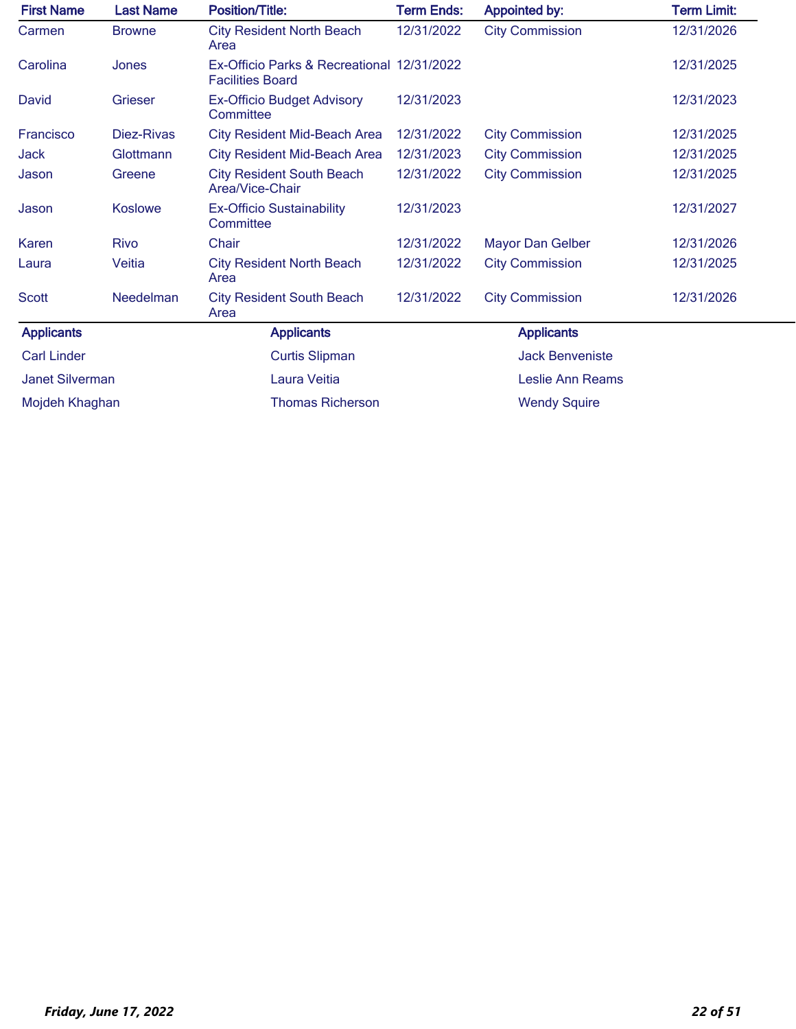| First Name | Last Name | Position/Title: | Term Ends: | Appointed by: | Term Limit: |
|---|---|---|---|---|---|
| Carmen | Browne | City Resident North Beach Area | 12/31/2022 | City Commission | 12/31/2026 |
| Carolina | Jones | Ex-Officio Parks & Recreational Facilities Board | 12/31/2022 | | 12/31/2025 |
| David | Grieser | Ex-Officio Budget Advisory Committee | 12/31/2023 | | 12/31/2023 |
| Francisco | Diez-Rivas | City Resident Mid-Beach Area | 12/31/2022 | City Commission | 12/31/2025 |
| Jack | Glottmann | City Resident Mid-Beach Area | 12/31/2023 | City Commission | 12/31/2025 |
| Jason | Greene | City Resident South Beach Area/Vice-Chair | 12/31/2022 | City Commission | 12/31/2025 |
| Jason | Koslowe | Ex-Officio Sustainability Committee | 12/31/2023 | | 12/31/2027 |
| Karen | Rivo | Chair | 12/31/2022 | Mayor Dan Gelber | 12/31/2026 |
| Laura | Veitia | City Resident North Beach Area | 12/31/2022 | City Commission | 12/31/2025 |
| Scott | Needelman | City Resident South Beach Area | 12/31/2022 | City Commission | 12/31/2026 |

| Applicants | Applicants | Applicants |
|---|---|---|
| Carl Linder | Curtis Slipman | Jack Benveniste |
| Janet Silverman | Laura Veitia | Leslie Ann Reams |
| Mojdeh Khaghan | Thomas Richerson | Wendy Squire |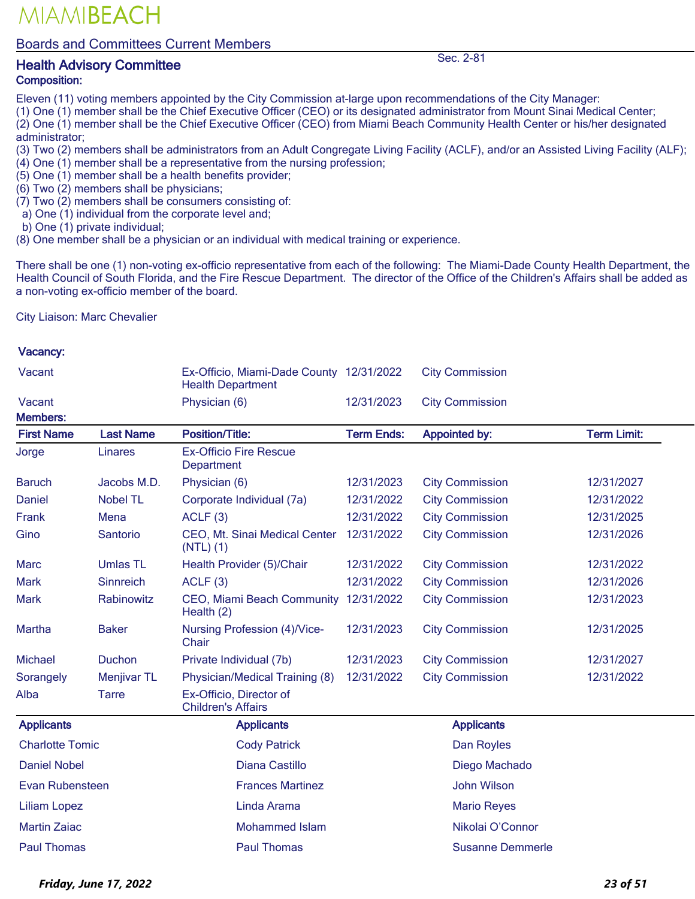# MIAMIBEACH

## Boards and Committees Current Members

### Health Advisory Committee

Sec. 2-81

**Composition:**

Eleven (11) voting members appointed by the City Commission at-large upon recommendations of the City Manager:
(1) One (1) member shall be the Chief Executive Officer (CEO) or its designated administrator from Mount Sinai Medical Center;
(2) One (1) member shall be the Chief Executive Officer (CEO) from Miami Beach Community Health Center or his/her designated administrator;
(3) Two (2) members shall be administrators from an Adult Congregate Living Facility (ACLF), and/or an Assisted Living Facility (ALF);
(4) One (1) member shall be a representative from the nursing profession;
(5) One (1) member shall be a health benefits provider;
(6) Two (2) members shall be physicians;
(7) Two (2) members shall be consumers consisting of:
  a) One (1) individual from the corporate level and;
  b) One (1) private individual;
(8) One member shall be a physician or an individual with medical training or experience.

There shall be one (1) non-voting ex-officio representative from each of the following: The Miami-Dade County Health Department, the Health Council of South Florida, and the Fire Rescue Department. The director of the Office of the Children's Affairs shall be added as a non-voting ex-officio member of the board.

City Liaison: Marc Chevalier

**Vacancy:**

| | Position/Title | Term Ends | Appointed by |
|---|---|---|---|
| Vacant | Ex-Officio, Miami-Dade County Health Department | 12/31/2022 | City Commission |
| Vacant | Physician (6) | 12/31/2023 | City Commission |

**Members:**

| First Name | Last Name | Position/Title: | Term Ends: | Appointed by: | Term Limit: |
|---|---|---|---|---|---|
| Jorge | Linares | Ex-Officio Fire Rescue Department | | | |
| Baruch | Jacobs M.D. | Physician (6) | 12/31/2023 | City Commission | 12/31/2027 |
| Daniel | Nobel TL | Corporate Individual (7a) | 12/31/2022 | City Commission | 12/31/2022 |
| Frank | Mena | ACLF (3) | 12/31/2022 | City Commission | 12/31/2025 |
| Gino | Santorio | CEO, Mt. Sinai Medical Center (NTL) (1) | 12/31/2022 | City Commission | 12/31/2026 |
| Marc | Umlas TL | Health Provider (5)/Chair | 12/31/2022 | City Commission | 12/31/2022 |
| Mark | Sinnreich | ACLF (3) | 12/31/2022 | City Commission | 12/31/2026 |
| Mark | Rabinowitz | CEO, Miami Beach Community Health (2) | 12/31/2022 | City Commission | 12/31/2023 |
| Martha | Baker | Nursing Profession (4)/Vice-Chair | 12/31/2023 | City Commission | 12/31/2025 |
| Michael | Duchon | Private Individual (7b) | 12/31/2023 | City Commission | 12/31/2027 |
| Sorangely | Menjivar TL | Physician/Medical Training (8) | 12/31/2022 | City Commission | 12/31/2022 |
| Alba | Tarre | Ex-Officio, Director of Children's Affairs | | | |

| Applicants | Applicants | Applicants |
|---|---|---|
| Charlotte Tomic | Cody Patrick | Dan Royles |
| Daniel Nobel | Diana Castillo | Diego Machado |
| Evan Rubensteen | Frances Martinez | John Wilson |
| Liliam Lopez | Linda Arama | Mario Reyes |
| Martin Zaiac | Mohammed Islam | Nikolai O'Connor |
| Paul Thomas | Paul Thomas | Susanne Demmerle |

*Friday, June 17, 2022*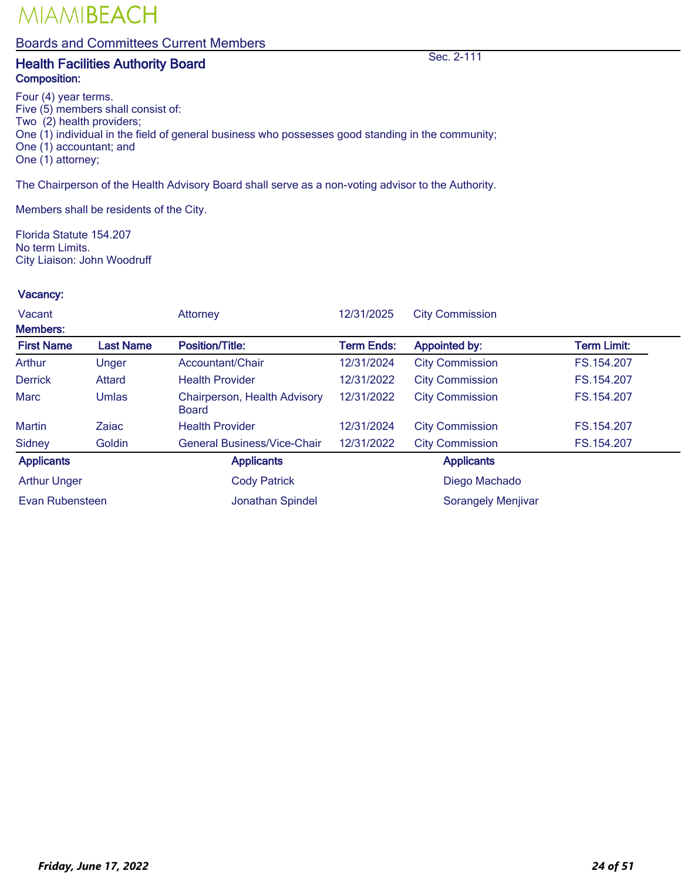# Health Facilities Authority Board

Sec. 2-111

**Composition:**

Four (4) year terms.
Five (5) members shall consist of:
Two (2) health providers;
One (1) individual in the field of general business who possesses good standing in the community;
One (1) accountant; and
One (1) attorney;

The Chairperson of the Health Advisory Board shall serve as a non-voting advisor to the Authority.

Members shall be residents of the City.

Florida Statute 154.207
No term Limits.
City Liaison: John Woodruff

**Vacancy:**

| | | | |
|---|---|---|---|
| Vacant | Attorney | 12/31/2025 | City Commission |

**Members:**

| First Name | Last Name | Position/Title: | Term Ends: | Appointed by: | Term Limit: |
|---|---|---|---|---|---|
| Arthur | Unger | Accountant/Chair | 12/31/2024 | City Commission | FS.154.207 |
| Derrick | Attard | Health Provider | 12/31/2022 | City Commission | FS.154.207 |
| Marc | Umlas | Chairperson, Health Advisory Board | 12/31/2022 | City Commission | FS.154.207 |
| Martin | Zaiac | Health Provider | 12/31/2024 | City Commission | FS.154.207 |
| Sidney | Goldin | General Business/Vice-Chair | 12/31/2022 | City Commission | FS.154.207 |

| Applicants | Applicants | Applicants |
|---|---|---|
| Arthur Unger | Cody Patrick | Diego Machado |
| Evan Rubensteen | Jonathan Spindel | Sorangely Menjivar |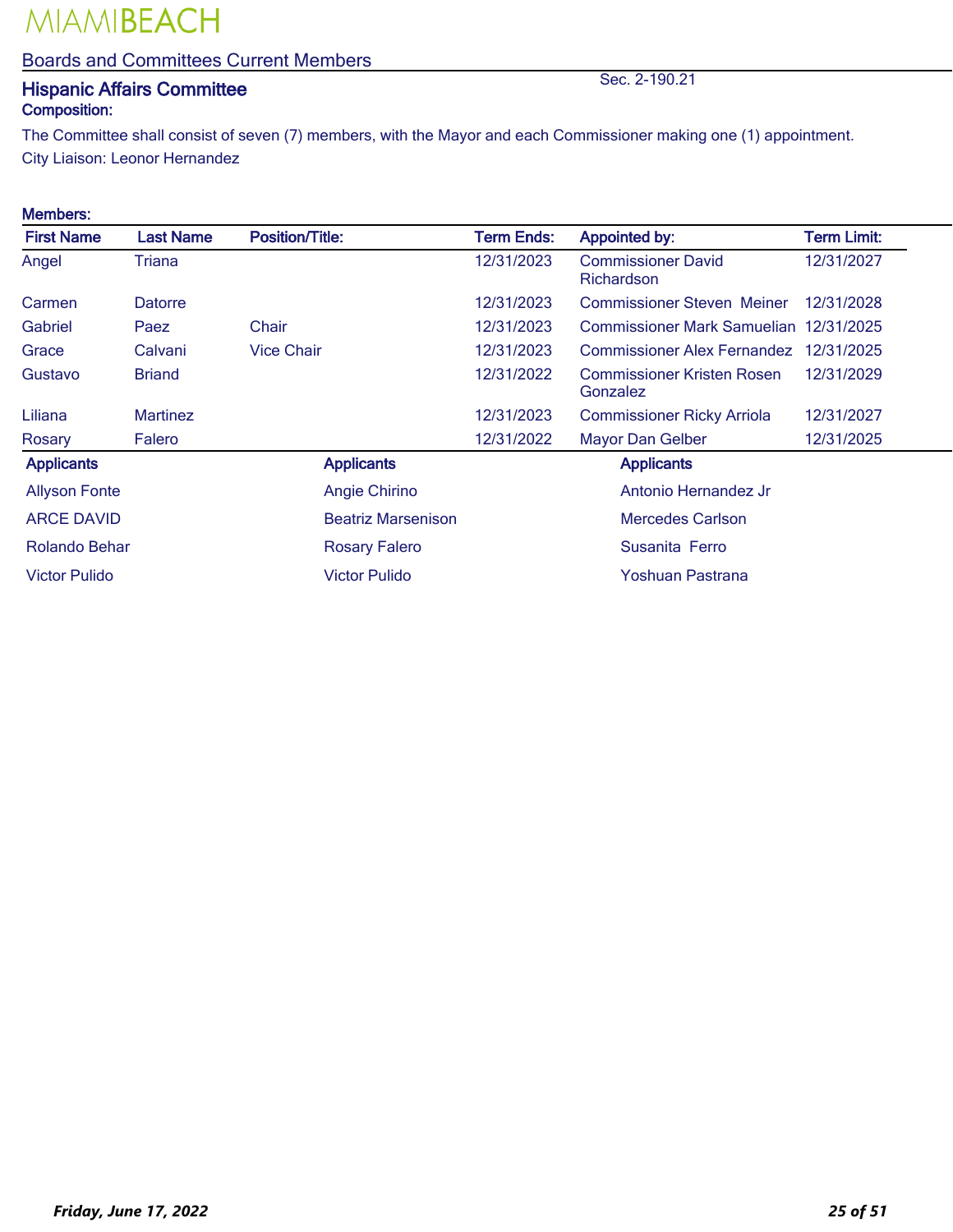MIAMIBEACH

Boards and Committees Current Members

## Hispanic Affairs Committee

Sec. 2-190.21

**Composition:**

The Committee shall consist of seven (7) members, with the Mayor and each Commissioner making one (1) appointment.

City Liaison: Leonor Hernandez

**Members:**

| First Name | Last Name | Position/Title: | Term Ends: | Appointed by: | Term Limit: |
|---|---|---|---|---|---|
| Angel | Triana | | 12/31/2023 | Commissioner David Richardson | 12/31/2027 |
| Carmen | Datorre | | 12/31/2023 | Commissioner Steven Meiner | 12/31/2028 |
| Gabriel | Paez | Chair | 12/31/2023 | Commissioner Mark Samuelian | 12/31/2025 |
| Grace | Calvani | Vice Chair | 12/31/2023 | Commissioner Alex Fernandez | 12/31/2025 |
| Gustavo | Briand | | 12/31/2022 | Commissioner Kristen Rosen Gonzalez | 12/31/2029 |
| Liliana | Martinez | | 12/31/2023 | Commissioner Ricky Arriola | 12/31/2027 |
| Rosary | Falero | | 12/31/2022 | Mayor Dan Gelber | 12/31/2025 |

| Applicants | Applicants | Applicants |
|---|---|---|
| Allyson Fonte | Angie Chirino | Antonio Hernandez Jr |
| ARCE DAVID | Beatriz Marsenison | Mercedes Carlson |
| Rolando Behar | Rosary Falero | Susanita Ferro |
| Victor Pulido | Victor Pulido | Yoshuan Pastrana |

*Friday, June 17, 2022*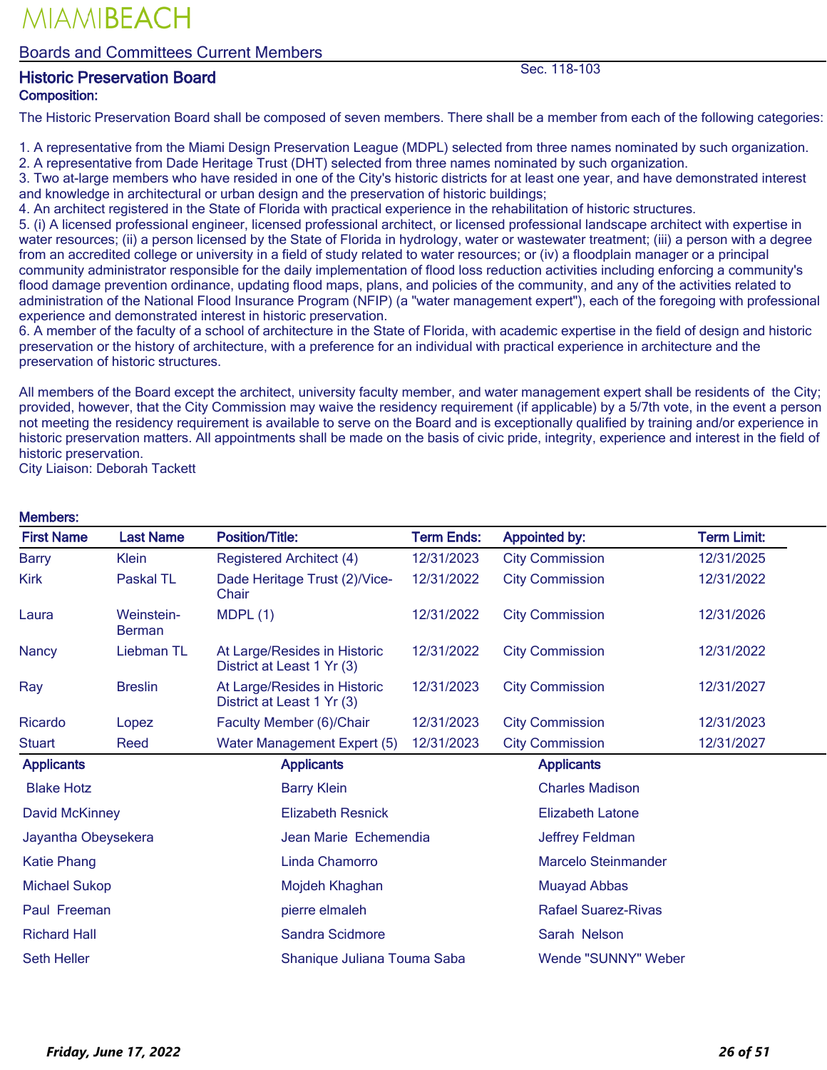# MIAMIBEACH

## Boards and Committees Current Members

### Historic Preservation Board

Sec. 118-103

**Composition:**

The Historic Preservation Board shall be composed of seven members. There shall be a member from each of the following categories:

1. A representative from the Miami Design Preservation League (MDPL) selected from three names nominated by such organization.
2. A representative from Dade Heritage Trust (DHT) selected from three names nominated by such organization.
3. Two at-large members who have resided in one of the City's historic districts for at least one year, and have demonstrated interest and knowledge in architectural or urban design and the preservation of historic buildings;
4. An architect registered in the State of Florida with practical experience in the rehabilitation of historic structures.
5. (i) A licensed professional engineer, licensed professional architect, or licensed professional landscape architect with expertise in water resources; (ii) a person licensed by the State of Florida in hydrology, water or wastewater treatment; (iii) a person with a degree from an accredited college or university in a field of study related to water resources; or (iv) a floodplain manager or a principal community administrator responsible for the daily implementation of flood loss reduction activities including enforcing a community's flood damage prevention ordinance, updating flood maps, plans, and policies of the community, and any of the activities related to administration of the National Flood Insurance Program (NFIP) (a "water management expert"), each of the foregoing with professional experience and demonstrated interest in historic preservation.
6. A member of the faculty of a school of architecture in the State of Florida, with academic expertise in the field of design and historic preservation or the history of architecture, with a preference for an individual with practical experience in architecture and the preservation of historic structures.

All members of the Board except the architect, university faculty member, and water management expert shall be residents of the City; provided, however, that the City Commission may waive the residency requirement (if applicable) by a 5/7th vote, in the event a person not meeting the residency requirement is available to serve on the Board and is exceptionally qualified by training and/or experience in historic preservation matters. All appointments shall be made on the basis of civic pride, integrity, experience and interest in the field of historic preservation.

City Liaison: Deborah Tackett

**Members:**

| First Name | Last Name | Position/Title: | Term Ends: | Appointed by: | Term Limit: |
|---|---|---|---|---|---|
| Barry | Klein | Registered Architect (4) | 12/31/2023 | City Commission | 12/31/2025 |
| Kirk | Paskal TL | Dade Heritage Trust (2)/Vice-Chair | 12/31/2022 | City Commission | 12/31/2022 |
| Laura | Weinstein-Berman | MDPL (1) | 12/31/2022 | City Commission | 12/31/2026 |
| Nancy | Liebman TL | At Large/Resides in Historic District at Least 1 Yr (3) | 12/31/2022 | City Commission | 12/31/2022 |
| Ray | Breslin | At Large/Resides in Historic District at Least 1 Yr (3) | 12/31/2023 | City Commission | 12/31/2027 |
| Ricardo | Lopez | Faculty Member (6)/Chair | 12/31/2023 | City Commission | 12/31/2023 |
| Stuart | Reed | Water Management Expert (5) | 12/31/2023 | City Commission | 12/31/2027 |

| Applicants | Applicants | Applicants |
|---|---|---|
| Blake Hotz | Barry Klein | Charles Madison |
| David McKinney | Elizabeth Resnick | Elizabeth Latone |
| Jayantha Obeysekera | Jean Marie Echemendia | Jeffrey Feldman |
| Katie Phang | Linda Chamorro | Marcelo Steinmander |
| Michael Sukop | Mojdeh Khaghan | Muayad Abbas |
| Paul Freeman | pierre elmaleh | Rafael Suarez-Rivas |
| Richard Hall | Sandra Scidmore | Sarah Nelson |
| Seth Heller | Shanique Juliana Touma Saba | Wende "SUNNY" Weber |

*Friday, June 17, 2022*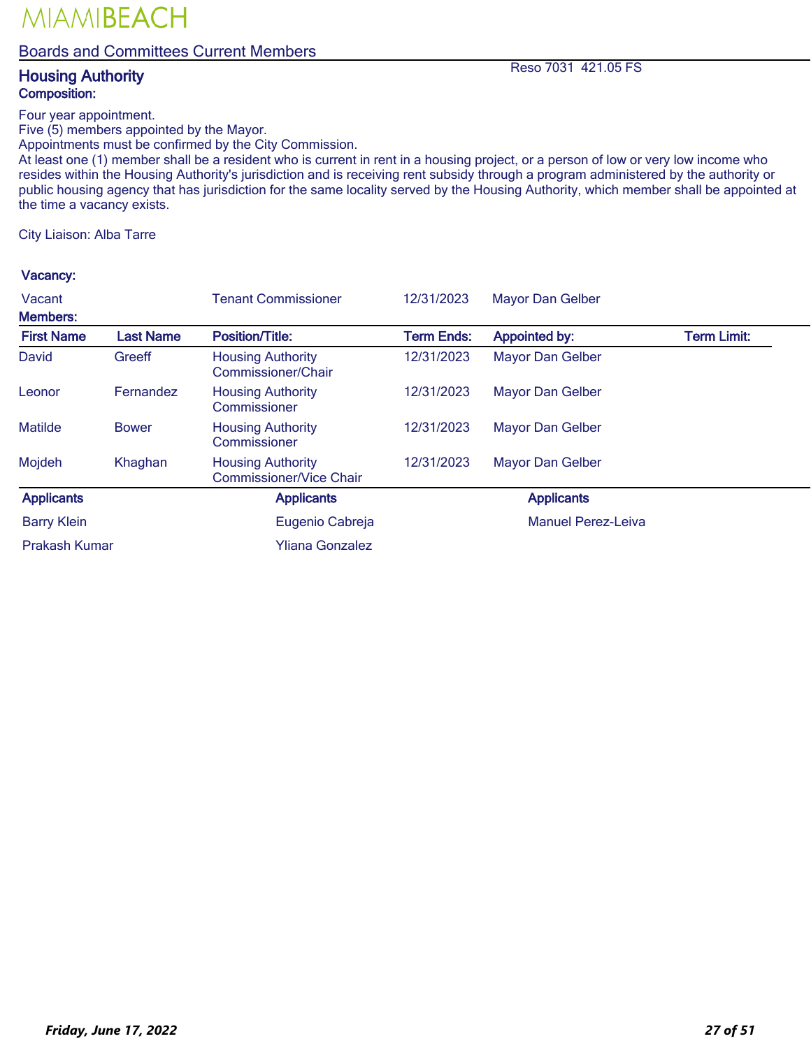# MIAMIBEACH

## Boards and Committees Current Members

### Housing Authority

Reso 7031 421.05 FS

**Composition:**

Four year appointment.
Five (5) members appointed by the Mayor.
Appointments must be confirmed by the City Commission.
At least one (1) member shall be a resident who is current in rent in a housing project, or a person of low or very low income who resides within the Housing Authority's jurisdiction and is receiving rent subsidy through a program administered by the authority or public housing agency that has jurisdiction for the same locality served by the Housing Authority, which member shall be appointed at the time a vacancy exists.

City Liaison: Alba Tarre

**Vacancy:**

| | | | |
|---|---|---|---|
| Vacant | Tenant Commissioner | 12/31/2023 | Mayor Dan Gelber |

**Members:**

| First Name | Last Name | Position/Title: | Term Ends: | Appointed by: | Term Limit: |
|---|---|---|---|---|---|
| David | Greeff | Housing Authority Commissioner/Chair | 12/31/2023 | Mayor Dan Gelber | |
| Leonor | Fernandez | Housing Authority Commissioner | 12/31/2023 | Mayor Dan Gelber | |
| Matilde | Bower | Housing Authority Commissioner | 12/31/2023 | Mayor Dan Gelber | |
| Mojdeh | Khaghan | Housing Authority Commissioner/Vice Chair | 12/31/2023 | Mayor Dan Gelber | |

| Applicants | Applicants | Applicants |
|---|---|---|
| Barry Klein | Eugenio Cabreja | Manuel Perez-Leiva |
| Prakash Kumar | Yliana Gonzalez | |

*Friday, June 17, 2022*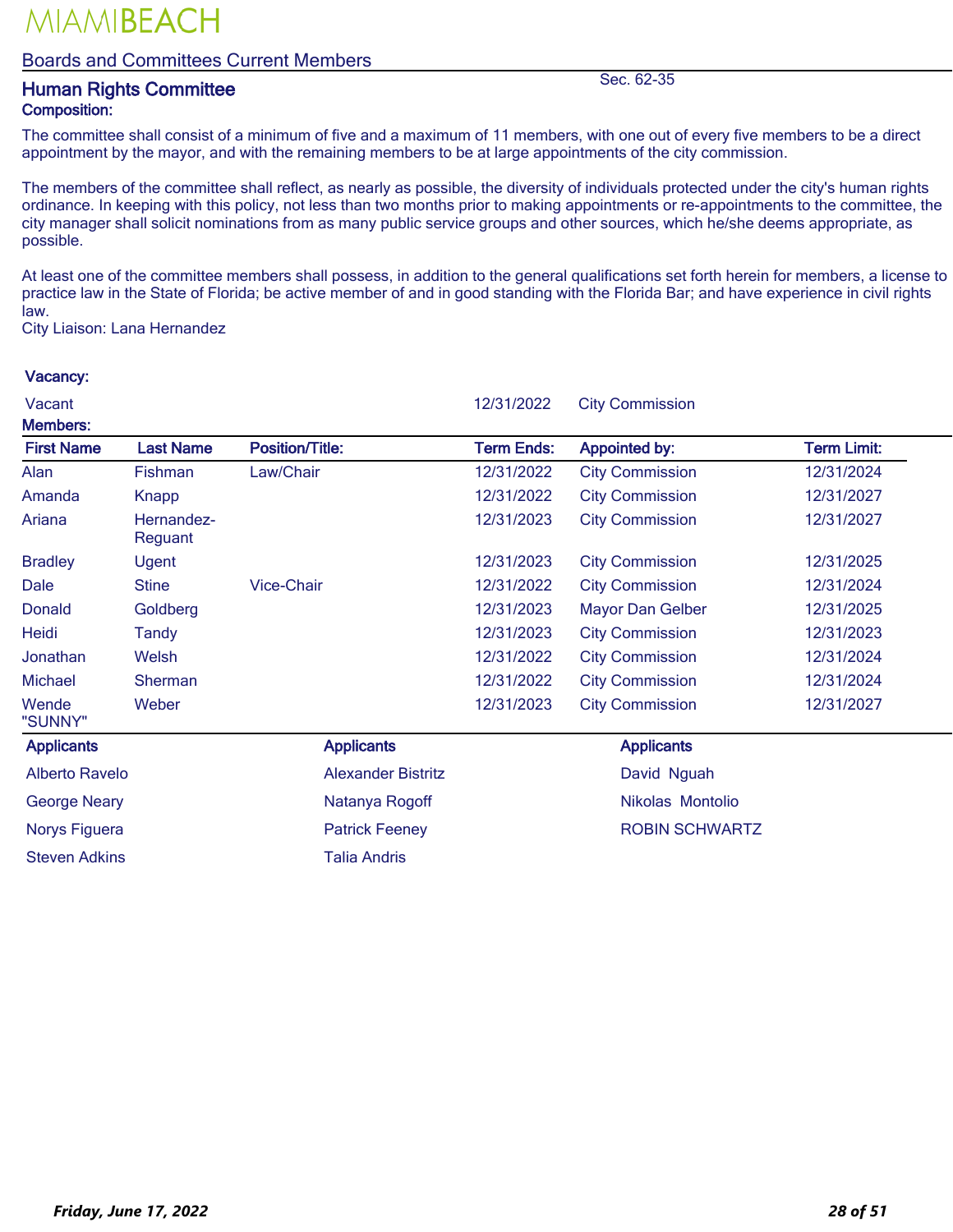# MIAMIBEACH

## Boards and Committees Current Members

### Human Rights Committee

Sec. 62-35

**Composition:**

The committee shall consist of a minimum of five and a maximum of 11 members, with one out of every five members to be a direct appointment by the mayor, and with the remaining members to be at large appointments of the city commission.

The members of the committee shall reflect, as nearly as possible, the diversity of individuals protected under the city's human rights ordinance. In keeping with this policy, not less than two months prior to making appointments or re-appointments to the committee, the city manager shall solicit nominations from as many public service groups and other sources, which he/she deems appropriate, as possible.

At least one of the committee members shall possess, in addition to the general qualifications set forth herein for members, a license to practice law in the State of Florida; be active member of and in good standing with the Florida Bar; and have experience in civil rights law.

City Liaison: Lana Hernandez

**Vacancy:**

| | Term Ends: | Appointed by: |
|---|---|---|
| Vacant | 12/31/2022 | City Commission |

**Members:**

| First Name | Last Name | Position/Title: | Term Ends: | Appointed by: | Term Limit: |
|---|---|---|---|---|---|
| Alan | Fishman | Law/Chair | 12/31/2022 | City Commission | 12/31/2024 |
| Amanda | Knapp | | 12/31/2022 | City Commission | 12/31/2027 |
| Ariana | Hernandez-Reguant | | 12/31/2023 | City Commission | 12/31/2027 |
| Bradley | Ugent | | 12/31/2023 | City Commission | 12/31/2025 |
| Dale | Stine | Vice-Chair | 12/31/2022 | City Commission | 12/31/2024 |
| Donald | Goldberg | | 12/31/2023 | Mayor Dan Gelber | 12/31/2025 |
| Heidi | Tandy | | 12/31/2023 | City Commission | 12/31/2023 |
| Jonathan | Welsh | | 12/31/2022 | City Commission | 12/31/2024 |
| Michael | Sherman | | 12/31/2022 | City Commission | 12/31/2024 |
| Wende "SUNNY" | Weber | | 12/31/2023 | City Commission | 12/31/2027 |

| Applicants | Applicants | Applicants |
|---|---|---|
| Alberto Ravelo | Alexander Bistritz | David Nguah |
| George Neary | Natanya Rogoff | Nikolas Montolio |
| Norys Figuera | Patrick Feeney | ROBIN SCHWARTZ |
| Steven Adkins | Talia Andris | |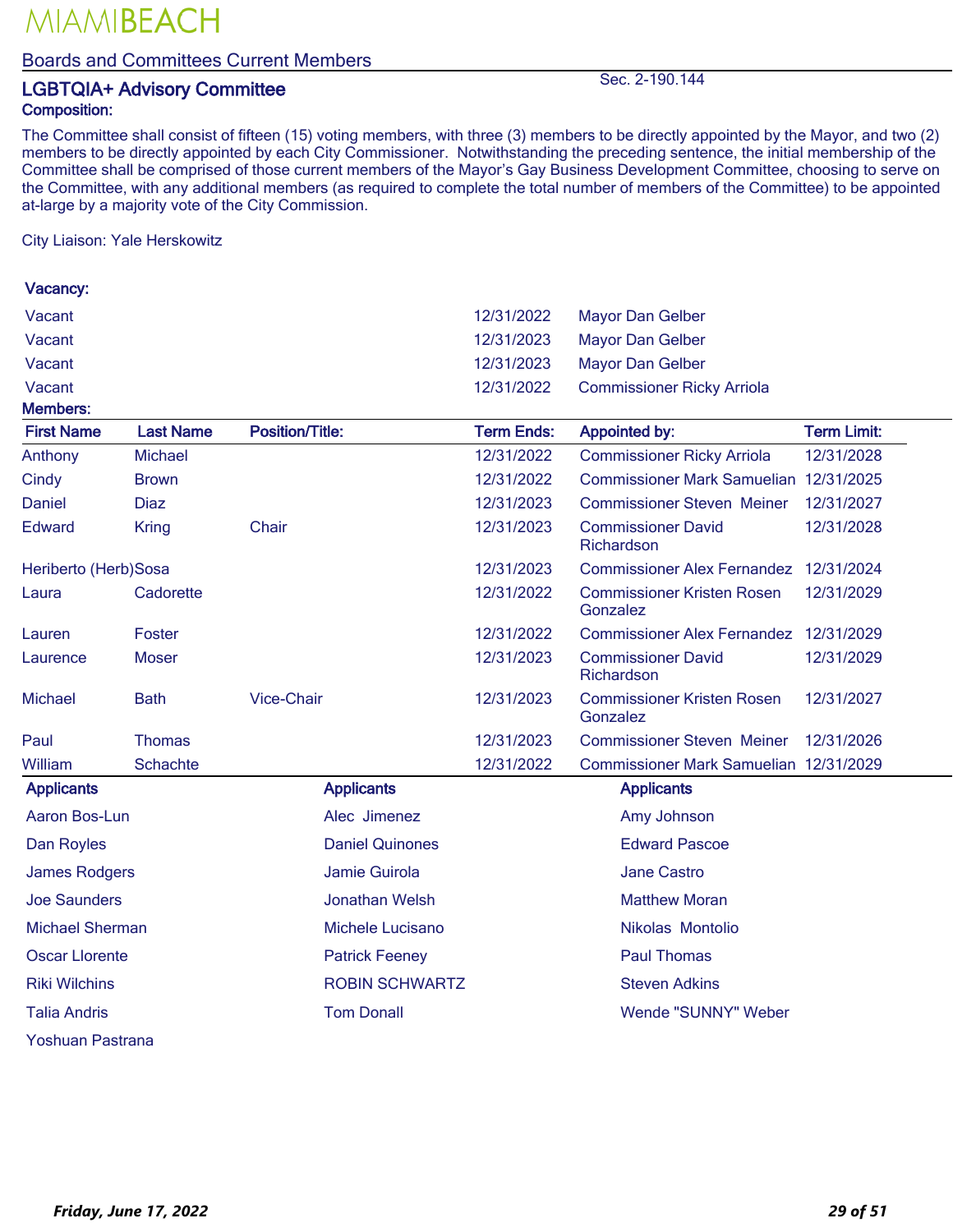MIAMIBEACH

## Boards and Committees Current Members

### LGBTQIA+ Advisory Committee

Sec. 2-190.144

**Composition:**

The Committee shall consist of fifteen (15) voting members, with three (3) members to be directly appointed by the Mayor, and two (2) members to be directly appointed by each City Commissioner. Notwithstanding the preceding sentence, the initial membership of the Committee shall be comprised of those current members of the Mayor's Gay Business Development Committee, choosing to serve on the Committee, with any additional members (as required to complete the total number of members of the Committee) to be appointed at-large by a majority vote of the City Commission.

City Liaison: Yale Herskowitz

**Vacancy:**

| | Term Ends | Appointed by |
|---|---|---|
| Vacant | 12/31/2022 | Mayor Dan Gelber |
| Vacant | 12/31/2023 | Mayor Dan Gelber |
| Vacant | 12/31/2023 | Mayor Dan Gelber |
| Vacant | 12/31/2022 | Commissioner Ricky Arriola |

**Members:**

| First Name | Last Name | Position/Title: | Term Ends: | Appointed by: | Term Limit: |
|---|---|---|---|---|---|
| Anthony | Michael | | 12/31/2022 | Commissioner Ricky Arriola | 12/31/2028 |
| Cindy | Brown | | 12/31/2022 | Commissioner Mark Samuelian | 12/31/2025 |
| Daniel | Diaz | | 12/31/2023 | Commissioner Steven Meiner | 12/31/2027 |
| Edward | Kring | Chair | 12/31/2023 | Commissioner David Richardson | 12/31/2028 |
| Heriberto (Herb) | Sosa | | 12/31/2023 | Commissioner Alex Fernandez | 12/31/2024 |
| Laura | Cadorette | | 12/31/2022 | Commissioner Kristen Rosen Gonzalez | 12/31/2029 |
| Lauren | Foster | | 12/31/2022 | Commissioner Alex Fernandez | 12/31/2029 |
| Laurence | Moser | | 12/31/2023 | Commissioner David Richardson | 12/31/2029 |
| Michael | Bath | Vice-Chair | 12/31/2023 | Commissioner Kristen Rosen Gonzalez | 12/31/2027 |
| Paul | Thomas | | 12/31/2023 | Commissioner Steven Meiner | 12/31/2026 |
| William | Schachte | | 12/31/2022 | Commissioner Mark Samuelian | 12/31/2029 |

**Applicants**

| Applicants | Applicants | Applicants |
|---|---|---|
| Aaron Bos-Lun | Alec Jimenez | Amy Johnson |
| Dan Royles | Daniel Quinones | Edward Pascoe |
| James Rodgers | Jamie Guirola | Jane Castro |
| Joe Saunders | Jonathan Welsh | Matthew Moran |
| Michael Sherman | Michele Lucisano | Nikolas Montolio |
| Oscar Llorente | Patrick Feeney | Paul Thomas |
| Riki Wilchins | ROBIN SCHWARTZ | Steven Adkins |
| Talia Andris | Tom Donall | Wende "SUNNY" Weber |
| Yoshuan Pastrana | | |

*Friday, June 17, 2022*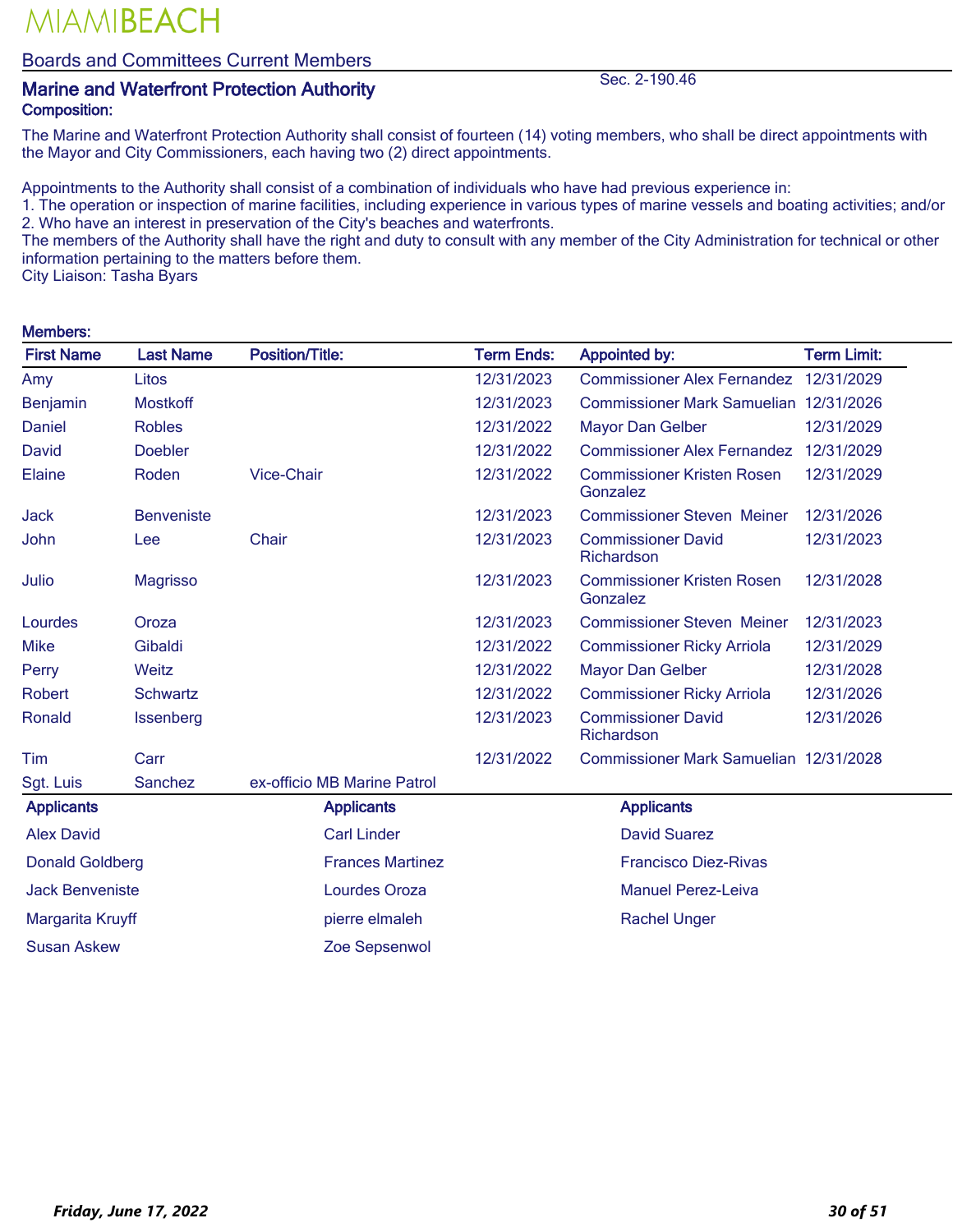# MIAMIBEACH

## Boards and Committees Current Members

### Marine and Waterfront Protection Authority

Sec. 2-190.46

**Composition:**

The Marine and Waterfront Protection Authority shall consist of fourteen (14) voting members, who shall be direct appointments with the Mayor and City Commissioners, each having two (2) direct appointments.

Appointments to the Authority shall consist of a combination of individuals who have had previous experience in:
1. The operation or inspection of marine facilities, including experience in various types of marine vessels and boating activities; and/or
2. Who have an interest in preservation of the City's beaches and waterfronts.
The members of the Authority shall have the right and duty to consult with any member of the City Administration for technical or other information pertaining to the matters before them.
City Liaison: Tasha Byars

**Members:**

| First Name | Last Name | Position/Title: | Term Ends: | Appointed by: | Term Limit: |
|---|---|---|---|---|---|
| Amy | Litos | | 12/31/2023 | Commissioner Alex Fernandez | 12/31/2029 |
| Benjamin | Mostkoff | | 12/31/2023 | Commissioner Mark Samuelian | 12/31/2026 |
| Daniel | Robles | | 12/31/2022 | Mayor Dan Gelber | 12/31/2029 |
| David | Doebler | | 12/31/2022 | Commissioner Alex Fernandez | 12/31/2029 |
| Elaine | Roden | Vice-Chair | 12/31/2022 | Commissioner Kristen Rosen Gonzalez | 12/31/2029 |
| Jack | Benveniste | | 12/31/2023 | Commissioner Steven Meiner | 12/31/2026 |
| John | Lee | Chair | 12/31/2023 | Commissioner David Richardson | 12/31/2023 |
| Julio | Magrisso | | 12/31/2023 | Commissioner Kristen Rosen Gonzalez | 12/31/2028 |
| Lourdes | Oroza | | 12/31/2023 | Commissioner Steven Meiner | 12/31/2023 |
| Mike | Gibaldi | | 12/31/2022 | Commissioner Ricky Arriola | 12/31/2029 |
| Perry | Weitz | | 12/31/2022 | Mayor Dan Gelber | 12/31/2028 |
| Robert | Schwartz | | 12/31/2022 | Commissioner Ricky Arriola | 12/31/2026 |
| Ronald | Issenberg | | 12/31/2023 | Commissioner David Richardson | 12/31/2026 |
| Tim | Carr | | 12/31/2022 | Commissioner Mark Samuelian | 12/31/2028 |
| Sgt. Luis | Sanchez | ex-officio MB Marine Patrol | | | |

| Applicants | Applicants | Applicants |
|---|---|---|
| Alex David | Carl Linder | David Suarez |
| Donald Goldberg | Frances Martinez | Francisco Diez-Rivas |
| Jack Benveniste | Lourdes Oroza | Manuel Perez-Leiva |
| Margarita Kruyff | pierre elmaleh | Rachel Unger |
| Susan Askew | Zoe Sepsenwol | |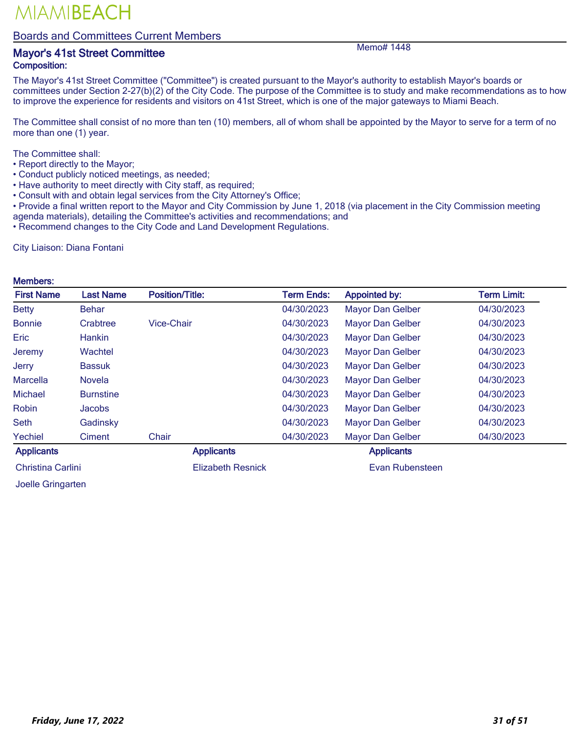MIAMIBEACH

Boards and Committees Current Members

## Mayor's 41st Street Committee

Memo# 1448

**Composition:**

The Mayor's 41st Street Committee ("Committee") is created pursuant to the Mayor's authority to establish Mayor's boards or committees under Section 2-27(b)(2) of the City Code. The purpose of the Committee is to study and make recommendations as to how to improve the experience for residents and visitors on 41st Street, which is one of the major gateways to Miami Beach.

The Committee shall consist of no more than ten (10) members, all of whom shall be appointed by the Mayor to serve for a term of no more than one (1) year.

The Committee shall:
- Report directly to the Mayor;
- Conduct publicly noticed meetings, as needed;
- Have authority to meet directly with City staff, as required;
- Consult with and obtain legal services from the City Attorney's Office;
- Provide a final written report to the Mayor and City Commission by June 1, 2018 (via placement in the City Commission meeting agenda materials), detailing the Committee's activities and recommendations; and
- Recommend changes to the City Code and Land Development Regulations.

City Liaison: Diana Fontani

**Members:**

| First Name | Last Name | Position/Title: | Term Ends: | Appointed by: | Term Limit: |
|---|---|---|---|---|---|
| Betty | Behar | | 04/30/2023 | Mayor Dan Gelber | 04/30/2023 |
| Bonnie | Crabtree | Vice-Chair | 04/30/2023 | Mayor Dan Gelber | 04/30/2023 |
| Eric | Hankin | | 04/30/2023 | Mayor Dan Gelber | 04/30/2023 |
| Jeremy | Wachtel | | 04/30/2023 | Mayor Dan Gelber | 04/30/2023 |
| Jerry | Bassuk | | 04/30/2023 | Mayor Dan Gelber | 04/30/2023 |
| Marcella | Novela | | 04/30/2023 | Mayor Dan Gelber | 04/30/2023 |
| Michael | Burnstine | | 04/30/2023 | Mayor Dan Gelber | 04/30/2023 |
| Robin | Jacobs | | 04/30/2023 | Mayor Dan Gelber | 04/30/2023 |
| Seth | Gadinsky | | 04/30/2023 | Mayor Dan Gelber | 04/30/2023 |
| Yechiel | Ciment | Chair | 04/30/2023 | Mayor Dan Gelber | 04/30/2023 |

| Applicants | Applicants | Applicants |
|---|---|---|
| Christina Carlini | Elizabeth Resnick | Evan Rubensteen |
| Joelle Gringarten | | |

*Friday, June 17, 2022*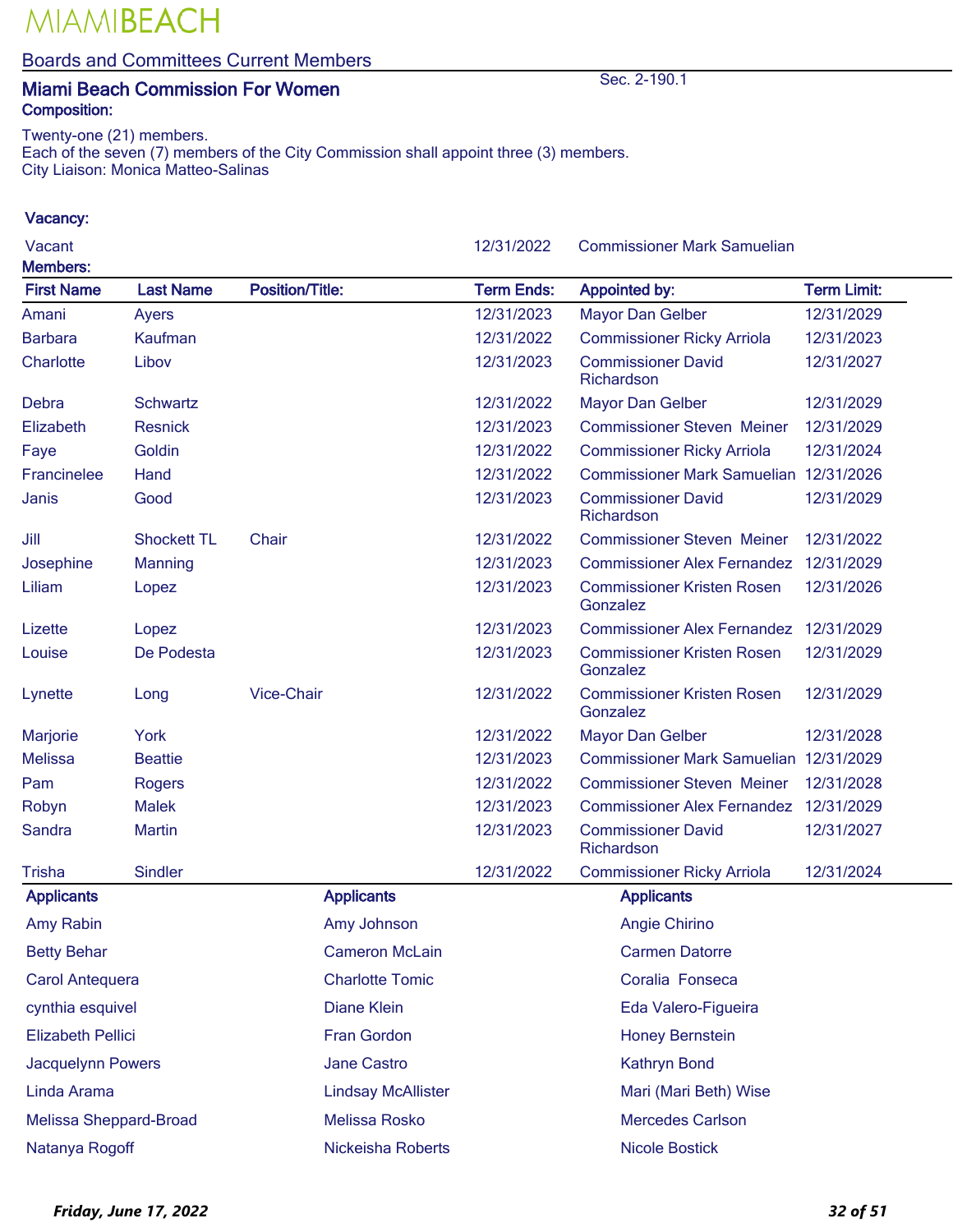# MIAMIBEACH

## Boards and Committees Current Members

### Miami Beach Commission For Women

Sec. 2-190.1

**Composition:**

Twenty-one (21) members.
Each of the seven (7) members of the City Commission shall appoint three (3) members.
City Liaison: Monica Matteo-Salinas

**Vacancy:**

| | Term Ends: | Appointed by: |
|---|---|---|
| Vacant | 12/31/2022 | Commissioner Mark Samuelian |

**Members:**

| First Name | Last Name | Position/Title: | Term Ends: | Appointed by: | Term Limit: |
|---|---|---|---|---|---|
| Amani | Ayers | | 12/31/2023 | Mayor Dan Gelber | 12/31/2029 |
| Barbara | Kaufman | | 12/31/2022 | Commissioner Ricky Arriola | 12/31/2023 |
| Charlotte | Libov | | 12/31/2023 | Commissioner David Richardson | 12/31/2027 |
| Debra | Schwartz | | 12/31/2022 | Mayor Dan Gelber | 12/31/2029 |
| Elizabeth | Resnick | | 12/31/2023 | Commissioner Steven Meiner | 12/31/2029 |
| Faye | Goldin | | 12/31/2022 | Commissioner Ricky Arriola | 12/31/2024 |
| Francinelee | Hand | | 12/31/2022 | Commissioner Mark Samuelian | 12/31/2026 |
| Janis | Good | | 12/31/2023 | Commissioner David Richardson | 12/31/2029 |
| Jill | Shockett TL | Chair | 12/31/2022 | Commissioner Steven Meiner | 12/31/2022 |
| Josephine | Manning | | 12/31/2023 | Commissioner Alex Fernandez | 12/31/2029 |
| Liliam | Lopez | | 12/31/2023 | Commissioner Kristen Rosen Gonzalez | 12/31/2026 |
| Lizette | Lopez | | 12/31/2023 | Commissioner Alex Fernandez | 12/31/2029 |
| Louise | De Podesta | | 12/31/2023 | Commissioner Kristen Rosen Gonzalez | 12/31/2029 |
| Lynette | Long | Vice-Chair | 12/31/2022 | Commissioner Kristen Rosen Gonzalez | 12/31/2029 |
| Marjorie | York | | 12/31/2022 | Mayor Dan Gelber | 12/31/2028 |
| Melissa | Beattie | | 12/31/2023 | Commissioner Mark Samuelian | 12/31/2029 |
| Pam | Rogers | | 12/31/2022 | Commissioner Steven Meiner | 12/31/2028 |
| Robyn | Malek | | 12/31/2023 | Commissioner Alex Fernandez | 12/31/2029 |
| Sandra | Martin | | 12/31/2023 | Commissioner David Richardson | 12/31/2027 |
| Trisha | Sindler | | 12/31/2022 | Commissioner Ricky Arriola | 12/31/2024 |

| Applicants | Applicants | Applicants |
|---|---|---|
| Amy Rabin | Amy Johnson | Angie Chirino |
| Betty Behar | Cameron McLain | Carmen Datorre |
| Carol Antequera | Charlotte Tomic | Coralia Fonseca |
| cynthia esquivel | Diane Klein | Eda Valero-Figueira |
| Elizabeth Pellici | Fran Gordon | Honey Bernstein |
| Jacquelynn Powers | Jane Castro | Kathryn Bond |
| Linda Arama | Lindsay McAllister | Mari (Mari Beth) Wise |
| Melissa Sheppard-Broad | Melissa Rosko | Mercedes Carlson |
| Natanya Rogoff | Nickeisha Roberts | Nicole Bostick |

*Friday, June 17, 2022*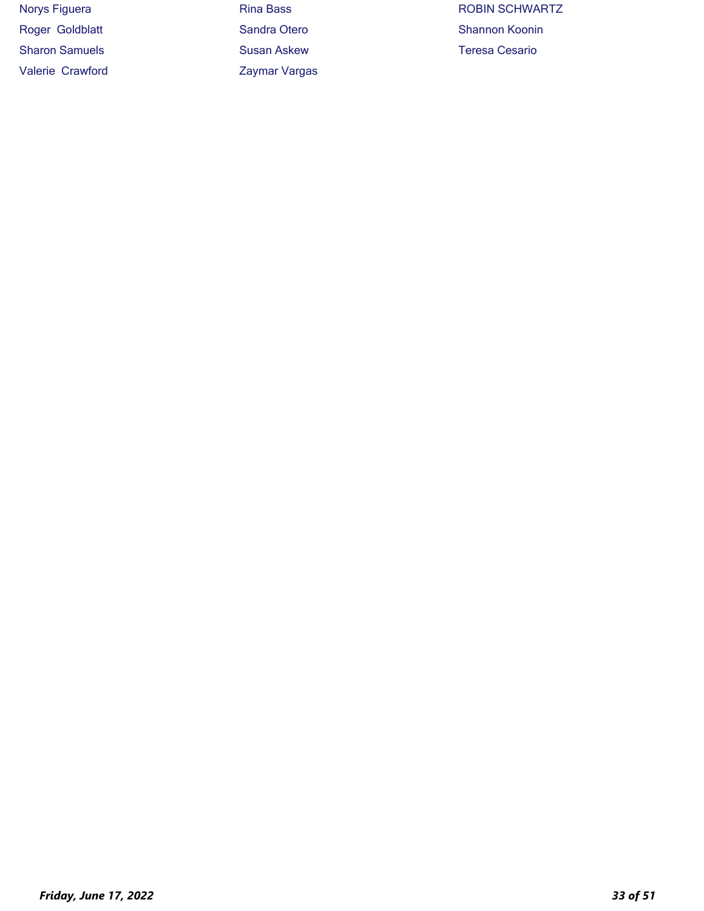Norys Figuera

Rina Bass

ROBIN SCHWARTZ

Roger Goldblatt

Sandra Otero

Shannon Koonin

Sharon Samuels

Susan Askew

Teresa Cesario

Valerie Crawford

Zaymar Vargas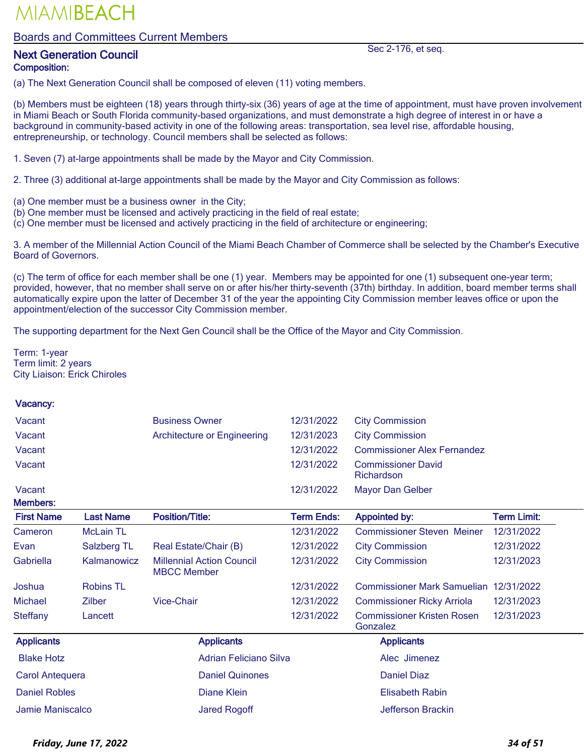MIAMIBEACH

## Boards and Committees Current Members

### Next Generation Council

Sec 2-176, et seq.

**Composition:**

(a) The Next Generation Council shall be composed of eleven (11) voting members.

(b) Members must be eighteen (18) years through thirty-six (36) years of age at the time of appointment, must have proven involvement in Miami Beach or South Florida community-based organizations, and must demonstrate a high degree of interest in or have a background in community-based activity in one of the following areas: transportation, sea level rise, affordable housing, entrepreneurship, or technology. Council members shall be selected as follows:

1. Seven (7) at-large appointments shall be made by the Mayor and City Commission.

2. Three (3) additional at-large appointments shall be made by the Mayor and City Commission as follows:

(a) One member must be a business owner in the City;
(b) One member must be licensed and actively practicing in the field of real estate;
(c) One member must be licensed and actively practicing in the field of architecture or engineering;

3. A member of the Millennial Action Council of the Miami Beach Chamber of Commerce shall be selected by the Chamber's Executive Board of Governors.

(c) The term of office for each member shall be one (1) year. Members may be appointed for one (1) subsequent one-year term; provided, however, that no member shall serve on or after his/her thirty-seventh (37th) birthday. In addition, board member terms shall automatically expire upon the latter of December 31 of the year the appointing City Commission member leaves office or upon the appointment/election of the successor City Commission member.

The supporting department for the Next Gen Council shall be the Office of the Mayor and City Commission.

Term: 1-year
Term limit: 2 years
City Liaison: Erick Chiroles

**Vacancy:**

| | | | |
|---|---|---|---|
| Vacant | Business Owner | 12/31/2022 | City Commission |
| Vacant | Architecture or Engineering | 12/31/2023 | City Commission |
| Vacant | | 12/31/2022 | Commissioner Alex Fernandez |
| Vacant | | 12/31/2022 | Commissioner David Richardson |
| Vacant | | 12/31/2022 | Mayor Dan Gelber |

**Members:**

| First Name | Last Name | Position/Title: | Term Ends: | Appointed by: | Term Limit: |
|---|---|---|---|---|---|
| Cameron | McLain TL | | 12/31/2022 | Commissioner Steven Meiner | 12/31/2022 |
| Evan | Salzberg TL | Real Estate/Chair (B) | 12/31/2022 | City Commission | 12/31/2022 |
| Gabriella | Kalmanowicz | Millennial Action Council MBCC Member | 12/31/2022 | City Commission | 12/31/2023 |
| Joshua | Robins TL | | 12/31/2022 | Commissioner Mark Samuelian | 12/31/2022 |
| Michael | Zilber | Vice-Chair | 12/31/2022 | Commissioner Ricky Arriola | 12/31/2023 |
| Steffany | Lancett | | 12/31/2022 | Commissioner Kristen Rosen Gonzalez | 12/31/2023 |

| Applicants | Applicants | Applicants |
|---|---|---|
| Blake Hotz | Adrian Feliciano Silva | Alec Jimenez |
| Carol Antequera | Daniel Quinones | Daniel Diaz |
| Daniel Robles | Diane Klein | Elisabeth Rabin |
| Jamie Maniscalco | Jared Rogoff | Jefferson Brackin |

*Friday, June 17, 2022*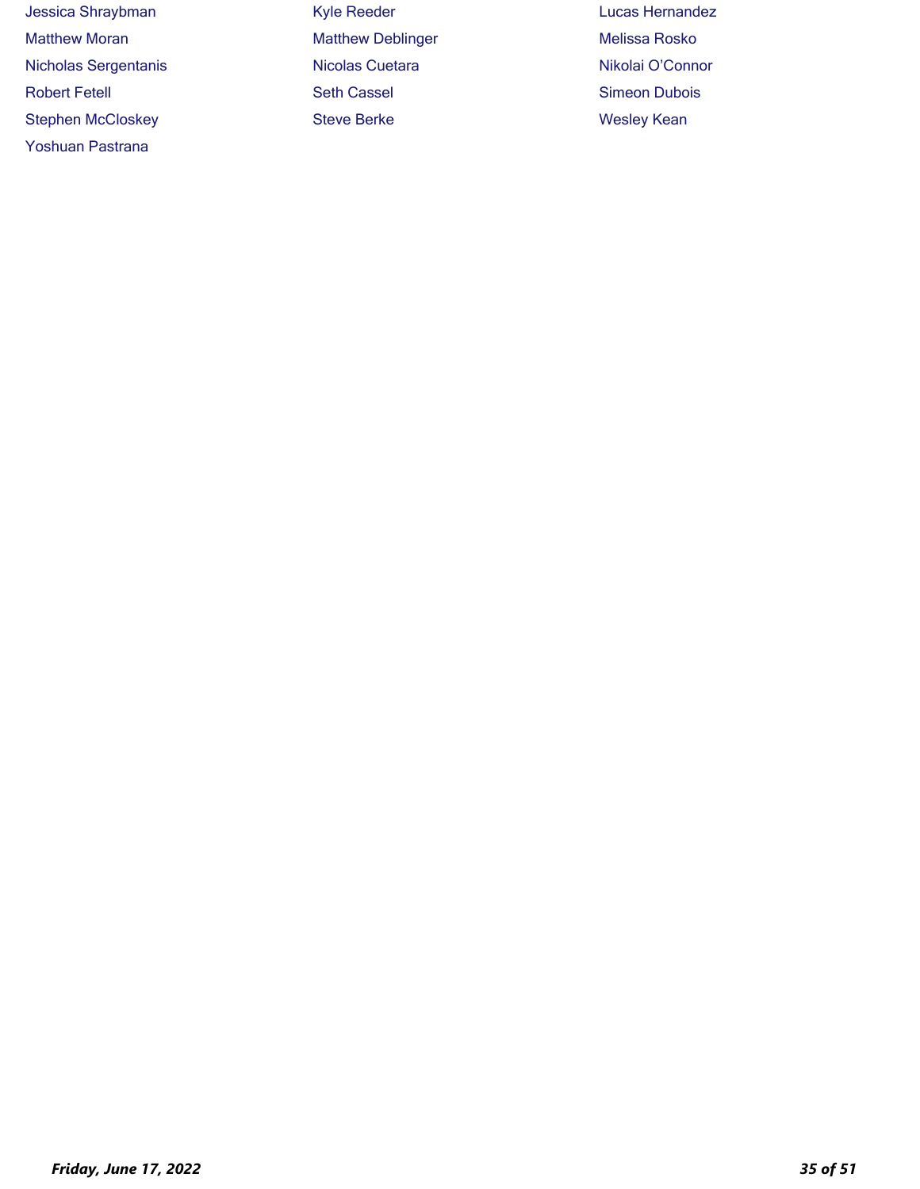Jessica Shraybman

Matthew Moran

Nicholas Sergentanis

Robert Fetell

Stephen McCloskey

Yoshuan Pastrana

Kyle Reeder

Matthew Deblinger

Nicolas Cuetara

Seth Cassel

Steve Berke

Lucas Hernandez

Melissa Rosko

Nikolai O'Connor

Simeon Dubois

Wesley Kean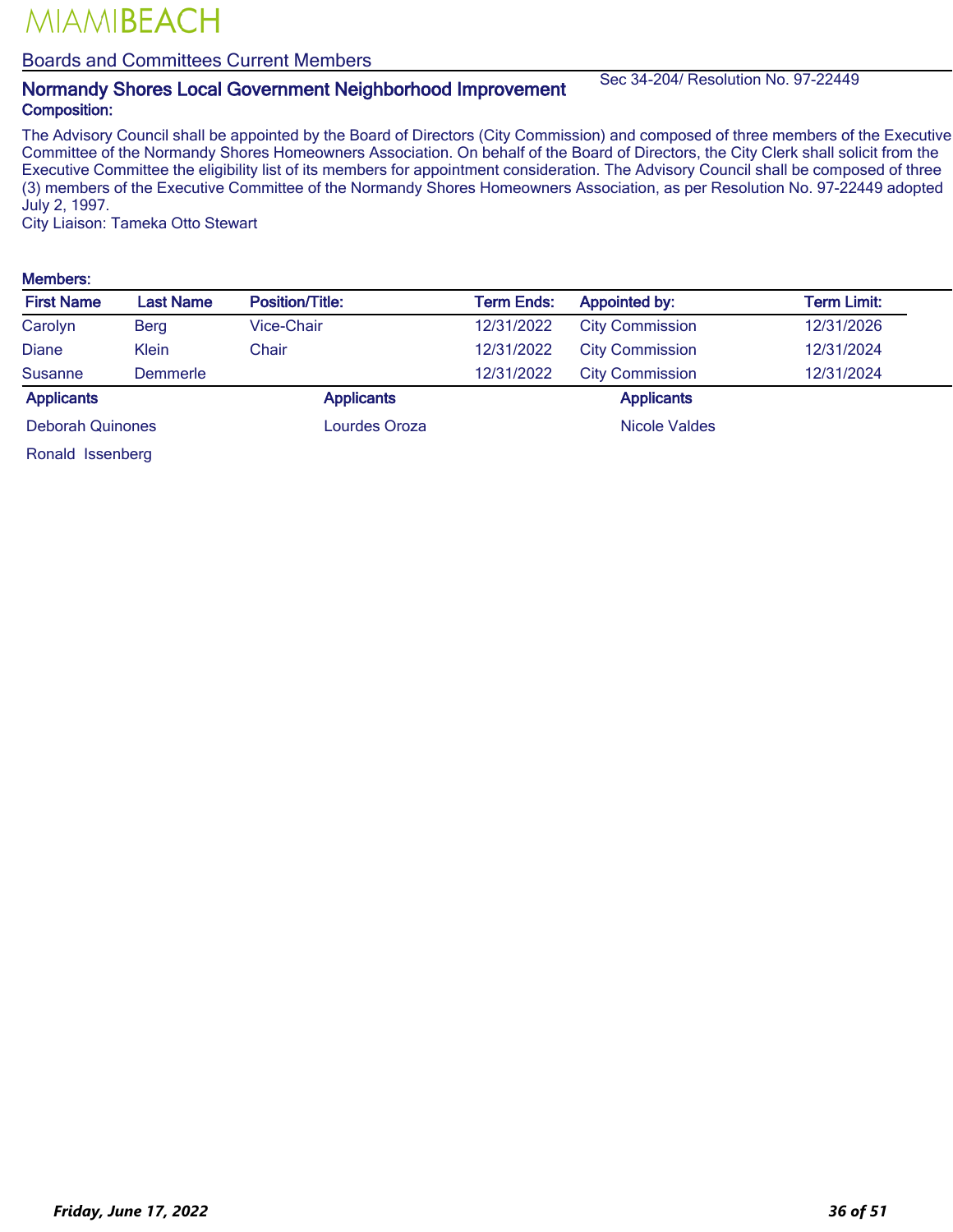MIAMIBEACH

Boards and Committees Current Members

## Normandy Shores Local Government Neighborhood Improvement

Sec 34-204/ Resolution No. 97-22449

**Composition:**

The Advisory Council shall be appointed by the Board of Directors (City Commission) and composed of three members of the Executive Committee of the Normandy Shores Homeowners Association. On behalf of the Board of Directors, the City Clerk shall solicit from the Executive Committee the eligibility list of its members for appointment consideration. The Advisory Council shall be composed of three (3) members of the Executive Committee of the Normandy Shores Homeowners Association, as per Resolution No. 97-22449 adopted July 2, 1997.

City Liaison: Tameka Otto Stewart

**Members:**

| First Name | Last Name | Position/Title: | Term Ends: | Appointed by: | Term Limit: |
|---|---|---|---|---|---|
| Carolyn | Berg | Vice-Chair | 12/31/2022 | City Commission | 12/31/2026 |
| Diane | Klein | Chair | 12/31/2022 | City Commission | 12/31/2024 |
| Susanne | Demmerle | | 12/31/2022 | City Commission | 12/31/2024 |

| Applicants | Applicants | Applicants |
|---|---|---|
| Deborah Quinones | Lourdes Oroza | Nicole Valdes |
| Ronald Issenberg | | |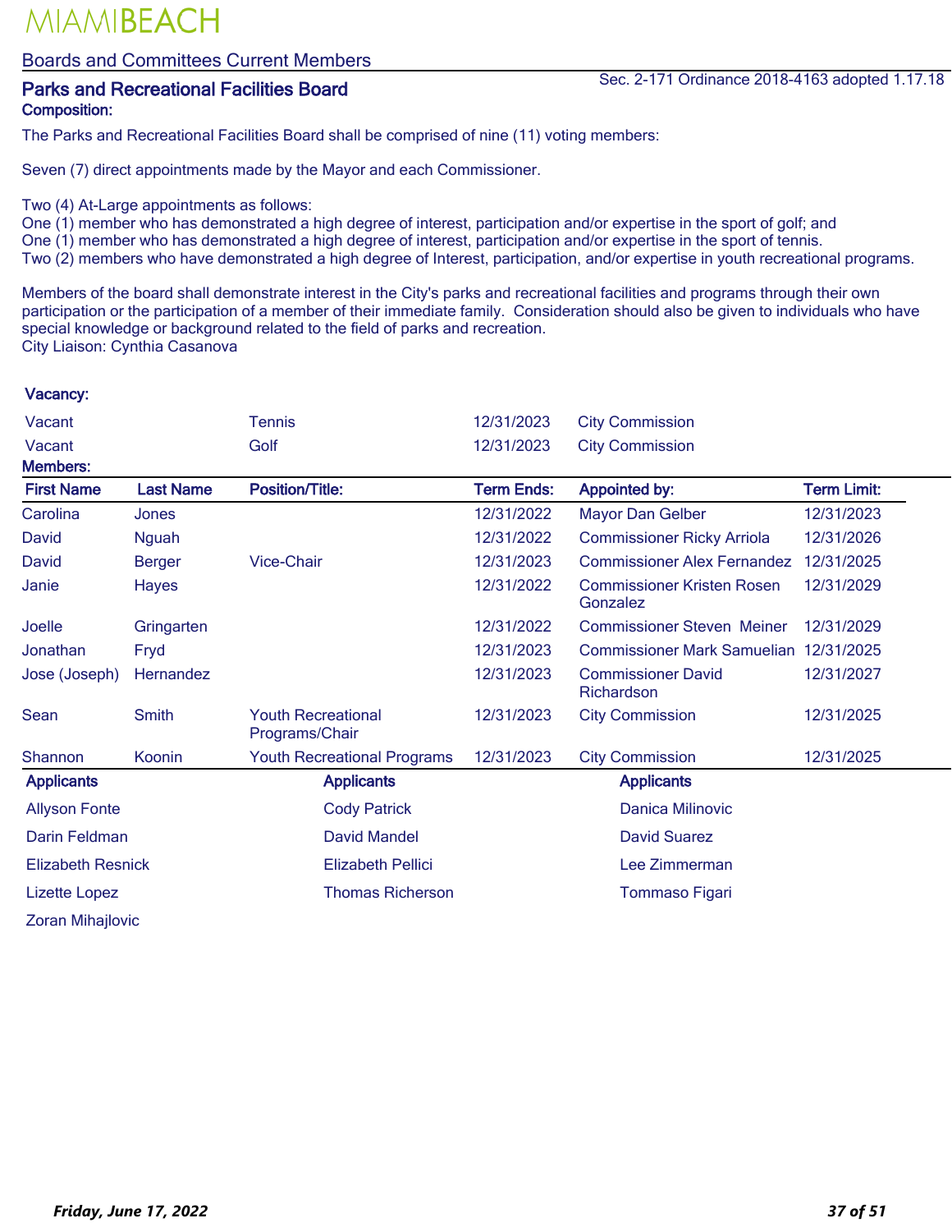MIAMIBEACH

## Boards and Committees Current Members

### Parks and Recreational Facilities Board

Sec. 2-171 Ordinance 2018-4163 adopted 1.17.18

**Composition:**

The Parks and Recreational Facilities Board shall be comprised of nine (11) voting members:

Seven (7) direct appointments made by the Mayor and each Commissioner.

Two (4) At-Large appointments as follows:
One (1) member who has demonstrated a high degree of interest, participation and/or expertise in the sport of golf; and
One (1) member who has demonstrated a high degree of interest, participation and/or expertise in the sport of tennis.
Two (2) members who have demonstrated a high degree of Interest, participation, and/or expertise in youth recreational programs.

Members of the board shall demonstrate interest in the City's parks and recreational facilities and programs through their own participation or the participation of a member of their immediate family. Consideration should also be given to individuals who have special knowledge or background related to the field of parks and recreation.
City Liaison: Cynthia Casanova

**Vacancy:**

| | | | |
|---|---|---|---|
| Vacant | Tennis | 12/31/2023 | City Commission |
| Vacant | Golf | 12/31/2023 | City Commission |

**Members:**

| First Name | Last Name | Position/Title: | Term Ends: | Appointed by: | Term Limit: |
|---|---|---|---|---|---|
| Carolina | Jones | | 12/31/2022 | Mayor Dan Gelber | 12/31/2023 |
| David | Nguah | | 12/31/2022 | Commissioner Ricky Arriola | 12/31/2026 |
| David | Berger | Vice-Chair | 12/31/2023 | Commissioner Alex Fernandez | 12/31/2025 |
| Janie | Hayes | | 12/31/2022 | Commissioner Kristen Rosen Gonzalez | 12/31/2029 |
| Joelle | Gringarten | | 12/31/2022 | Commissioner Steven Meiner | 12/31/2029 |
| Jonathan | Fryd | | 12/31/2023 | Commissioner Mark Samuelian | 12/31/2025 |
| Jose (Joseph) | Hernandez | | 12/31/2023 | Commissioner David Richardson | 12/31/2027 |
| Sean | Smith | Youth Recreational Programs/Chair | 12/31/2023 | City Commission | 12/31/2025 |
| Shannon | Koonin | Youth Recreational Programs | 12/31/2023 | City Commission | 12/31/2025 |

| Applicants | Applicants | Applicants |
|---|---|---|
| Allyson Fonte | Cody Patrick | Danica Milinovic |
| Darin Feldman | David Mandel | David Suarez |
| Elizabeth Resnick | Elizabeth Pellici | Lee Zimmerman |
| Lizette Lopez | Thomas Richerson | Tommaso Figari |
| Zoran Mihajlovic | | |

*Friday, June 17, 2022*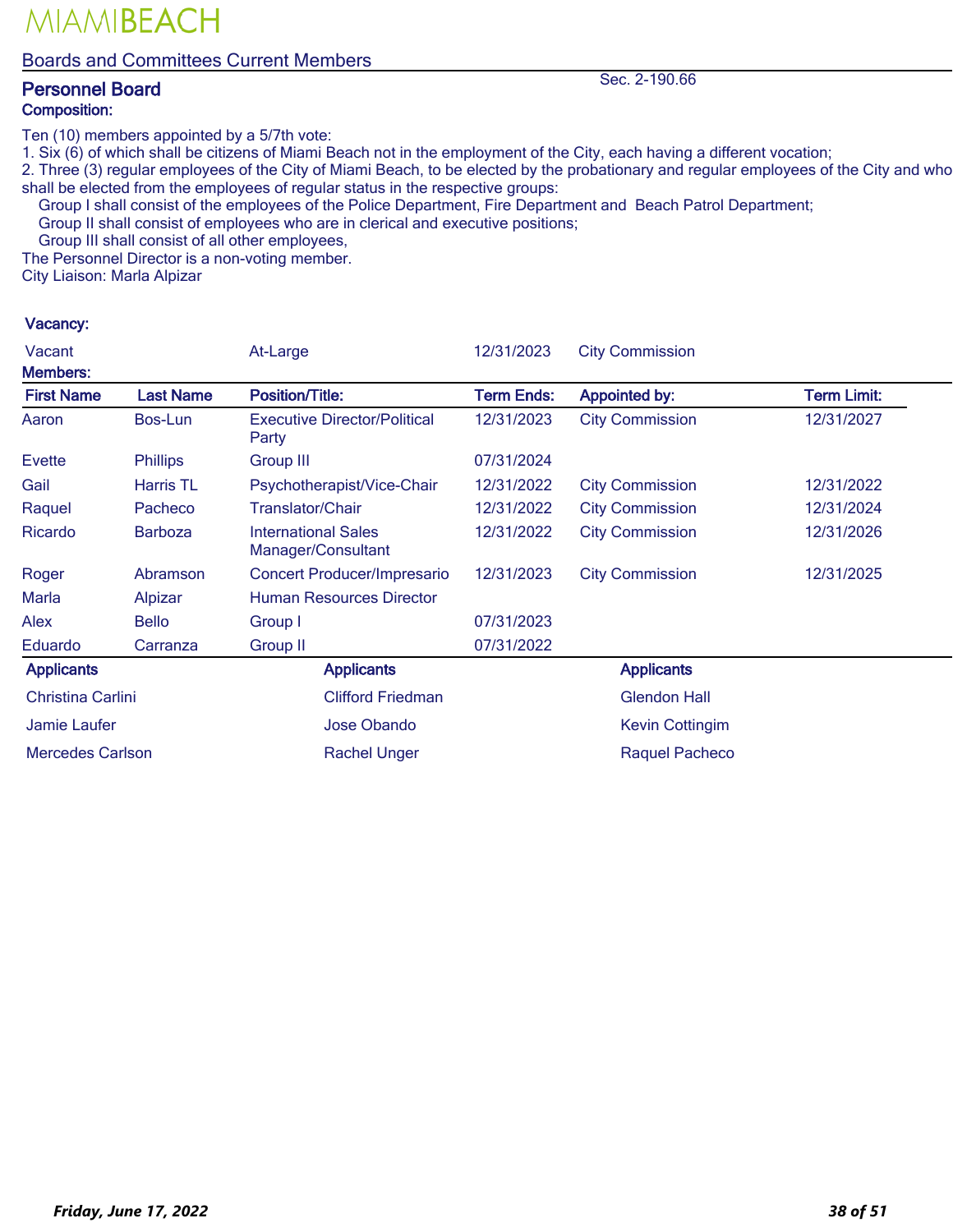# MIAMIBEACH

## Boards and Committees Current Members

### Personnel Board

Sec. 2-190.66

**Composition:**

Ten (10) members appointed by a 5/7th vote:
1. Six (6) of which shall be citizens of Miami Beach not in the employment of the City, each having a different vocation;
2. Three (3) regular employees of the City of Miami Beach, to be elected by the probationary and regular employees of the City and who shall be elected from the employees of regular status in the respective groups:
   Group I shall consist of the employees of the Police Department, Fire Department and Beach Patrol Department;
   Group II shall consist of employees who are in clerical and executive positions;
   Group III shall consist of all other employees,

The Personnel Director is a non-voting member.
City Liaison: Marla Alpizar

**Vacancy:**

| | | | |
|---|---|---|---|
| Vacant | At-Large | 12/31/2023 | City Commission |

**Members:**

| First Name | Last Name | Position/Title: | Term Ends: | Appointed by: | Term Limit: |
|---|---|---|---|---|---|
| Aaron | Bos-Lun | Executive Director/Political Party | 12/31/2023 | City Commission | 12/31/2027 |
| Evette | Phillips | Group III | 07/31/2024 | | |
| Gail | Harris TL | Psychotherapist/Vice-Chair | 12/31/2022 | City Commission | 12/31/2022 |
| Raquel | Pacheco | Translator/Chair | 12/31/2022 | City Commission | 12/31/2024 |
| Ricardo | Barboza | International Sales Manager/Consultant | 12/31/2022 | City Commission | 12/31/2026 |
| Roger | Abramson | Concert Producer/Impresario | 12/31/2023 | City Commission | 12/31/2025 |
| Marla | Alpizar | Human Resources Director | | | |
| Alex | Bello | Group I | 07/31/2023 | | |
| Eduardo | Carranza | Group II | 07/31/2022 | | |

| Applicants | Applicants | Applicants |
|---|---|---|
| Christina Carlini | Clifford Friedman | Glendon Hall |
| Jamie Laufer | Jose Obando | Kevin Cottingim |
| Mercedes Carlson | Rachel Unger | Raquel Pacheco |

*Friday, June 17, 2022*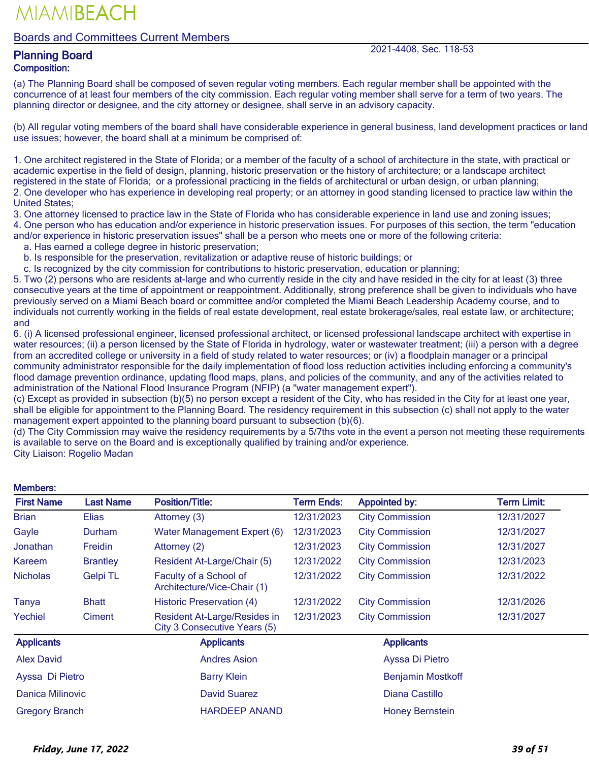MIAMIBEACH

## Boards and Committees Current Members

## Planning Board

2021-4408, Sec. 118-53

**Composition:**

(a) The Planning Board shall be composed of seven regular voting members. Each regular member shall be appointed with the concurrence of at least four members of the city commission. Each regular voting member shall serve for a term of two years. The planning director or designee, and the city attorney or designee, shall serve in an advisory capacity.

(b) All regular voting members of the board shall have considerable experience in general business, land development practices or land use issues; however, the board shall at a minimum be comprised of:

1. One architect registered in the State of Florida; or a member of the faculty of a school of architecture in the state, with practical or academic expertise in the field of design, planning, historic preservation or the history of architecture; or a landscape architect registered in the state of Florida; or a professional practicing in the fields of architectural or urban design, or urban planning;
2. One developer who has experience in developing real property; or an attorney in good standing licensed to practice law within the United States;
3. One attorney licensed to practice law in the State of Florida who has considerable experience in land use and zoning issues;
4. One person who has education and/or experience in historic preservation issues. For purposes of this section, the term "education and/or experience in historic preservation issues" shall be a person who meets one or more of the following criteria:
   a. Has earned a college degree in historic preservation;
   b. Is responsible for the preservation, revitalization or adaptive reuse of historic buildings; or
   c. Is recognized by the city commission for contributions to historic preservation, education or planning;
5. Two (2) persons who are residents at-large and who currently reside in the city and have resided in the city for at least (3) three consecutive years at the time of appointment or reappointment. Additionally, strong preference shall be given to individuals who have previously served on a Miami Beach board or committee and/or completed the Miami Beach Leadership Academy course, and to individuals not currently working in the fields of real estate development, real estate brokerage/sales, real estate law, or architecture; and
6. (i) A licensed professional engineer, licensed professional architect, or licensed professional landscape architect with expertise in water resources; (ii) a person licensed by the State of Florida in hydrology, water or wastewater treatment; (iii) a person with a degree from an accredited college or university in a field of study related to water resources; or (iv) a floodplain manager or a principal community administrator responsible for the daily implementation of flood loss reduction activities including enforcing a community's flood damage prevention ordinance, updating flood maps, plans, and policies of the community, and any of the activities related to administration of the National Flood Insurance Program (NFIP) (a "water management expert").

(c) Except as provided in subsection (b)(5) no person except a resident of the City, who has resided in the City for at least one year, shall be eligible for appointment to the Planning Board. The residency requirement in this subsection (c) shall not apply to the water management expert appointed to the planning board pursuant to subsection (b)(6).
(d) The City Commission may waive the residency requirements by a 5/7ths vote in the event a person not meeting these requirements is available to serve on the Board and is exceptionally qualified by training and/or experience.
City Liaison: Rogelio Madan

**Members:**

| First Name | Last Name | Position/Title: | Term Ends: | Appointed by: | Term Limit: |
|---|---|---|---|---|---|
| Brian | Elias | Attorney (3) | 12/31/2023 | City Commission | 12/31/2027 |
| Gayle | Durham | Water Management Expert (6) | 12/31/2023 | City Commission | 12/31/2027 |
| Jonathan | Freidin | Attorney (2) | 12/31/2023 | City Commission | 12/31/2027 |
| Kareem | Brantley | Resident At-Large/Chair (5) | 12/31/2022 | City Commission | 12/31/2023 |
| Nicholas | Gelpi TL | Faculty of a School of Architecture/Vice-Chair (1) | 12/31/2022 | City Commission | 12/31/2022 |
| Tanya | Bhatt | Historic Preservation (4) | 12/31/2022 | City Commission | 12/31/2026 |
| Yechiel | Ciment | Resident At-Large/Resides in City 3 Consecutive Years (5) | 12/31/2023 | City Commission | 12/31/2027 |

| Applicants | Applicants | Applicants |
|---|---|---|
| Alex David | Andres Asion | Ayssa Di Pietro |
| Ayssa  Di Pietro | Barry Klein | Benjamin Mostkoff |
| Danica Milinovic | David Suarez | Diana Castillo |
| Gregory Branch | HARDEEP ANAND | Honey Bernstein |

*Friday, June 17, 2022*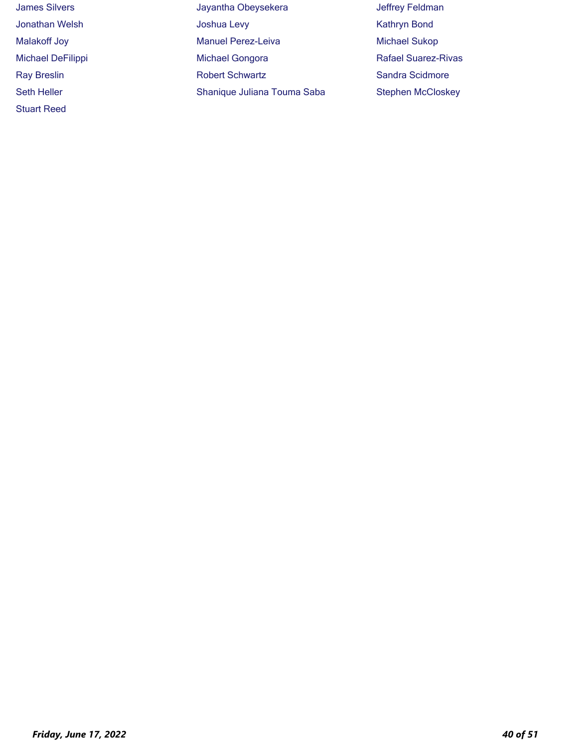James Silvers

Jayantha Obeysekera

Jeffrey Feldman

Jonathan Welsh

Joshua Levy

Kathryn Bond

Malakoff Joy

Manuel Perez-Leiva

Michael Sukop

Michael DeFilippi

Michael Gongora

Rafael Suarez-Rivas

Ray Breslin

Robert Schwartz

Sandra Scidmore

Seth Heller

Shanique Juliana Touma Saba

Stephen McCloskey

Stuart Reed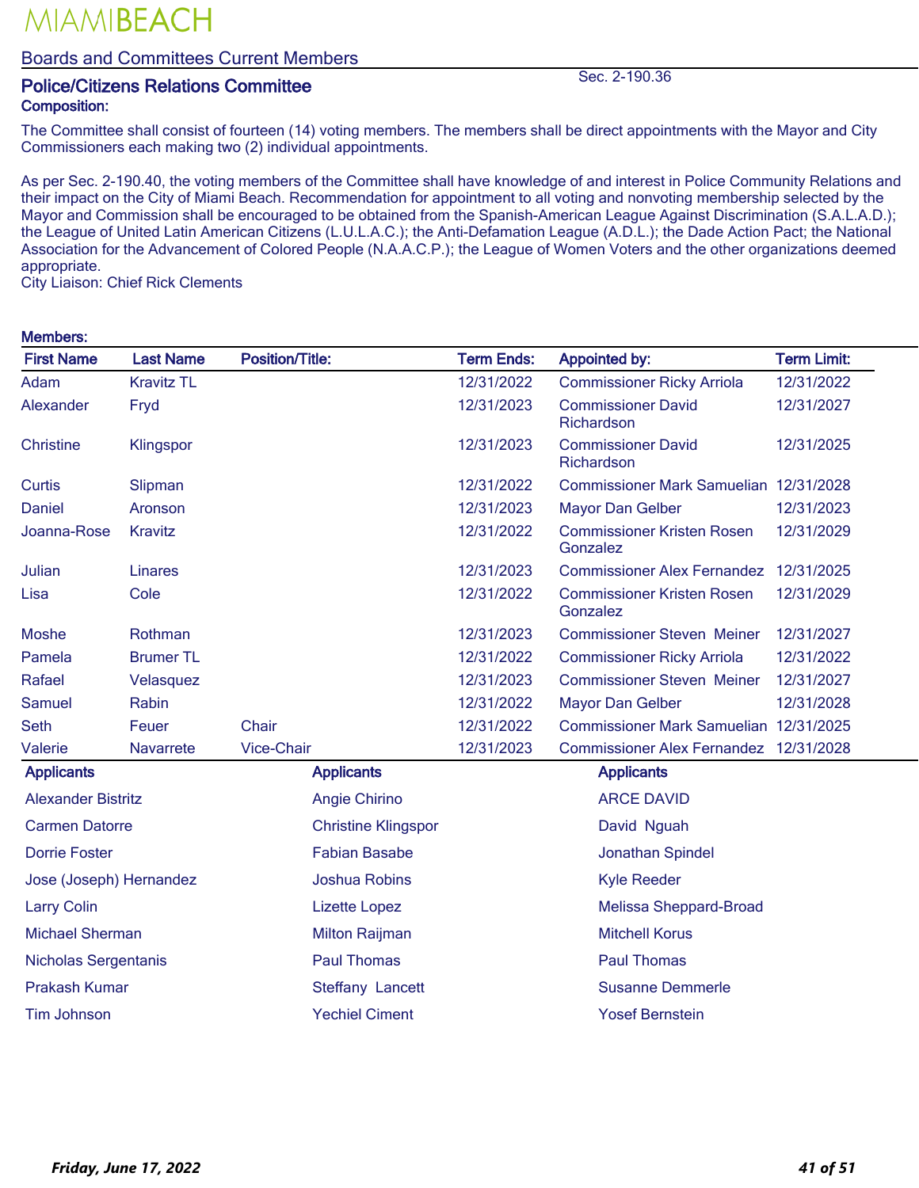MIAMIBEACH

## Boards and Committees Current Members

### Police/Citizens Relations Committee

Sec. 2-190.36

**Composition:**

The Committee shall consist of fourteen (14) voting members. The members shall be direct appointments with the Mayor and City Commissioners each making two (2) individual appointments.

As per Sec. 2-190.40, the voting members of the Committee shall have knowledge of and interest in Police Community Relations and their impact on the City of Miami Beach. Recommendation for appointment to all voting and nonvoting membership selected by the Mayor and Commission shall be encouraged to be obtained from the Spanish-American League Against Discrimination (S.A.L.A.D.); the League of United Latin American Citizens (L.U.L.A.C.); the Anti-Defamation League (A.D.L.); the Dade Action Pact; the National Association for the Advancement of Colored People (N.A.A.C.P.); the League of Women Voters and the other organizations deemed appropriate.
City Liaison: Chief Rick Clements

**Members:**

| First Name | Last Name | Position/Title: | Term Ends: | Appointed by: | Term Limit: |
|---|---|---|---|---|---|
| Adam | Kravitz TL | | 12/31/2022 | Commissioner Ricky Arriola | 12/31/2022 |
| Alexander | Fryd | | 12/31/2023 | Commissioner David Richardson | 12/31/2027 |
| Christine | Klingspor | | 12/31/2023 | Commissioner David Richardson | 12/31/2025 |
| Curtis | Slipman | | 12/31/2022 | Commissioner Mark Samuelian | 12/31/2028 |
| Daniel | Aronson | | 12/31/2023 | Mayor Dan Gelber | 12/31/2023 |
| Joanna-Rose | Kravitz | | 12/31/2022 | Commissioner Kristen Rosen Gonzalez | 12/31/2029 |
| Julian | Linares | | 12/31/2023 | Commissioner Alex Fernandez | 12/31/2025 |
| Lisa | Cole | | 12/31/2022 | Commissioner Kristen Rosen Gonzalez | 12/31/2029 |
| Moshe | Rothman | | 12/31/2023 | Commissioner Steven Meiner | 12/31/2027 |
| Pamela | Brumer TL | | 12/31/2022 | Commissioner Ricky Arriola | 12/31/2022 |
| Rafael | Velasquez | | 12/31/2023 | Commissioner Steven Meiner | 12/31/2027 |
| Samuel | Rabin | | 12/31/2022 | Mayor Dan Gelber | 12/31/2028 |
| Seth | Feuer | Chair | 12/31/2022 | Commissioner Mark Samuelian | 12/31/2025 |
| Valerie | Navarrete | Vice-Chair | 12/31/2023 | Commissioner Alex Fernandez | 12/31/2028 |

| Applicants | Applicants | Applicants |
|---|---|---|
| Alexander Bistritz | Angie Chirino | ARCE DAVID |
| Carmen Datorre | Christine Klingspor | David Nguah |
| Dorrie Foster | Fabian Basabe | Jonathan Spindel |
| Jose (Joseph) Hernandez | Joshua Robins | Kyle Reeder |
| Larry Colin | Lizette Lopez | Melissa Sheppard-Broad |
| Michael Sherman | Milton Raijman | Mitchell Korus |
| Nicholas Sergentanis | Paul Thomas | Paul Thomas |
| Prakash Kumar | Steffany Lancett | Susanne Demmerle |
| Tim Johnson | Yechiel Ciment | Yosef Bernstein |

*Friday, June 17, 2022*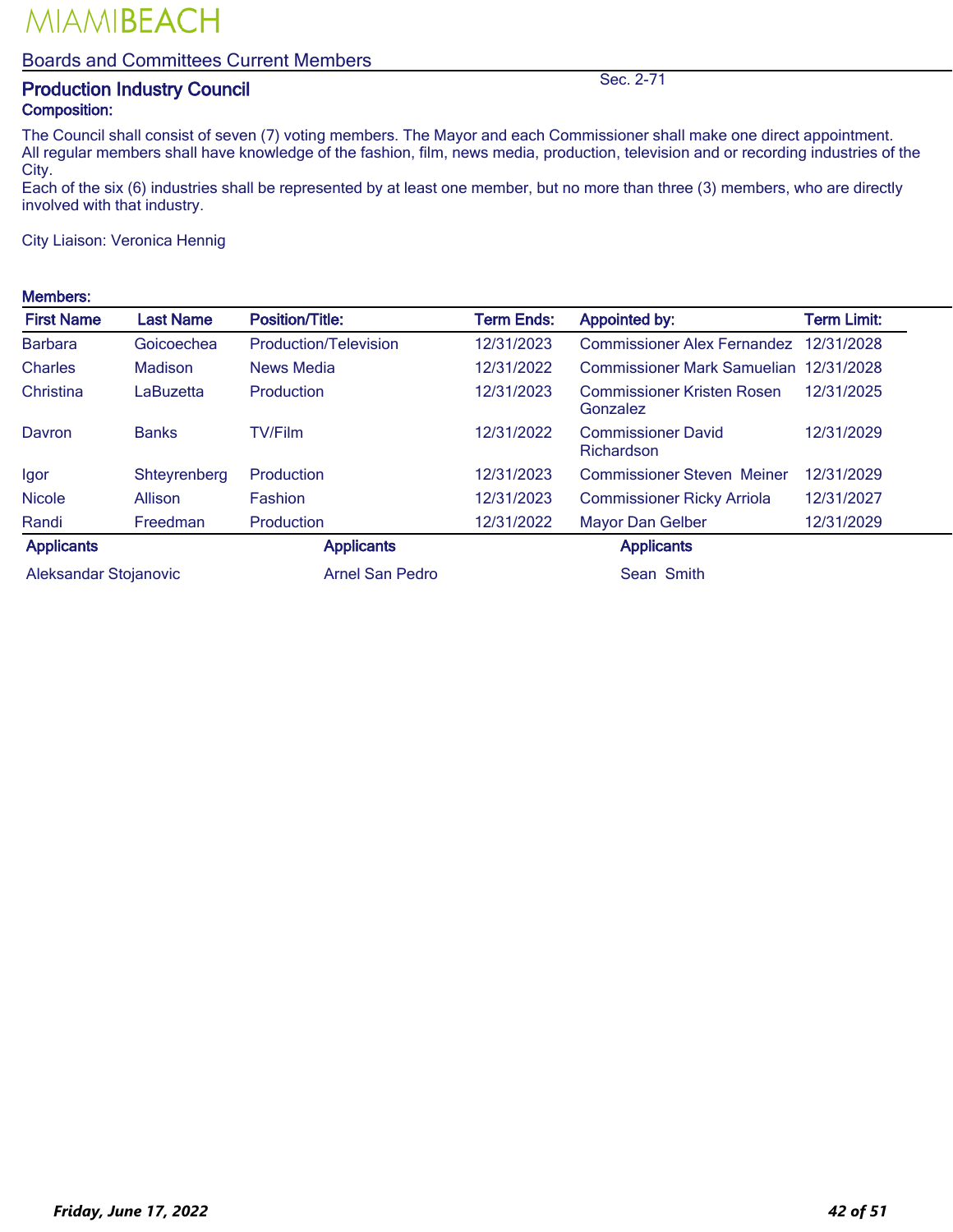MIAMIBEACH

## Boards and Committees Current Members

### Production Industry Council

Sec. 2-71

**Composition:**

The Council shall consist of seven (7) voting members. The Mayor and each Commissioner shall make one direct appointment. All regular members shall have knowledge of the fashion, film, news media, production, television and or recording industries of the City.
Each of the six (6) industries shall be represented by at least one member, but no more than three (3) members, who are directly involved with that industry.

City Liaison: Veronica Hennig

**Members:**

| First Name | Last Name | Position/Title: | Term Ends: | Appointed by: | Term Limit: |
|---|---|---|---|---|---|
| Barbara | Goicoechea | Production/Television | 12/31/2023 | Commissioner Alex Fernandez | 12/31/2028 |
| Charles | Madison | News Media | 12/31/2022 | Commissioner Mark Samuelian | 12/31/2028 |
| Christina | LaBuzetta | Production | 12/31/2023 | Commissioner Kristen Rosen Gonzalez | 12/31/2025 |
| Davron | Banks | TV/Film | 12/31/2022 | Commissioner David Richardson | 12/31/2029 |
| Igor | Shteyrenberg | Production | 12/31/2023 | Commissioner Steven Meiner | 12/31/2029 |
| Nicole | Allison | Fashion | 12/31/2023 | Commissioner Ricky Arriola | 12/31/2027 |
| Randi | Freedman | Production | 12/31/2022 | Mayor Dan Gelber | 12/31/2029 |

| Applicants | Applicants | Applicants |
|---|---|---|
| Aleksandar Stojanovic | Arnel San Pedro | Sean Smith |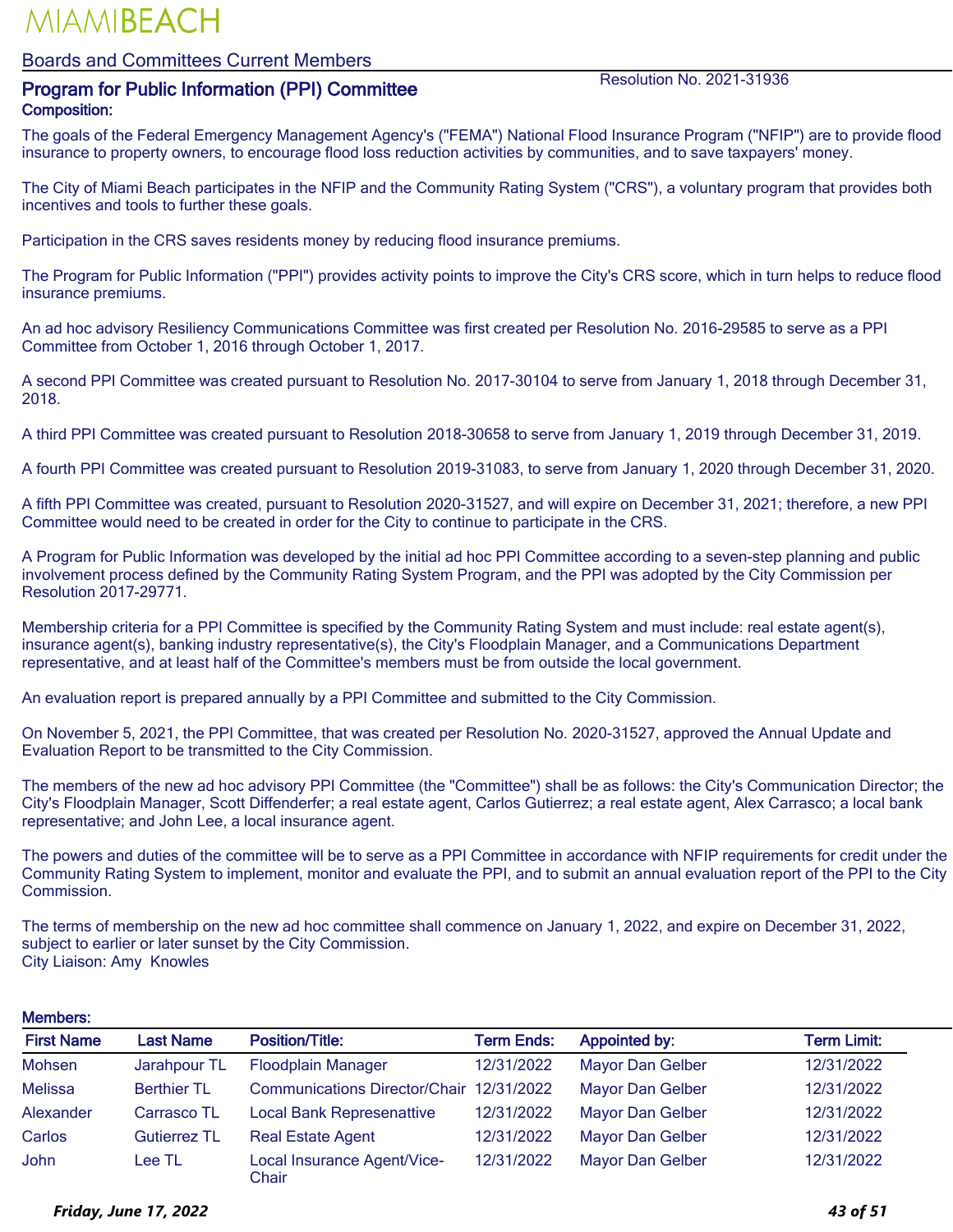MIAMIBEACH

## Boards and Committees Current Members

## Program for Public Information (PPI) Committee

Resolution No. 2021-31936

**Composition:**

The goals of the Federal Emergency Management Agency's ("FEMA") National Flood Insurance Program ("NFIP") are to provide flood insurance to property owners, to encourage flood loss reduction activities by communities, and to save taxpayers' money.

The City of Miami Beach participates in the NFIP and the Community Rating System ("CRS"), a voluntary program that provides both incentives and tools to further these goals.

Participation in the CRS saves residents money by reducing flood insurance premiums.

The Program for Public Information ("PPI") provides activity points to improve the City's CRS score, which in turn helps to reduce flood insurance premiums.

An ad hoc advisory Resiliency Communications Committee was first created per Resolution No. 2016-29585 to serve as a PPI Committee from October 1, 2016 through October 1, 2017.

A second PPI Committee was created pursuant to Resolution No. 2017-30104 to serve from January 1, 2018 through December 31, 2018.

A third PPI Committee was created pursuant to Resolution 2018-30658 to serve from January 1, 2019 through December 31, 2019.

A fourth PPI Committee was created pursuant to Resolution 2019-31083, to serve from January 1, 2020 through December 31, 2020.

A fifth PPI Committee was created, pursuant to Resolution 2020-31527, and will expire on December 31, 2021; therefore, a new PPI Committee would need to be created in order for the City to continue to participate in the CRS.

A Program for Public Information was developed by the initial ad hoc PPI Committee according to a seven-step planning and public involvement process defined by the Community Rating System Program, and the PPI was adopted by the City Commission per Resolution 2017-29771.

Membership criteria for a PPI Committee is specified by the Community Rating System and must include: real estate agent(s), insurance agent(s), banking industry representative(s), the City's Floodplain Manager, and a Communications Department representative, and at least half of the Committee's members must be from outside the local government.

An evaluation report is prepared annually by a PPI Committee and submitted to the City Commission.

On November 5, 2021, the PPI Committee, that was created per Resolution No. 2020-31527, approved the Annual Update and Evaluation Report to be transmitted to the City Commission.

The members of the new ad hoc advisory PPI Committee (the "Committee") shall be as follows: the City's Communication Director; the City's Floodplain Manager, Scott Diffenderfer; a real estate agent, Carlos Gutierrez; a real estate agent, Alex Carrasco; a local bank representative; and John Lee, a local insurance agent.

The powers and duties of the committee will be to serve as a PPI Committee in accordance with NFIP requirements for credit under the Community Rating System to implement, monitor and evaluate the PPI, and to submit an annual evaluation report of the PPI to the City Commission.

The terms of membership on the new ad hoc committee shall commence on January 1, 2022, and expire on December 31, 2022, subject to earlier or later sunset by the City Commission.
City Liaison: Amy Knowles

**Members:**

| First Name | Last Name | Position/Title: | Term Ends: | Appointed by: | Term Limit: |
|---|---|---|---|---|---|
| Mohsen | Jarahpour TL | Floodplain Manager | 12/31/2022 | Mayor Dan Gelber | 12/31/2022 |
| Melissa | Berthier TL | Communications Director/Chair | 12/31/2022 | Mayor Dan Gelber | 12/31/2022 |
| Alexander | Carrasco TL | Local Bank Represenattive | 12/31/2022 | Mayor Dan Gelber | 12/31/2022 |
| Carlos | Gutierrez TL | Real Estate Agent | 12/31/2022 | Mayor Dan Gelber | 12/31/2022 |
| John | Lee TL | Local Insurance Agent/Vice-Chair | 12/31/2022 | Mayor Dan Gelber | 12/31/2022 |

*Friday, June 17, 2022*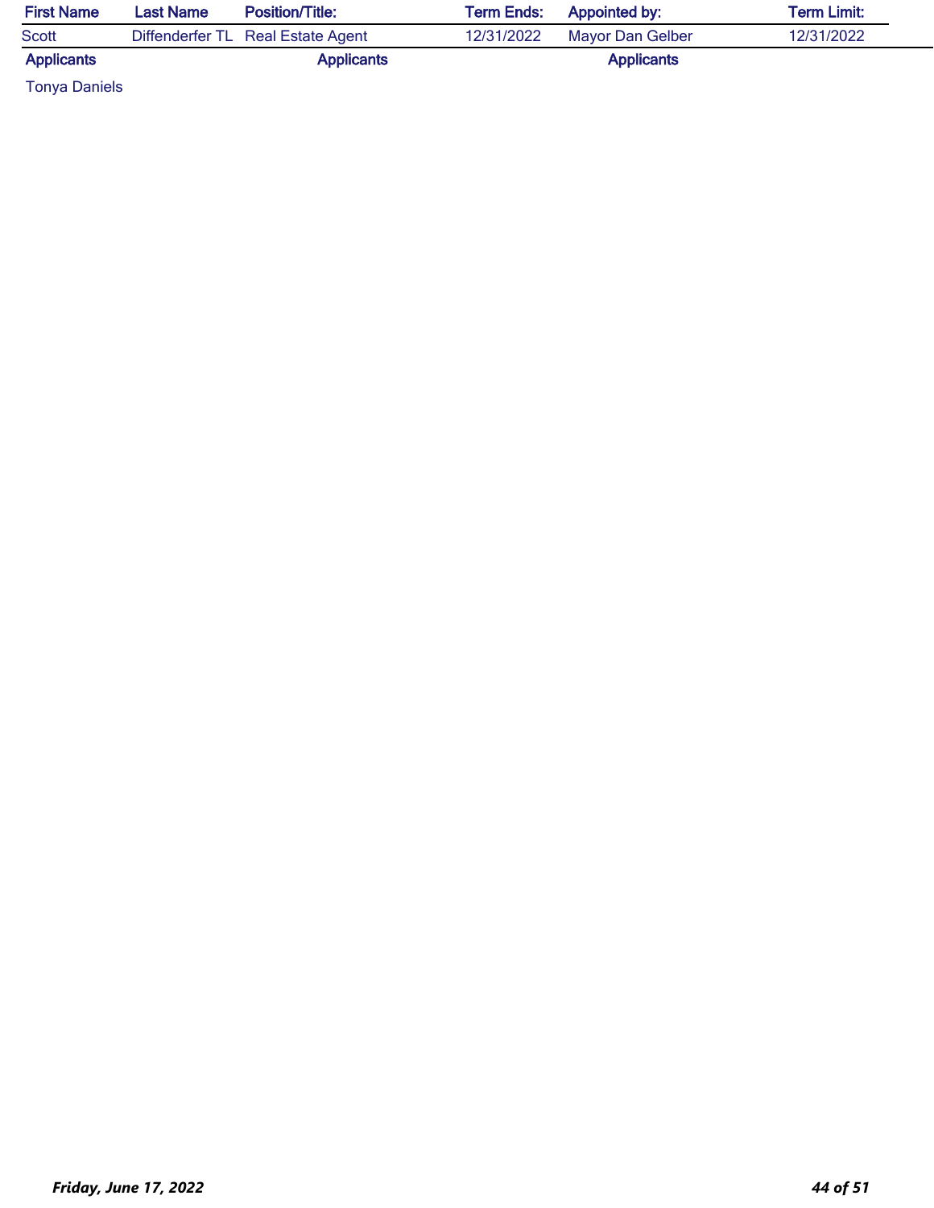| First Name | Last Name | Position/Title: | Term Ends: | Appointed by: | Term Limit: |
|---|---|---|---|---|---|
| Scott | Diffenderfer TL | Real Estate Agent | 12/31/2022 | Mayor Dan Gelber | 12/31/2022 |

| Applicants | Applicants | Applicants |
|---|---|---|
| Tonya Daniels | | |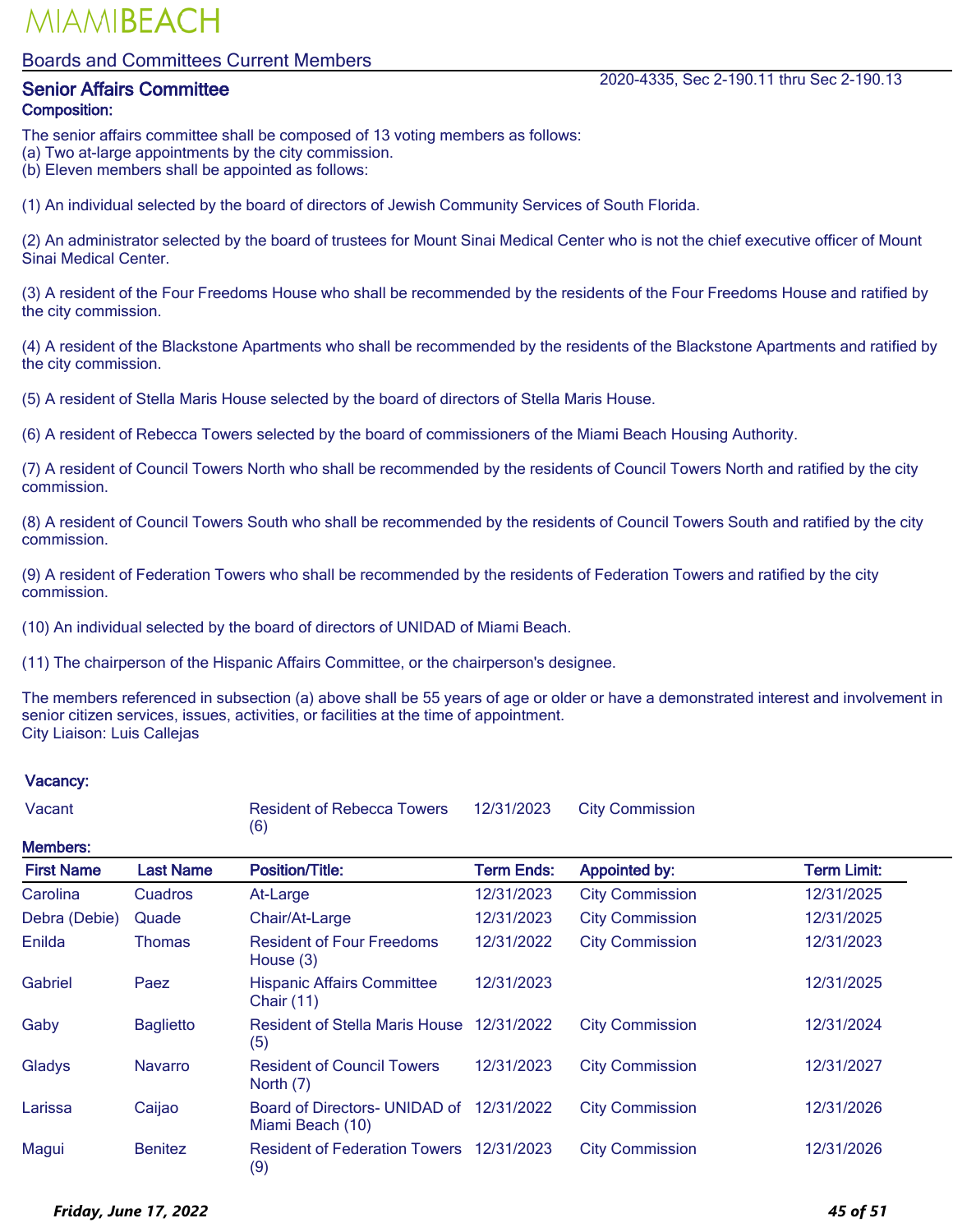MIAMIBEACH

## Boards and Committees Current Members

### Senior Affairs Committee

2020-4335, Sec 2-190.11 thru Sec 2-190.13

**Composition:**

The senior affairs committee shall be composed of 13 voting members as follows:
(a) Two at-large appointments by the city commission.
(b) Eleven members shall be appointed as follows:

(1) An individual selected by the board of directors of Jewish Community Services of South Florida.

(2) An administrator selected by the board of trustees for Mount Sinai Medical Center who is not the chief executive officer of Mount Sinai Medical Center.

(3) A resident of the Four Freedoms House who shall be recommended by the residents of the Four Freedoms House and ratified by the city commission.

(4) A resident of the Blackstone Apartments who shall be recommended by the residents of the Blackstone Apartments and ratified by the city commission.

(5) A resident of Stella Maris House selected by the board of directors of Stella Maris House.

(6) A resident of Rebecca Towers selected by the board of commissioners of the Miami Beach Housing Authority.

(7) A resident of Council Towers North who shall be recommended by the residents of Council Towers North and ratified by the city commission.

(8) A resident of Council Towers South who shall be recommended by the residents of Council Towers South and ratified by the city commission.

(9) A resident of Federation Towers who shall be recommended by the residents of Federation Towers and ratified by the city commission.

(10) An individual selected by the board of directors of UNIDAD of Miami Beach.

(11) The chairperson of the Hispanic Affairs Committee, or the chairperson's designee.

The members referenced in subsection (a) above shall be 55 years of age or older or have a demonstrated interest and involvement in senior citizen services, issues, activities, or facilities at the time of appointment.
City Liaison: Luis Callejas

**Vacancy:**

| | Position/Title | Term Ends | Appointed by |
|---|---|---|---|
| Vacant | Resident of Rebecca Towers (6) | 12/31/2023 | City Commission |

**Members:**

| First Name | Last Name | Position/Title: | Term Ends: | Appointed by: | Term Limit: |
|---|---|---|---|---|---|
| Carolina | Cuadros | At-Large | 12/31/2023 | City Commission | 12/31/2025 |
| Debra (Debie) | Quade | Chair/At-Large | 12/31/2023 | City Commission | 12/31/2025 |
| Enilda | Thomas | Resident of Four Freedoms House (3) | 12/31/2022 | City Commission | 12/31/2023 |
| Gabriel | Paez | Hispanic Affairs Committee Chair (11) | 12/31/2023 | | 12/31/2025 |
| Gaby | Baglietto | Resident of Stella Maris House (5) | 12/31/2022 | City Commission | 12/31/2024 |
| Gladys | Navarro | Resident of Council Towers North (7) | 12/31/2023 | City Commission | 12/31/2027 |
| Larissa | Caijao | Board of Directors- UNIDAD of Miami Beach (10) | 12/31/2022 | City Commission | 12/31/2026 |
| Magui | Benitez | Resident of Federation Towers (9) | 12/31/2023 | City Commission | 12/31/2026 |

*Friday, June 17, 2022*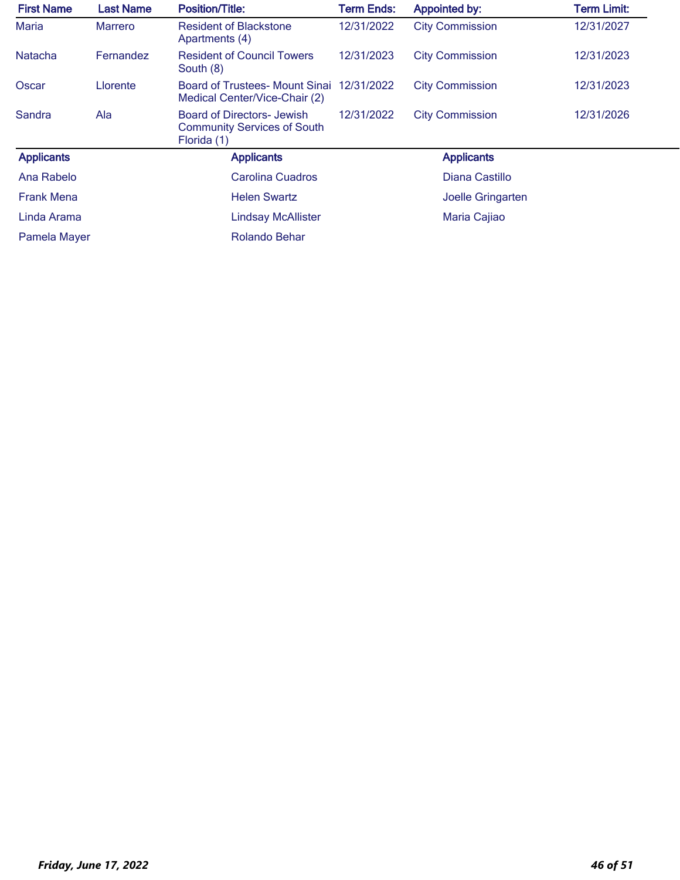| First Name | Last Name | Position/Title: | Term Ends: | Appointed by: | Term Limit: |
|---|---|---|---|---|---|
| Maria | Marrero | Resident of Blackstone Apartments (4) | 12/31/2022 | City Commission | 12/31/2027 |
| Natacha | Fernandez | Resident of Council Towers South (8) | 12/31/2023 | City Commission | 12/31/2023 |
| Oscar | Llorente | Board of Trustees- Mount Sinai Medical Center/Vice-Chair (2) | 12/31/2022 | City Commission | 12/31/2023 |
| Sandra | Ala | Board of Directors- Jewish Community Services of South Florida (1) | 12/31/2022 | City Commission | 12/31/2026 |

| Applicants | Applicants | Applicants |
|---|---|---|
| Ana Rabelo | Carolina Cuadros | Diana Castillo |
| Frank Mena | Helen Swartz | Joelle Gringarten |
| Linda Arama | Lindsay McAllister | Maria Cajiao |
| Pamela Mayer | Rolando Behar | |

*Friday, June 17, 2022*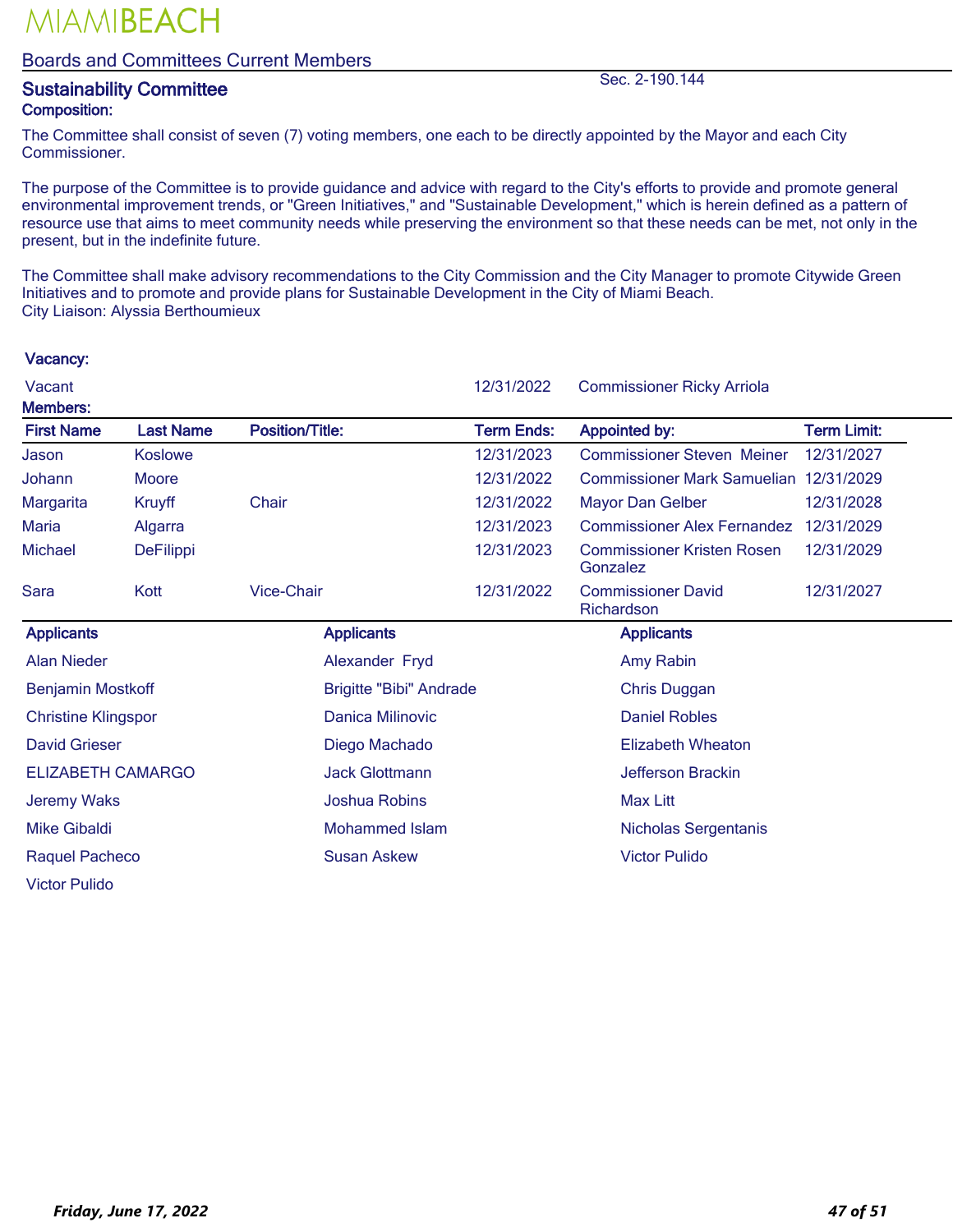# MIAMIBEACH

## Boards and Committees Current Members

### Sustainability Committee

Sec. 2-190.144

**Composition:**

The Committee shall consist of seven (7) voting members, one each to be directly appointed by the Mayor and each City Commissioner.

The purpose of the Committee is to provide guidance and advice with regard to the City's efforts to provide and promote general environmental improvement trends, or "Green Initiatives," and "Sustainable Development," which is herein defined as a pattern of resource use that aims to meet community needs while preserving the environment so that these needs can be met, not only in the present, but in the indefinite future.

The Committee shall make advisory recommendations to the City Commission and the City Manager to promote Citywide Green Initiatives and to promote and provide plans for Sustainable Development in the City of Miami Beach.

City Liaison: Alyssia Berthoumieux

**Vacancy:**

| | | |
|---|---|---|
| Vacant | 12/31/2022 | Commissioner Ricky Arriola |

**Members:**

| First Name | Last Name | Position/Title: | Term Ends: | Appointed by: | Term Limit: |
|---|---|---|---|---|---|
| Jason | Koslowe | | 12/31/2023 | Commissioner Steven Meiner | 12/31/2027 |
| Johann | Moore | | 12/31/2022 | Commissioner Mark Samuelian | 12/31/2029 |
| Margarita | Kruyff | Chair | 12/31/2022 | Mayor Dan Gelber | 12/31/2028 |
| Maria | Algarra | | 12/31/2023 | Commissioner Alex Fernandez | 12/31/2029 |
| Michael | DeFilippi | | 12/31/2023 | Commissioner Kristen Rosen Gonzalez | 12/31/2029 |
| Sara | Kott | Vice-Chair | 12/31/2022 | Commissioner David Richardson | 12/31/2027 |

| Applicants | Applicants | Applicants |
|---|---|---|
| Alan Nieder | Alexander Fryd | Amy Rabin |
| Benjamin Mostkoff | Brigitte "Bibi" Andrade | Chris Duggan |
| Christine Klingspor | Danica Milinovic | Daniel Robles |
| David Grieser | Diego Machado | Elizabeth Wheaton |
| ELIZABETH CAMARGO | Jack Glottmann | Jefferson Brackin |
| Jeremy Waks | Joshua Robins | Max Litt |
| Mike Gibaldi | Mohammed Islam | Nicholas Sergentanis |
| Raquel Pacheco | Susan Askew | Victor Pulido |
| Victor Pulido | | |

*Friday, June 17, 2022*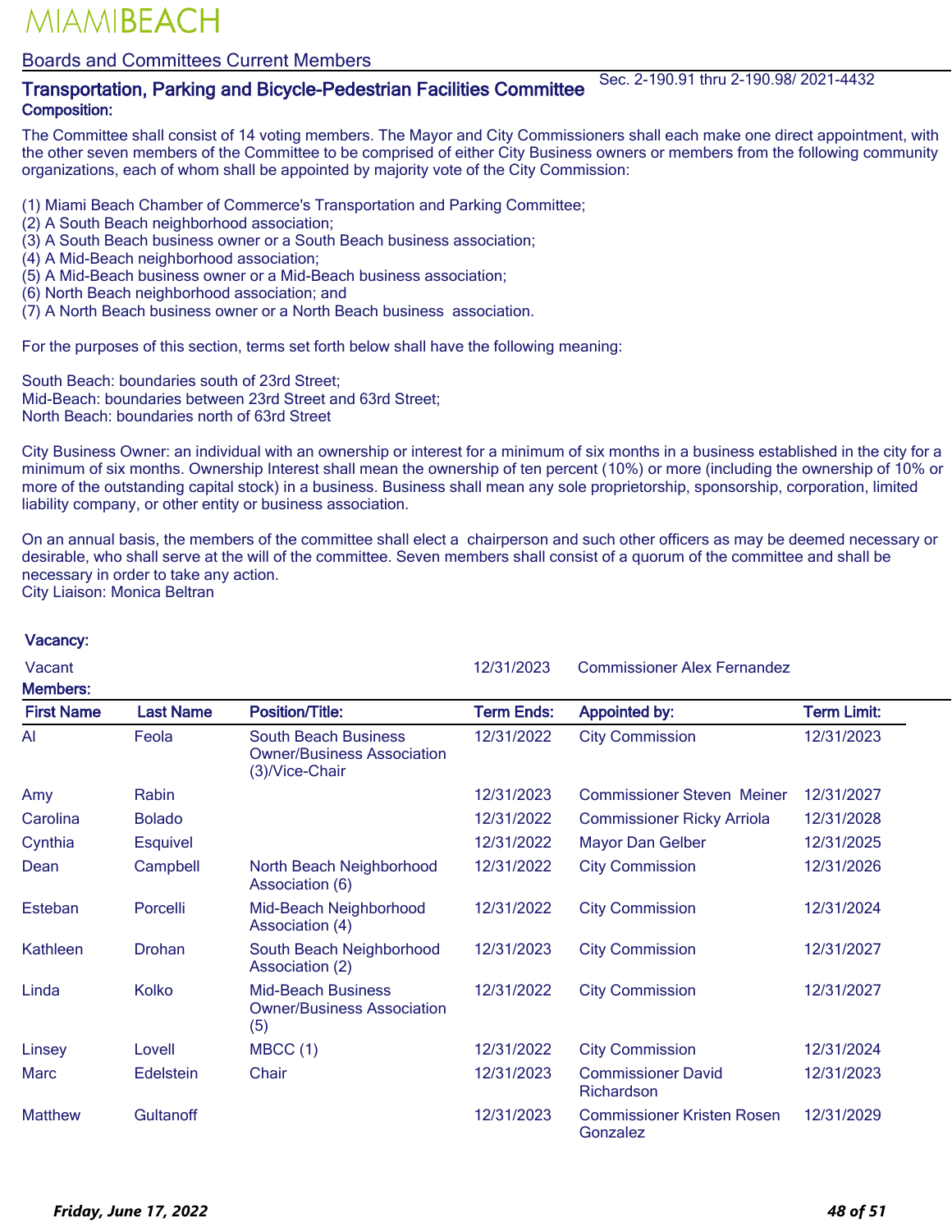# MIAMIBEACH

## Boards and Committees Current Members

### Transportation, Parking and Bicycle-Pedestrian Facilities Committee

Sec. 2-190.91 thru 2-190.98/ 2021-4432

**Composition:**

The Committee shall consist of 14 voting members. The Mayor and City Commissioners shall each make one direct appointment, with the other seven members of the Committee to be comprised of either City Business owners or members from the following community organizations, each of whom shall be appointed by majority vote of the City Commission:

(1) Miami Beach Chamber of Commerce's Transportation and Parking Committee;
(2) A South Beach neighborhood association;
(3) A South Beach business owner or a South Beach business association;
(4) A Mid-Beach neighborhood association;
(5) A Mid-Beach business owner or a Mid-Beach business association;
(6) North Beach neighborhood association; and
(7) A North Beach business owner or a North Beach business association.

For the purposes of this section, terms set forth below shall have the following meaning:

South Beach: boundaries south of 23rd Street;
Mid-Beach: boundaries between 23rd Street and 63rd Street;
North Beach: boundaries north of 63rd Street

City Business Owner: an individual with an ownership or interest for a minimum of six months in a business established in the city for a minimum of six months. Ownership Interest shall mean the ownership of ten percent (10%) or more (including the ownership of 10% or more of the outstanding capital stock) in a business. Business shall mean any sole proprietorship, sponsorship, corporation, limited liability company, or other entity or business association.

On an annual basis, the members of the committee shall elect a chairperson and such other officers as may be deemed necessary or desirable, who shall serve at the will of the committee. Seven members shall consist of a quorum of the committee and shall be necessary in order to take any action.
City Liaison: Monica Beltran

**Vacancy:**

| | | |
|---|---|---|
| Vacant | 12/31/2023 | Commissioner Alex Fernandez |

**Members:**

| First Name | Last Name | Position/Title: | Term Ends: | Appointed by: | Term Limit: |
|---|---|---|---|---|---|
| Al | Feola | South Beach Business Owner/Business Association (3)/Vice-Chair | 12/31/2022 | City Commission | 12/31/2023 |
| Amy | Rabin | | 12/31/2023 | Commissioner Steven Meiner | 12/31/2027 |
| Carolina | Bolado | | 12/31/2022 | Commissioner Ricky Arriola | 12/31/2028 |
| Cynthia | Esquivel | | 12/31/2022 | Mayor Dan Gelber | 12/31/2025 |
| Dean | Campbell | North Beach Neighborhood Association (6) | 12/31/2022 | City Commission | 12/31/2026 |
| Esteban | Porcelli | Mid-Beach Neighborhood Association (4) | 12/31/2022 | City Commission | 12/31/2024 |
| Kathleen | Drohan | South Beach Neighborhood Association (2) | 12/31/2023 | City Commission | 12/31/2027 |
| Linda | Kolko | Mid-Beach Business Owner/Business Association (5) | 12/31/2022 | City Commission | 12/31/2027 |
| Linsey | Lovell | MBCC (1) | 12/31/2022 | City Commission | 12/31/2024 |
| Marc | Edelstein | Chair | 12/31/2023 | Commissioner David Richardson | 12/31/2023 |
| Matthew | Gultanoff | | 12/31/2023 | Commissioner Kristen Rosen Gonzalez | 12/31/2029 |

*Friday, June 17, 2022*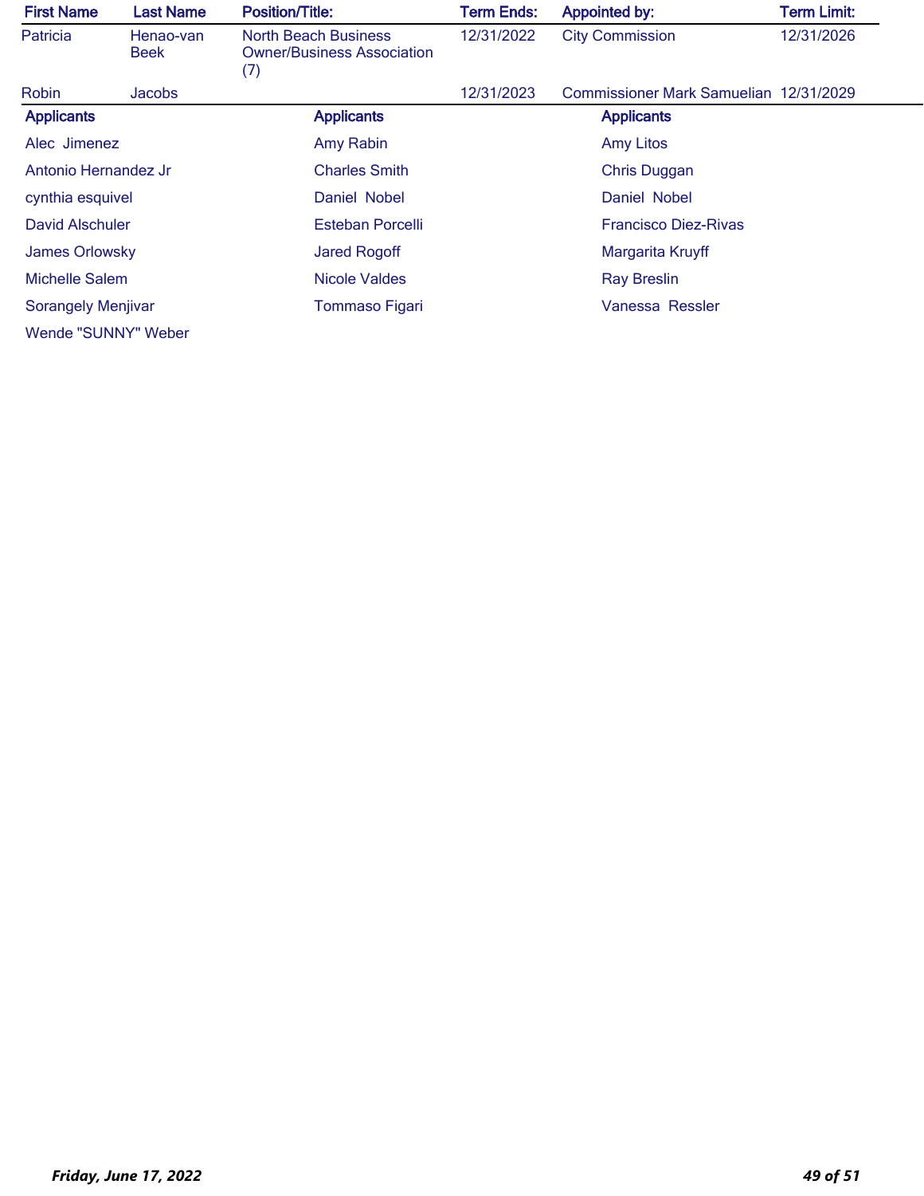| First Name | Last Name | Position/Title: | Term Ends: | Appointed by: | Term Limit: |
|---|---|---|---|---|---|
| Patricia | Henao-van Beek | North Beach Business Owner/Business Association (7) | 12/31/2022 | City Commission | 12/31/2026 |
| Robin | Jacobs | | 12/31/2023 | Commissioner Mark Samuelian | 12/31/2029 |

| Applicants | Applicants | Applicants |
|---|---|---|
| Alec Jimenez | Amy Rabin | Amy Litos |
| Antonio Hernandez Jr | Charles Smith | Chris Duggan |
| cynthia esquivel | Daniel Nobel | Daniel Nobel |
| David Alschuler | Esteban Porcelli | Francisco Diez-Rivas |
| James Orlowsky | Jared Rogoff | Margarita Kruyff |
| Michelle Salem | Nicole Valdes | Ray Breslin |
| Sorangely Menjivar | Tommaso Figari | Vanessa Ressler |
| Wende "SUNNY" Weber | | |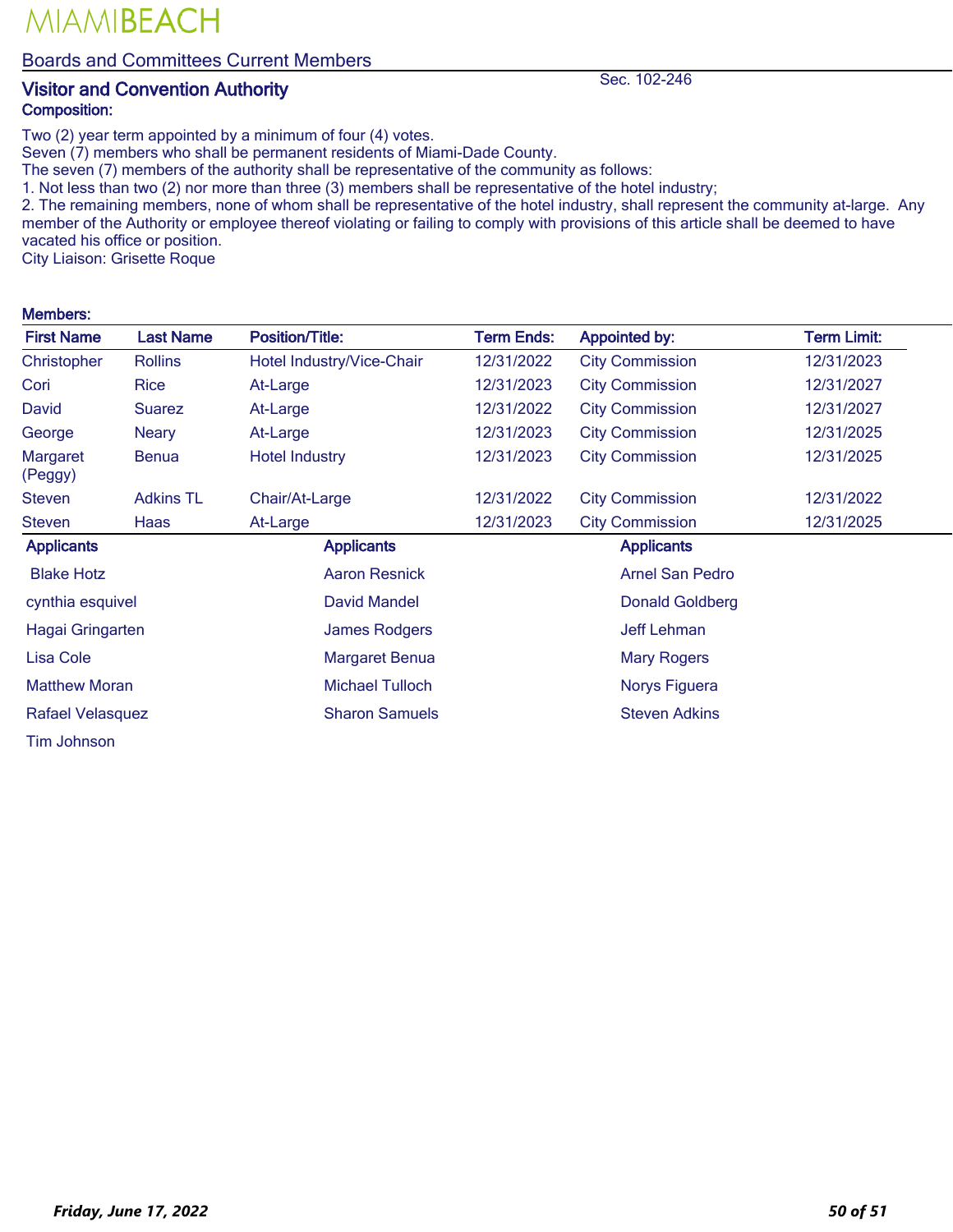MIAMIBEACH

Boards and Committees Current Members

## Visitor and Convention Authority

Sec. 102-246

**Composition:**

Two (2) year term appointed by a minimum of four (4) votes.
Seven (7) members who shall be permanent residents of Miami-Dade County.
The seven (7) members of the authority shall be representative of the community as follows:
1. Not less than two (2) nor more than three (3) members shall be representative of the hotel industry;
2. The remaining members, none of whom shall be representative of the hotel industry, shall represent the community at-large. Any member of the Authority or employee thereof violating or failing to comply with provisions of this article shall be deemed to have vacated his office or position.
City Liaison: Grisette Roque

**Members:**

| First Name | Last Name | Position/Title: | Term Ends: | Appointed by: | Term Limit: |
|---|---|---|---|---|---|
| Christopher | Rollins | Hotel Industry/Vice-Chair | 12/31/2022 | City Commission | 12/31/2023 |
| Cori | Rice | At-Large | 12/31/2023 | City Commission | 12/31/2027 |
| David | Suarez | At-Large | 12/31/2022 | City Commission | 12/31/2027 |
| George | Neary | At-Large | 12/31/2023 | City Commission | 12/31/2025 |
| Margaret (Peggy) | Benua | Hotel Industry | 12/31/2023 | City Commission | 12/31/2025 |
| Steven | Adkins TL | Chair/At-Large | 12/31/2022 | City Commission | 12/31/2022 |
| Steven | Haas | At-Large | 12/31/2023 | City Commission | 12/31/2025 |

| Applicants | Applicants | Applicants |
|---|---|---|
| Blake Hotz | Aaron Resnick | Arnel San Pedro |
| cynthia esquivel | David Mandel | Donald Goldberg |
| Hagai Gringarten | James Rodgers | Jeff Lehman |
| Lisa Cole | Margaret Benua | Mary Rogers |
| Matthew Moran | Michael Tulloch | Norys Figuera |
| Rafael Velasquez | Sharon Samuels | Steven Adkins |
| Tim Johnson | | |

*Friday, June 17, 2022*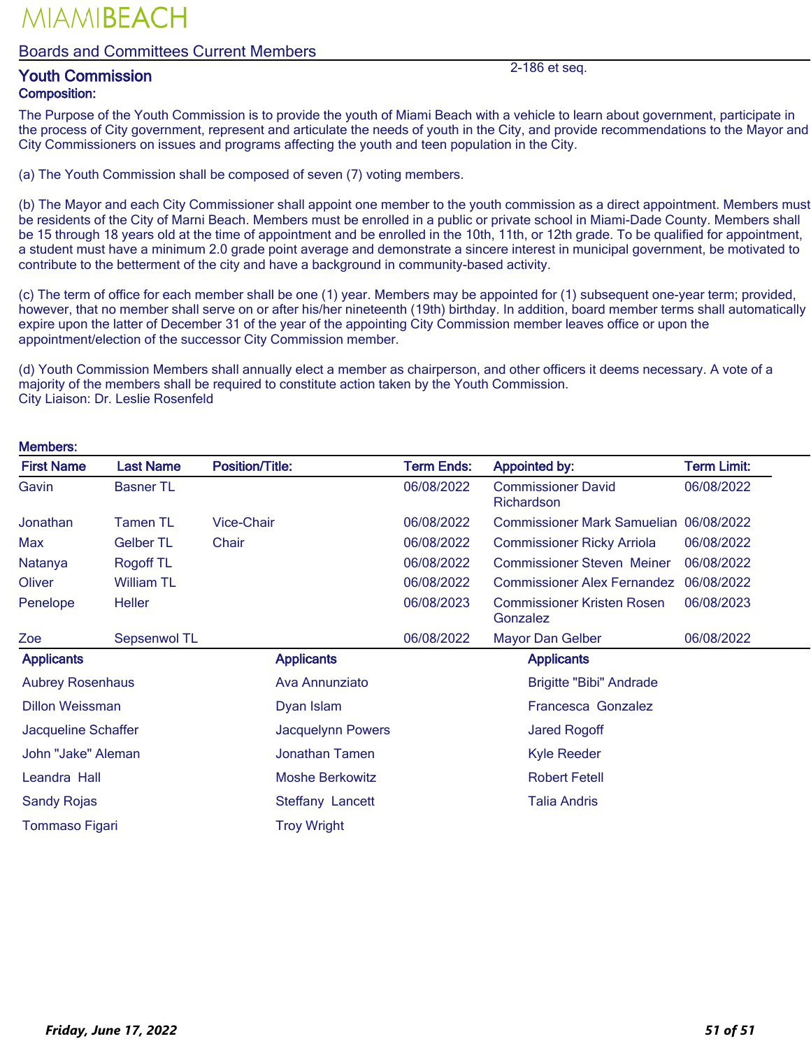# MIAMIBEACH

## Boards and Committees Current Members

## Youth Commission

2-186 et seq.

**Composition:**

The Purpose of the Youth Commission is to provide the youth of Miami Beach with a vehicle to learn about government, participate in the process of City government, represent and articulate the needs of youth in the City, and provide recommendations to the Mayor and City Commissioners on issues and programs affecting the youth and teen population in the City.

(a) The Youth Commission shall be composed of seven (7) voting members.

(b) The Mayor and each City Commissioner shall appoint one member to the youth commission as a direct appointment. Members must be residents of the City of Marni Beach. Members must be enrolled in a public or private school in Miami-Dade County. Members shall be 15 through 18 years old at the time of appointment and be enrolled in the 10th, 11th, or 12th grade. To be qualified for appointment, a student must have a minimum 2.0 grade point average and demonstrate a sincere interest in municipal government, be motivated to contribute to the betterment of the city and have a background in community-based activity.

(c) The term of office for each member shall be one (1) year. Members may be appointed for (1) subsequent one-year term; provided, however, that no member shall serve on or after his/her nineteenth (19th) birthday. In addition, board member terms shall automatically expire upon the latter of December 31 of the year of the appointing City Commission member leaves office or upon the appointment/election of the successor City Commission member.

(d) Youth Commission Members shall annually elect a member as chairperson, and other officers it deems necessary. A vote of a majority of the members shall be required to constitute action taken by the Youth Commission.
City Liaison: Dr. Leslie Rosenfeld

**Members:**

| First Name | Last Name | Position/Title: | Term Ends: | Appointed by: | Term Limit: |
|---|---|---|---|---|---|
| Gavin | Basner TL | | 06/08/2022 | Commissioner David Richardson | 06/08/2022 |
| Jonathan | Tamen TL | Vice-Chair | 06/08/2022 | Commissioner Mark Samuelian | 06/08/2022 |
| Max | Gelber TL | Chair | 06/08/2022 | Commissioner Ricky Arriola | 06/08/2022 |
| Natanya | Rogoff TL | | 06/08/2022 | Commissioner Steven Meiner | 06/08/2022 |
| Oliver | William TL | | 06/08/2022 | Commissioner Alex Fernandez | 06/08/2022 |
| Penelope | Heller | | 06/08/2023 | Commissioner Kristen Rosen Gonzalez | 06/08/2023 |
| Zoe | Sepsenwol TL | | 06/08/2022 | Mayor Dan Gelber | 06/08/2022 |

| Applicants | Applicants | Applicants |
|---|---|---|
| Aubrey Rosenhaus | Ava Annunziato | Brigitte "Bibi" Andrade |
| Dillon Weissman | Dyan Islam | Francesca Gonzalez |
| Jacqueline Schaffer | Jacquelynn Powers | Jared Rogoff |
| John "Jake" Aleman | Jonathan Tamen | Kyle Reeder |
| Leandra Hall | Moshe Berkowitz | Robert Fetell |
| Sandy Rojas | Steffany Lancett | Talia Andris |
| Tommaso Figari | Troy Wright | |

*Friday, June 17, 2022*